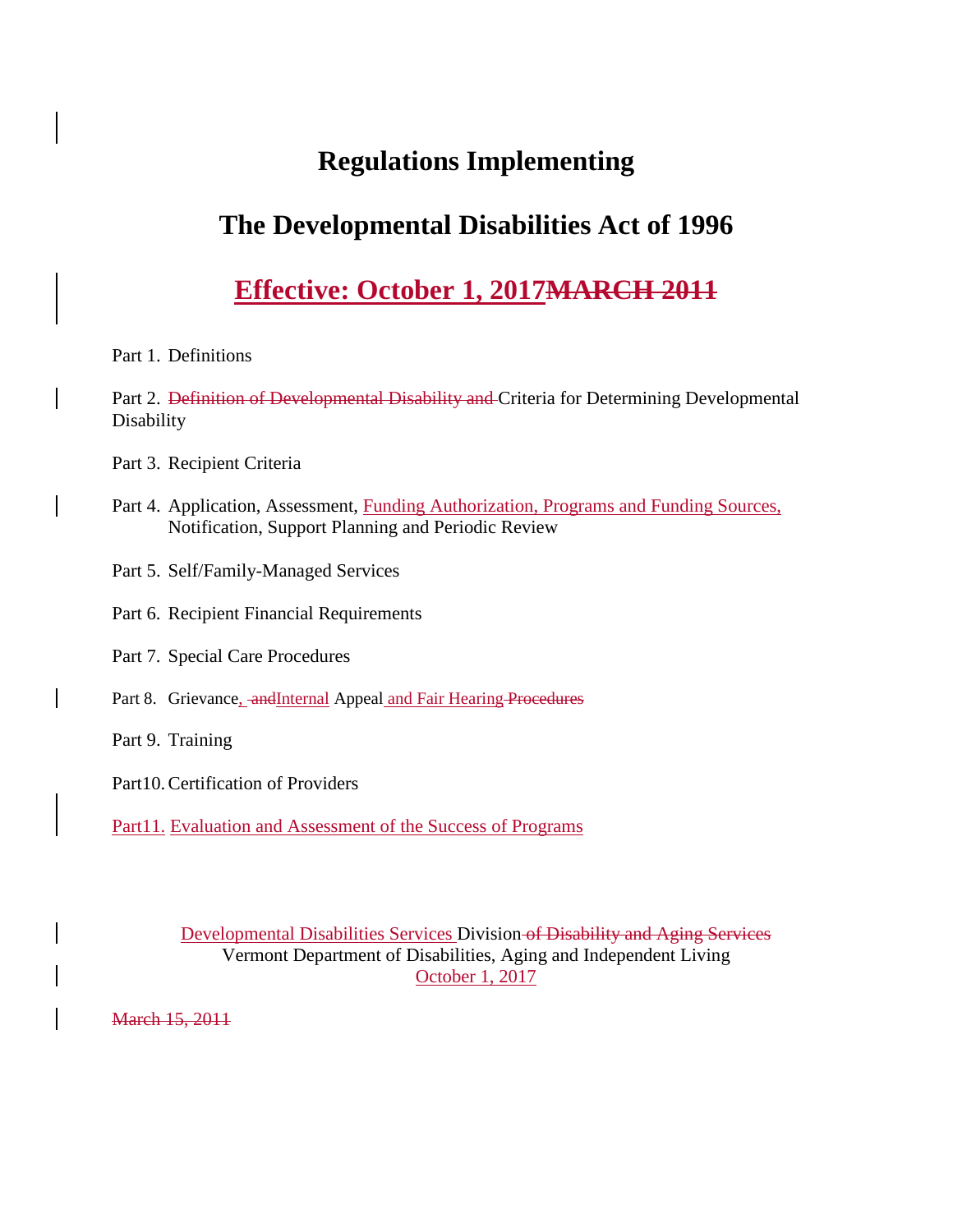# Regulations Implementing

# The Developmental Disabilities Act of 1996

## Effective: October 1, 2017~~MARCH 2011~~

Part 1. Definitions

Part 2. ~~Definition of Developmental Disability and~~ Criteria for Determining Developmental Disability

Part 3. Recipient Criteria

Part 4. Application, Assessment, Funding Authorization, Programs and Funding Sources, Notification, Support Planning and Periodic Review

Part 5. Self/Family-Managed Services

Part 6. Recipient Financial Requirements

Part 7. Special Care Procedures

Part 8. Grievance, ~~and~~Internal Appeal and Fair Hearing ~~Procedures~~

Part 9. Training

Part10. Certification of Providers

Part11. Evaluation and Assessment of the Success of Programs

Developmental Disabilities Services Division ~~of Disability and Aging Services~~
Vermont Department of Disabilities, Aging and Independent Living
October 1, 2017

~~March 15, 2011~~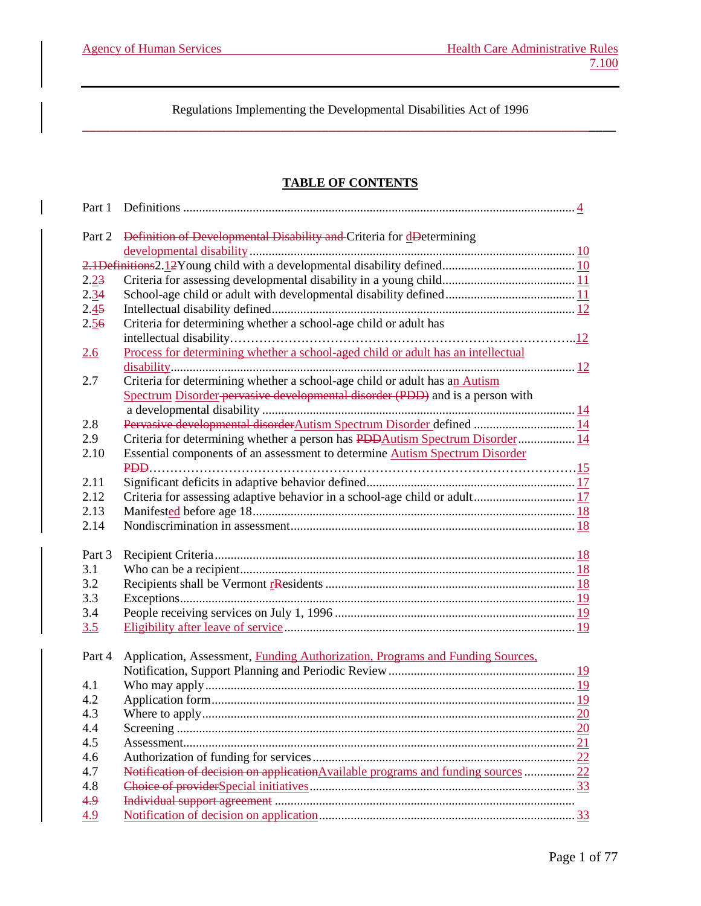Regulations Implementing the Developmental Disabilities Act of 1996

## TABLE OF CONTENTS

| | | |
|---|---|---|
| Part 1 | Definitions | 4 |
| Part 2 | ~~Definition of Developmental Disability and~~ Criteria for ~~D~~determining developmental disability | 10 |
| ~~2.1Definitions~~2.~~1~~2 | Young child with a developmental disability defined | 10 |
| 2.~~3~~2 | Criteria for assessing developmental disability in a young child | 11 |
| 2.~~4~~3 | School-age child or adult with developmental disability defined | 11 |
| 2.~~5~~4 | Intellectual disability defined | 12 |
| 2.~~6~~5 | Criteria for determining whether a school-age child or adult has intellectual disability | 12 |
| 2.6 | Process for determining whether a school-aged child or adult has an intellectual disability | 12 |
| 2.7 | Criteria for determining whether a school-age child or adult has an Autism Spectrum Disorder ~~pervasive developmental disorder (PDD)~~ and is a person with a developmental disability | 14 |
| 2.8 | ~~Pervasive developmental disorder~~Autism Spectrum Disorder defined | 14 |
| 2.9 | Criteria for determining whether a person has ~~PDD~~Autism Spectrum Disorder | 14 |
| 2.10 | Essential components of an assessment to determine Autism Spectrum Disorder ~~PDD~~ | 15 |
| 2.11 | Significant deficits in adaptive behavior defined | 17 |
| 2.12 | Criteria for assessing adaptive behavior in a school-age child or adult | 17 |
| 2.13 | Manifested before age 18 | 18 |
| 2.14 | Nondiscrimination in assessment | 18 |
| Part 3 | Recipient Criteria | 18 |
| 3.1 | Who can be a recipient | 18 |
| 3.2 | Recipients shall be Vermont r~~R~~esidents | 18 |
| 3.3 | Exceptions | 19 |
| 3.4 | People receiving services on July 1, 1996 | 19 |
| 3.5 | Eligibility after leave of service | 19 |
| Part 4 | Application, Assessment, Funding Authorization, Programs and Funding Sources, Notification, Support Planning and Periodic Review | 19 |
| 4.1 | Who may apply | 19 |
| 4.2 | Application form | 19 |
| 4.3 | Where to apply | 20 |
| 4.4 | Screening | 20 |
| 4.5 | Assessment | 21 |
| 4.6 | Authorization of funding for services | 22 |
| 4.7 | ~~Notification of decision on application~~Available programs and funding sources | 22 |
| 4.8 | ~~Choice of provider~~Special initiatives | 33 |
| ~~4.9~~ | ~~Individual support agreement~~ | |
| 4.9 | Notification of decision on application | 33 |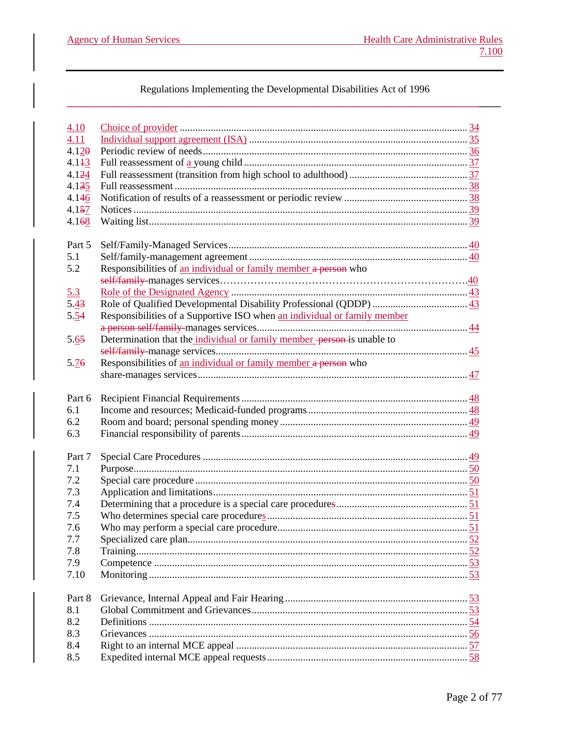Regulations Implementing the Developmental Disabilities Act of 1996

| | | |
|---|---|---|
| 4.10 | Choice of provider | 34 |
| 4.11 | Individual support agreement (ISA) | 35 |
| 4.1~~0~~2 | Periodic review of needs | 36 |
| 4.1~~1~~3 | Full reassessment of a young child | 37 |
| 4.1~~2~~4 | Full reassessment (transition from high school to adulthood) | 37 |
| 4.1~~3~~5 | Full reassessment | 38 |
| 4.1~~4~~6 | Notification of results of a reassessment or periodic review | 38 |
| 4.1~~5~~7 | Notices | 39 |
| 4.1~~6~~8 | Waiting list | 39 |
| Part 5 | Self/Family-Managed Services | 40 |
| 5.1 | Self/family-management agreement | 40 |
| 5.2 | Responsibilities of an individual or family member ~~a person~~ who ~~self/family-~~manages services | 40 |
| 5.3 | Role of the Designated Agency | 43 |
| 5.~~3~~4 | Role of Qualified Developmental Disability Professional (QDDP) | 43 |
| 5.~~4~~5 | Responsibilities of a Supportive ISO when an individual or family member ~~a person self/family-~~manages services | 44 |
| 5.~~5~~6 | Determination that the individual or family member ~~person~~ is unable to ~~self/family-~~manage services | 45 |
| 5.~~6~~7 | Responsibilities of an individual or family member ~~a person~~ who share-manages services | 47 |
| Part 6 | Recipient Financial Requirements | 48 |
| 6.1 | Income and resources; Medicaid-funded programs | 48 |
| 6.2 | Room and board; personal spending money | 49 |
| 6.3 | Financial responsibility of parents | 49 |
| Part 7 | Special Care Procedures | 49 |
| 7.1 | Purpose | 50 |
| 7.2 | Special care procedure | 50 |
| 7.3 | Application and limitations | 51 |
| 7.4 | Determining that a procedure is a special care procedure~~s~~ | 51 |
| 7.5 | Who determines special care procedures | 51 |
| 7.6 | Who may perform a special care procedure | 51 |
| 7.7 | Specialized care plan | 52 |
| 7.8 | Training | 52 |
| 7.9 | Competence | 53 |
| 7.10 | Monitoring | 53 |
| Part 8 | Grievance, Internal Appeal and Fair Hearing | 53 |
| 8.1 | Global Commitment and Grievances | 53 |
| 8.2 | Definitions | 54 |
| 8.3 | Grievances | 56 |
| 8.4 | Right to an internal MCE appeal | 57 |
| 8.5 | Expedited internal MCE appeal requests | 58 |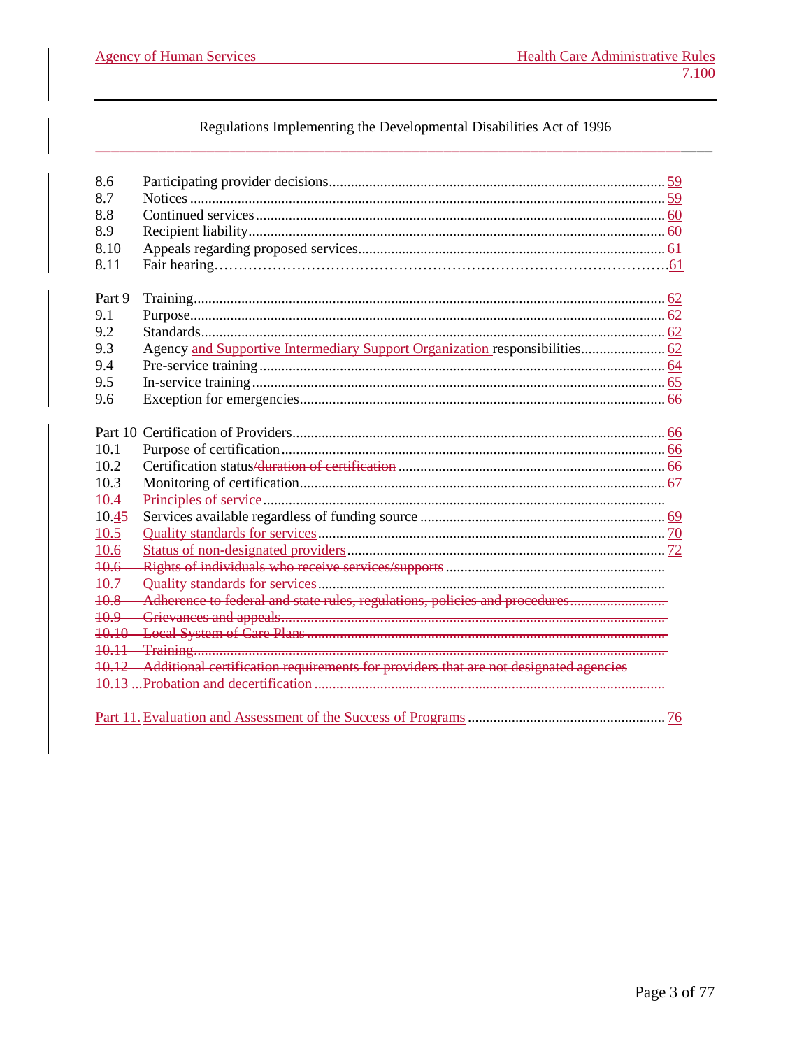Regulations Implementing the Developmental Disabilities Act of 1996

| | | |
|---|---|---|
| 8.6 | Participating provider decisions | 59 |
| 8.7 | Notices | 59 |
| 8.8 | Continued services | 60 |
| 8.9 | Recipient liability | 60 |
| 8.10 | Appeals regarding proposed services | 61 |
| 8.11 | Fair hearing | 61 |
| | | |
| Part 9 | Training | 62 |
| 9.1 | Purpose | 62 |
| 9.2 | Standards | 62 |
| 9.3 | Agency and Supportive Intermediary Support Organization responsibilities | 62 |
| 9.4 | Pre-service training | 64 |
| 9.5 | In-service training | 65 |
| 9.6 | Exception for emergencies | 66 |
| | | |
| Part 10 | Certification of Providers | 66 |
| 10.1 | Purpose of certification | 66 |
| 10.2 | Certification status~~/duration of certification~~ | 66 |
| 10.3 | Monitoring of certification | 67 |
| ~~10.4~~ | ~~Principles of service~~ | |
| 10.4~~5~~ | Services available regardless of funding source | 69 |
| 10.5 | Quality standards for services | 70 |
| 10.6 | Status of non-designated providers | 72 |
| ~~10.6~~ | ~~Rights of individuals who receive services/supports~~ | |
| ~~10.7~~ | ~~Quality standards for services~~ | |
| ~~10.8~~ | ~~Adherence to federal and state rules, regulations, policies and procedures~~ | |
| ~~10.9~~ | ~~Grievances and appeals~~ | |
| ~~10.10~~ | ~~Local System of Care Plans~~ | |
| ~~10.11~~ | ~~Training~~ | |
| ~~10.12~~ | ~~Additional certification requirements for providers that are not designated agencies~~ | |
| ~~10.13~~ | ~~Probation and decertification~~ | |
| | | |
| Part 11. | Evaluation and Assessment of the Success of Programs | 76 |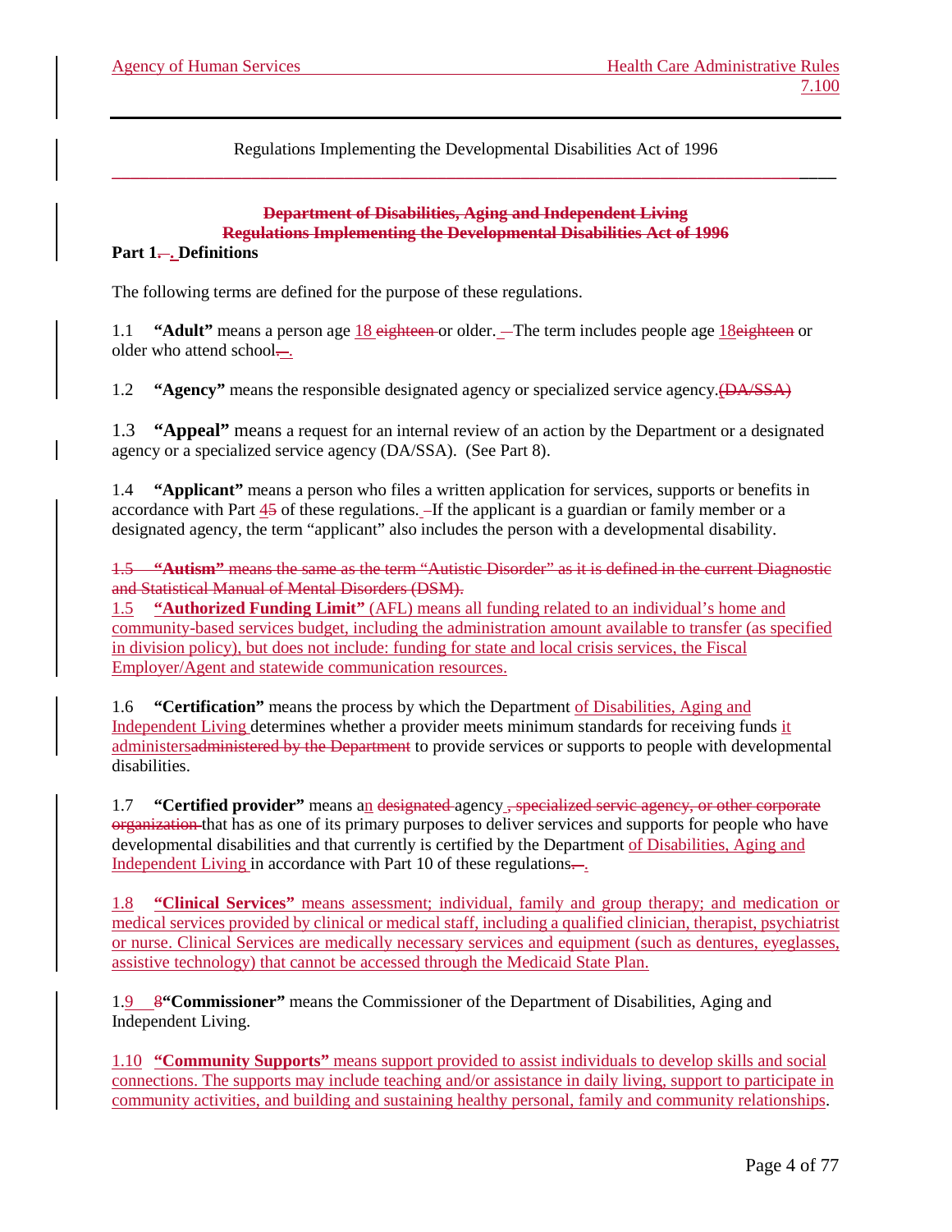Regulations Implementing the Developmental Disabilities Act of 1996

~~Department of Disabilities, Aging and Independent Living~~
~~Regulations Implementing the Developmental Disabilities Act of 1996~~

**Part 1. Definitions**

The following terms are defined for the purpose of these regulations.

1.1 **"Adult"** means a person age 18 ~~eighteen~~ or older. The term includes people age 18~~eighteen~~ or older who attend school.

1.2 **"Agency"** means the responsible designated agency or specialized service agency.~~(DA/SSA)~~

1.3 **"Appeal"** means a request for an internal review of an action by the Department or a designated agency or a specialized service agency (DA/SSA). (See Part 8).

1.4 **"Applicant"** means a person who files a written application for services, supports or benefits in accordance with Part 4~~5~~ of these regulations. If the applicant is a guardian or family member or a designated agency, the term "applicant" also includes the person with a developmental disability.

~~1.5 **"Autism"** means the same as the term "Autistic Disorder" as it is defined in the current Diagnostic and Statistical Manual of Mental Disorders (DSM).~~

1.5 **"Authorized Funding Limit"** (AFL) means all funding related to an individual's home and community-based services budget, including the administration amount available to transfer (as specified in division policy), but does not include: funding for state and local crisis services, the Fiscal Employer/Agent and statewide communication resources.

1.6 **"Certification"** means the process by which the Department of Disabilities, Aging and Independent Living determines whether a provider meets minimum standards for receiving funds it administers~~administered by the Department~~ to provide services or supports to people with developmental disabilities.

1.7 **"Certified provider"** means an ~~designated~~ agency~~, specialized servic agency, or other corporate organization~~ that has as one of its primary purposes to deliver services and supports for people who have developmental disabilities and that currently is certified by the Department of Disabilities, Aging and Independent Living in accordance with Part 10 of these regulations.

1.8 **"Clinical Services"** means assessment; individual, family and group therapy; and medication or medical services provided by clinical or medical staff, including a qualified clinician, therapist, psychiatrist or nurse. Clinical Services are medically necessary services and equipment (such as dentures, eyeglasses, assistive technology) that cannot be accessed through the Medicaid State Plan.

1.9 ~~8~~ **"Commissioner"** means the Commissioner of the Department of Disabilities, Aging and Independent Living.

1.10 **"Community Supports"** means support provided to assist individuals to develop skills and social connections. The supports may include teaching and/or assistance in daily living, support to participate in community activities, and building and sustaining healthy personal, family and community relationships.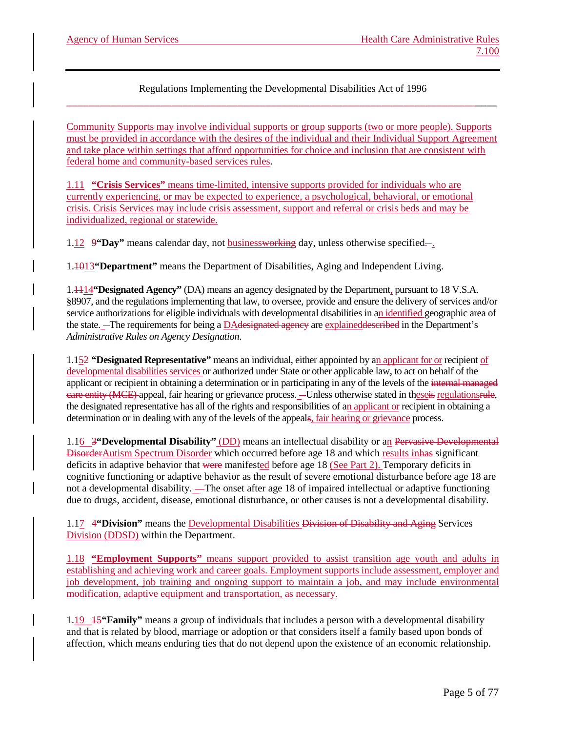Community Supports may involve individual supports or group supports (two or more people). Supports must be provided in accordance with the desires of the individual and their Individual Support Agreement and take place within settings that afford opportunities for choice and inclusion that are consistent with federal home and community-based services rules.

1.11 **"Crisis Services"** means time-limited, intensive supports provided for individuals who are currently experiencing, or may be expected to experience, a psychological, behavioral, or emotional crisis. Crisis Services may include crisis assessment, support and referral or crisis beds and may be individualized, regional or statewide.

1.12 ~~9~~**"Day"** means calendar day, not business~~working~~ day, unless otherwise specified~~.~~.

1.~~10~~13**"Department"** means the Department of Disabilities, Aging and Independent Living.

1.~~11~~14**"Designated Agency"** (DA) means an agency designated by the Department, pursuant to 18 V.S.A. §8907, and the regulations implementing that law, to oversee, provide and ensure the delivery of services and/or service authorizations for eligible individuals with developmental disabilities in an identified geographic area of the state. The requirements for being a DA~~designated agency~~ are explained~~described~~ in the Department's *Administrative Rules on Agency Designation*.

1.15~~2~~ **"Designated Representative"** means an individual, either appointed by an applicant for or recipient of developmental disabilities services or authorized under State or other applicable law, to act on behalf of the applicant or recipient in obtaining a determination or in participating in any of the levels of the ~~internal managed care entity (MCE)~~ appeal, fair hearing or grievance process. Unless otherwise stated in these~~is~~ regulations~~rule~~, the designated representative has all of the rights and responsibilities of an applicant or recipient in obtaining a determination or in dealing with any of the levels of the appeal~~s~~, fair hearing or grievance process.

1.16 ~~3~~**"Developmental Disability"** (DD) means an intellectual disability or an ~~Pervasive Developmental Disorder~~Autism Spectrum Disorder which occurred before age 18 and which results in~~has~~ significant deficits in adaptive behavior that ~~were~~ manifested before age 18 (See Part 2). Temporary deficits in cognitive functioning or adaptive behavior as the result of severe emotional disturbance before age 18 are not a developmental disability. The onset after age 18 of impaired intellectual or adaptive functioning due to drugs, accident, disease, emotional disturbance, or other causes is not a developmental disability.

1.17 ~~4~~**"Division"** means the Developmental Disabilities ~~Division of Disability and Aging~~ Services Division (DDSD) within the Department.

1.18 **"Employment Supports"** means support provided to assist transition age youth and adults in establishing and achieving work and career goals. Employment supports include assessment, employer and job development, job training and ongoing support to maintain a job, and may include environmental modification, adaptive equipment and transportation, as necessary.

1.19 ~~15~~**"Family"** means a group of individuals that includes a person with a developmental disability and that is related by blood, marriage or adoption or that considers itself a family based upon bonds of affection, which means enduring ties that do not depend upon the existence of an economic relationship.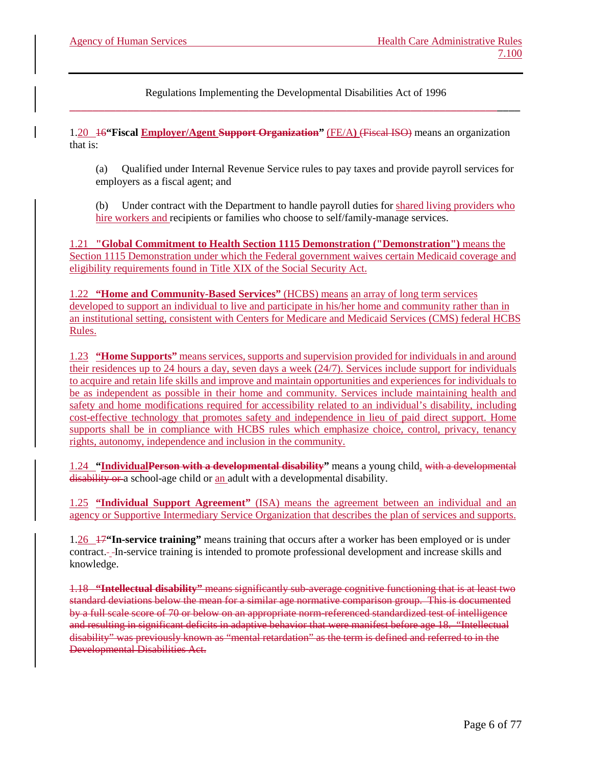1.20 ~~16~~**"Fiscal Employer/Agent ~~Support Organization~~"** (FE/A) ~~(Fiscal ISO)~~ means an organization that is:

(a) Qualified under Internal Revenue Service rules to pay taxes and provide payroll services for employers as a fiscal agent; and

(b) Under contract with the Department to handle payroll duties for shared living providers who hire workers and recipients or families who choose to self/family-manage services.

1.21 **"Global Commitment to Health Section 1115 Demonstration ("Demonstration")** means the Section 1115 Demonstration under which the Federal government waives certain Medicaid coverage and eligibility requirements found in Title XIX of the Social Security Act.

1.22 **"Home and Community-Based Services"** (HCBS) means an array of long term services developed to support an individual to live and participate in his/her home and community rather than in an institutional setting, consistent with Centers for Medicare and Medicaid Services (CMS) federal HCBS Rules.

1.23 **"Home Supports"** means services, supports and supervision provided for individuals in and around their residences up to 24 hours a day, seven days a week (24/7). Services include support for individuals to acquire and retain life skills and improve and maintain opportunities and experiences for individuals to be as independent as possible in their home and community. Services include maintaining health and safety and home modifications required for accessibility related to an individual's disability, including cost-effective technology that promotes safety and independence in lieu of paid direct support. Home supports shall be in compliance with HCBS rules which emphasize choice, control, privacy, tenancy rights, autonomy, independence and inclusion in the community.

1.24 **"Individual~~Person with a developmental disability~~"** means a young child, ~~with a developmental disability or~~ a school-age child or an adult with a developmental disability.

1.25 **"Individual Support Agreement"** (ISA) means the agreement between an individual and an agency or Supportive Intermediary Service Organization that describes the plan of services and supports.

1.26 ~~17~~**"In-service training"** means training that occurs after a worker has been employed or is under contract. In-service training is intended to promote professional development and increase skills and knowledge.

~~1.18 **"Intellectual disability"** means significantly sub-average cognitive functioning that is at least two standard deviations below the mean for a similar age normative comparison group. This is documented by a full scale score of 70 or below on an appropriate norm-referenced standardized test of intelligence and resulting in significant deficits in adaptive behavior that were manifest before age 18. "Intellectual disability" was previously known as "mental retardation" as the term is defined and referred to in the Developmental Disabilities Act.~~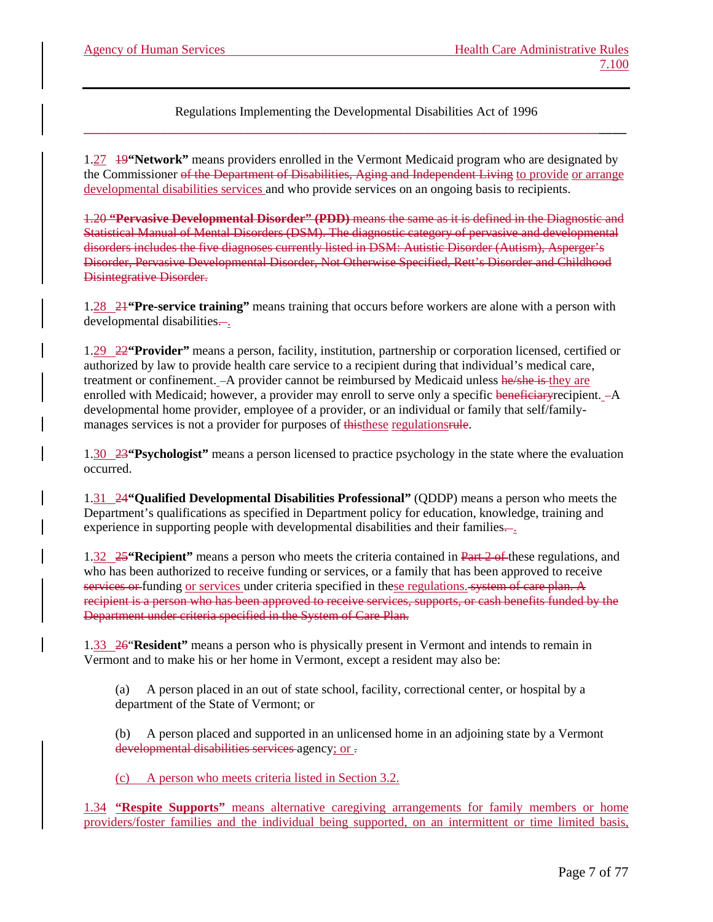Regulations Implementing the Developmental Disabilities Act of 1996

1.27 19**"Network"** means providers enrolled in the Vermont Medicaid program who are designated by the Commissioner of the Department of Disabilities, Aging and Independent Living to provide or arrange developmental disabilities services and who provide services on an ongoing basis to recipients.

1.20 **"Pervasive Developmental Disorder" (PDD)** means the same as it is defined in the Diagnostic and Statistical Manual of Mental Disorders (DSM). The diagnostic category of pervasive and developmental disorders includes the five diagnoses currently listed in DSM: Autistic Disorder (Autism), Asperger's Disorder, Pervasive Developmental Disorder, Not Otherwise Specified, Rett's Disorder and Childhood Disintegrative Disorder.

1.28 21**"Pre-service training"** means training that occurs before workers are alone with a person with developmental disabilities. .

1.29 22**"Provider"** means a person, facility, institution, partnership or corporation licensed, certified or authorized by law to provide health care service to a recipient during that individual's medical care, treatment or confinement. A provider cannot be reimbursed by Medicaid unless he/she is they are enrolled with Medicaid; however, a provider may enroll to serve only a specific beneficiaryrecipient. A developmental home provider, employee of a provider, or an individual or family that self/family-manages services is not a provider for purposes of thisthese regulationsrule.

1.30 23**"Psychologist"** means a person licensed to practice psychology in the state where the evaluation occurred.

1.31 24**"Qualified Developmental Disabilities Professional"** (QDDP) means a person who meets the Department's qualifications as specified in Department policy for education, knowledge, training and experience in supporting people with developmental disabilities and their families. .

1.32 25**"Recipient"** means a person who meets the criteria contained in Part 2 of these regulations, and who has been authorized to receive funding or services, or a family that has been approved to receive services or funding or services under criteria specified in these regulations. system of care plan. A recipient is a person who has been approved to receive services, supports, or cash benefits funded by the Department under criteria specified in the System of Care Plan.

1.33 26"**Resident"** means a person who is physically present in Vermont and intends to remain in Vermont and to make his or her home in Vermont, except a resident may also be:

(a) A person placed in an out of state school, facility, correctional center, or hospital by a department of the State of Vermont; or

(b) A person placed and supported in an unlicensed home in an adjoining state by a Vermont developmental disabilities services agency; or .

(c) A person who meets criteria listed in Section 3.2.

1.34 **"Respite Supports"** means alternative caregiving arrangements for family members or home providers/foster families and the individual being supported, on an intermittent or time limited basis,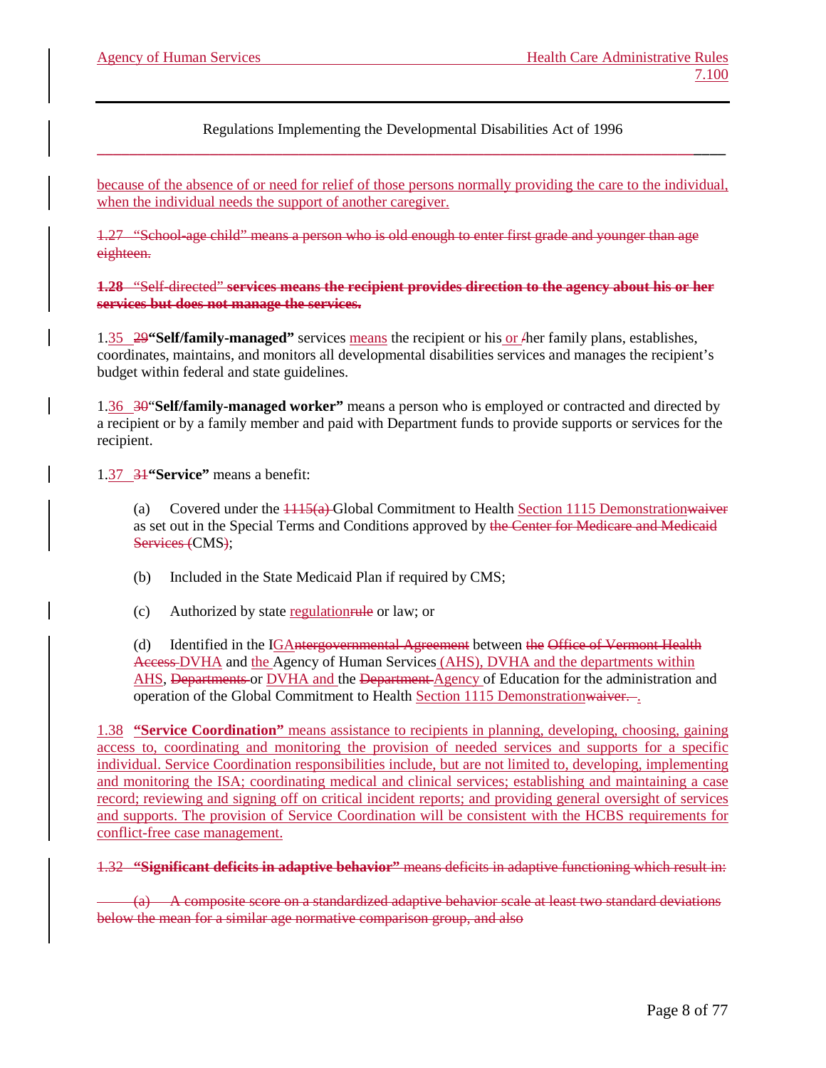because of the absence of or need for relief of those persons normally providing the care to the individual, when the individual needs the support of another caregiver.

~~1.27 "School-age child" means a person who is old enough to enter first grade and younger than age eighteen.~~

~~**1.28** "Self-directed" **services means the recipient provides direction to the agency about his or her services but does not manage the services.**~~

1.35 ~~29~~**"Self/family-managed"** services means the recipient or his or ~~/~~her family plans, establishes, coordinates, maintains, and monitors all developmental disabilities services and manages the recipient's budget within federal and state guidelines.

1.36 ~~30~~"**Self/family-managed worker"** means a person who is employed or contracted and directed by a recipient or by a family member and paid with Department funds to provide supports or services for the recipient.

1.37 ~~31~~**"Service"** means a benefit:

(a) Covered under the ~~1115(a)~~ Global Commitment to Health Section 1115 Demonstration~~waiver~~ as set out in the Special Terms and Conditions approved by ~~the Center for Medicare and Medicaid Services (~~CMS~~)~~;

(b) Included in the State Medicaid Plan if required by CMS;

(c) Authorized by state regulation~~rule~~ or law; or

(d) Identified in the IGA~~ntergovernmental Agreement~~ between ~~the Office of Vermont Health Access~~ DVHA and the Agency of Human Services (AHS), DVHA and the departments within AHS, ~~Departments~~ or DVHA and the ~~Department~~ Agency of Education for the administration and operation of the Global Commitment to Health Section 1115 Demonstration~~waiver.~~ .

1.38 **"Service Coordination"** means assistance to recipients in planning, developing, choosing, gaining access to, coordinating and monitoring the provision of needed services and supports for a specific individual. Service Coordination responsibilities include, but are not limited to, developing, implementing and monitoring the ISA; coordinating medical and clinical services; establishing and maintaining a case record; reviewing and signing off on critical incident reports; and providing general oversight of services and supports. The provision of Service Coordination will be consistent with the HCBS requirements for conflict-free case management.

~~1.32 **"Significant deficits in adaptive behavior"** means deficits in adaptive functioning which result in:~~

~~(a) A composite score on a standardized adaptive behavior scale at least two standard deviations below the mean for a similar age normative comparison group, and also~~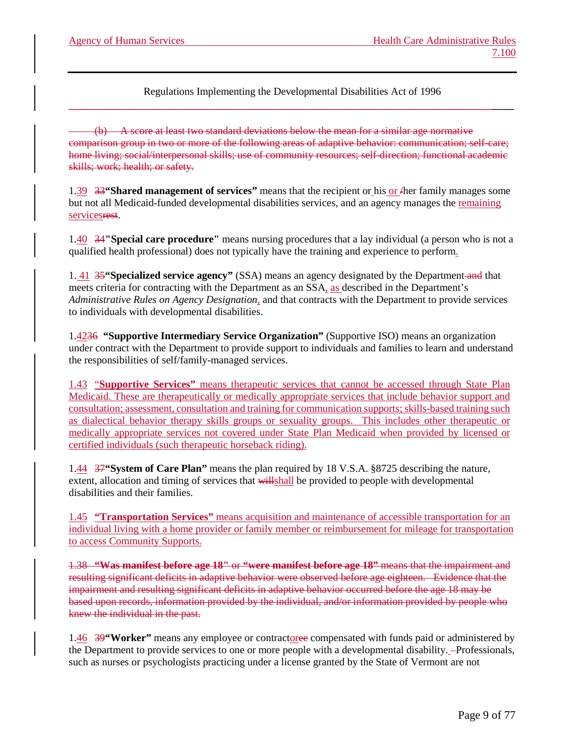Regulations Implementing the Developmental Disabilities Act of 1996

~~(b) A score at least two standard deviations below the mean for a similar age normative comparison group in two or more of the following areas of adaptive behavior: communication; self-care; home living; social/interpersonal skills; use of community resources; self-direction; functional academic skills; work; health; or safety.~~

1.39 ~~33~~ **"Shared management of services"** means that the recipient or his or ~~/~~her family manages some but not all Medicaid-funded developmental disabilities services, and an agency manages the remaining services~~rest~~.

1.40 ~~34~~ **"Special care procedure"** means nursing procedures that a lay individual (a person who is not a qualified health professional) does not typically have the training and experience to perform.

1. 41 ~~35~~ **"Specialized service agency"** (SSA) means an agency designated by the Department ~~and~~ that meets criteria for contracting with the Department as an SSA, as described in the Department's *Administrative Rules on Agency Designation*, and that contracts with the Department to provide services to individuals with developmental disabilities.

1.42~~36~~ **"Supportive Intermediary Service Organization"** (Supportive ISO) means an organization under contract with the Department to provide support to individuals and families to learn and understand the responsibilities of self/family-managed services.

1.43 "**Supportive Services"** means therapeutic services that cannot be accessed through State Plan Medicaid. These are therapeutically or medically appropriate services that include behavior support and consultation; assessment, consultation and training for communication supports; skills-based training such as dialectical behavior therapy skills groups or sexuality groups. This includes other therapeutic or medically appropriate services not covered under State Plan Medicaid when provided by licensed or certified individuals (such therapeutic horseback riding).

1.44 ~~37~~ **"System of Care Plan"** means the plan required by 18 V.S.A. §8725 describing the nature, extent, allocation and timing of services that ~~will~~shall be provided to people with developmental disabilities and their families.

1.45 **"Transportation Services"** means acquisition and maintenance of accessible transportation for an individual living with a home provider or family member or reimbursement for mileage for transportation to access Community Supports.

~~1.38 **"Was manifest before age 18"** or **"were manifest before age 18"** means that the impairment and resulting significant deficits in adaptive behavior were observed before age eighteen. Evidence that the impairment and resulting significant deficits in adaptive behavior occurred before the age 18 may be based upon records, information provided by the individual, and/or information provided by people who knew the individual in the past.~~

1.46 ~~39~~ **"Worker"** means any employee or contractor~~ee~~ compensated with funds paid or administered by the Department to provide services to one or more people with a developmental disability. Professionals, such as nurses or psychologists practicing under a license granted by the State of Vermont are not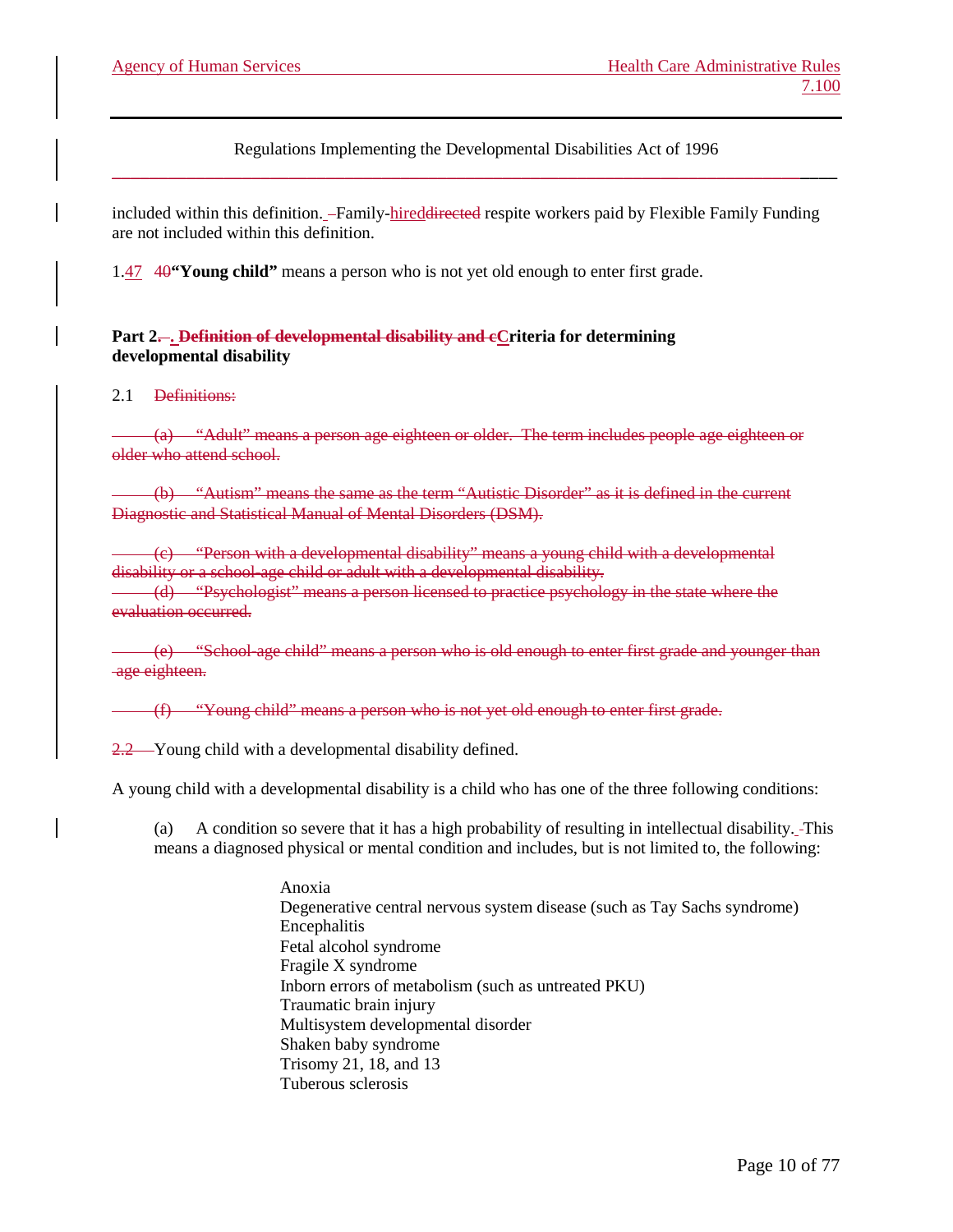included within this definition. –Family-hireddirected respite workers paid by Flexible Family Funding are not included within this definition.

1.47 40 **"Young child"** means a person who is not yet old enough to enter first grade.

**Part 2. . ~~Definition of developmental disability and c~~Criteria for determining developmental disability**

2.1 ~~Definitions:~~

~~(a) "Adult" means a person age eighteen or older. The term includes people age eighteen or older who attend school.~~

~~(b) "Autism" means the same as the term "Autistic Disorder" as it is defined in the current Diagnostic and Statistical Manual of Mental Disorders (DSM).~~

~~(c) "Person with a developmental disability" means a young child with a developmental disability or a school-age child or adult with a developmental disability.~~

~~(d) "Psychologist" means a person licensed to practice psychology in the state where the evaluation occurred.~~

~~(e) "School-age child" means a person who is old enough to enter first grade and younger than age eighteen.~~

~~(f) "Young child" means a person who is not yet old enough to enter first grade.~~

~~2.2~~ Young child with a developmental disability defined.

A young child with a developmental disability is a child who has one of the three following conditions:

(a) A condition so severe that it has a high probability of resulting in intellectual disability. This means a diagnosed physical or mental condition and includes, but is not limited to, the following:

- Anoxia
- Degenerative central nervous system disease (such as Tay Sachs syndrome)
- Encephalitis
- Fetal alcohol syndrome
- Fragile X syndrome
- Inborn errors of metabolism (such as untreated PKU)
- Traumatic brain injury
- Multisystem developmental disorder
- Shaken baby syndrome
- Trisomy 21, 18, and 13
- Tuberous sclerosis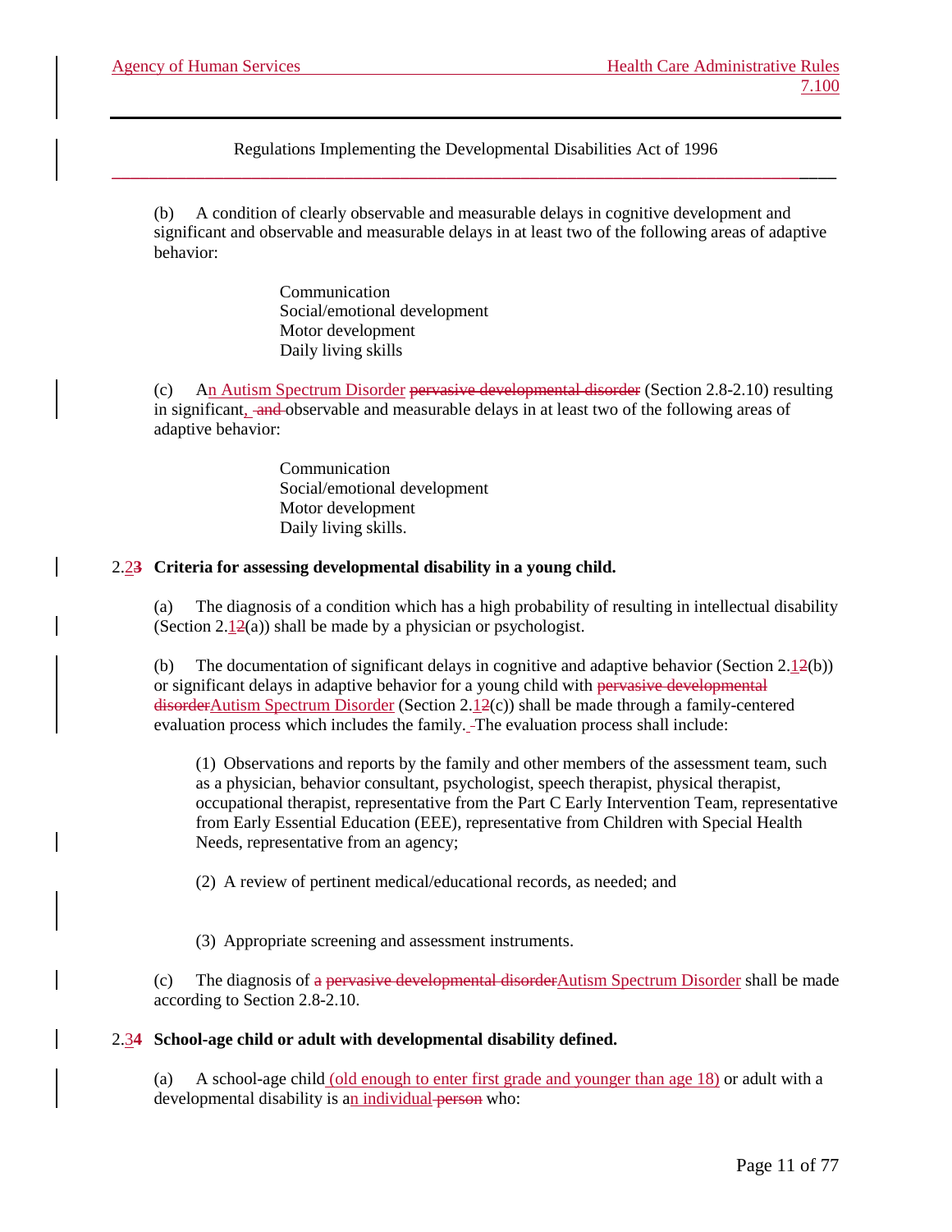(b) A condition of clearly observable and measurable delays in cognitive development and significant and observable and measurable delays in at least two of the following areas of adaptive behavior:

> Communication
> Social/emotional development
> Motor development
> Daily living skills

(c) An Autism Spectrum Disorder ~~pervasive developmental disorder~~ (Section 2.8-2.10) resulting in significant, ~~and~~ observable and measurable delays in at least two of the following areas of adaptive behavior:

> Communication
> Social/emotional development
> Motor development
> Daily living skills.

### 2.2~~3~~ Criteria for assessing developmental disability in a young child.

(a) The diagnosis of a condition which has a high probability of resulting in intellectual disability (Section 2.1~~2~~(a)) shall be made by a physician or psychologist.

(b) The documentation of significant delays in cognitive and adaptive behavior (Section 2.1~~2~~(b)) or significant delays in adaptive behavior for a young child with ~~pervasive developmental disorder~~Autism Spectrum Disorder (Section 2.1~~2~~(c)) shall be made through a family-centered evaluation process which includes the family. The evaluation process shall include:

(1) Observations and reports by the family and other members of the assessment team, such as a physician, behavior consultant, psychologist, speech therapist, physical therapist, occupational therapist, representative from the Part C Early Intervention Team, representative from Early Essential Education (EEE), representative from Children with Special Health Needs, representative from an agency;

(2) A review of pertinent medical/educational records, as needed; and

(3) Appropriate screening and assessment instruments.

(c) The diagnosis of ~~a pervasive developmental disorder~~Autism Spectrum Disorder shall be made according to Section 2.8-2.10.

### 2.3~~4~~ School-age child or adult with developmental disability defined.

(a) A school-age child (old enough to enter first grade and younger than age 18) or adult with a developmental disability is an individual ~~person~~ who: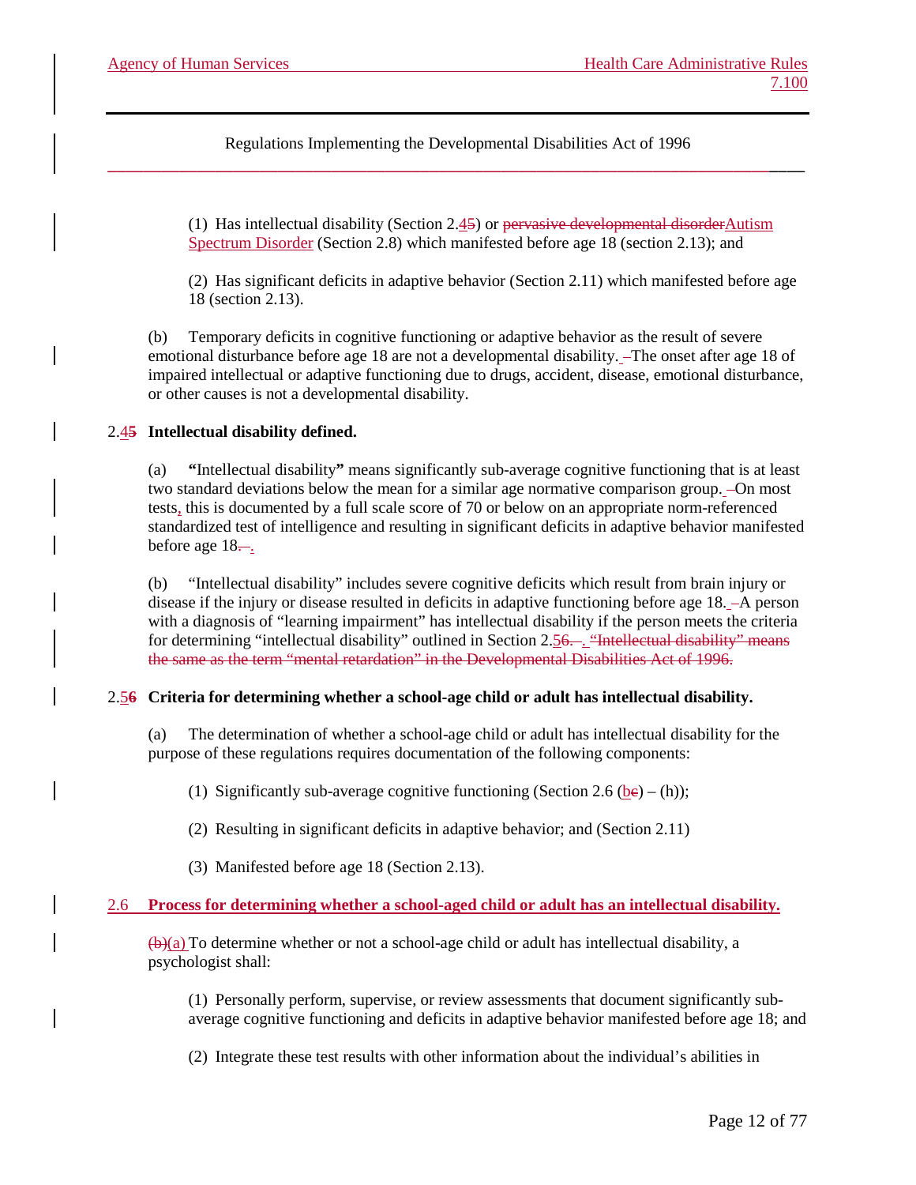(1) Has intellectual disability (Section 2.4~~5~~) or ~~pervasive developmental disorder~~Autism Spectrum Disorder (Section 2.8) which manifested before age 18 (section 2.13); and

(2) Has significant deficits in adaptive behavior (Section 2.11) which manifested before age 18 (section 2.13).

(b) Temporary deficits in cognitive functioning or adaptive behavior as the result of severe emotional disturbance before age 18 are not a developmental disability. The onset after age 18 of impaired intellectual or adaptive functioning due to drugs, accident, disease, emotional disturbance, or other causes is not a developmental disability.

### 2.4~~5~~ Intellectual disability defined.

(a) **"**Intellectual disability**"** means significantly sub-average cognitive functioning that is at least two standard deviations below the mean for a similar age normative comparison group. On most tests, this is documented by a full scale score of 70 or below on an appropriate norm-referenced standardized test of intelligence and resulting in significant deficits in adaptive behavior manifested before age 18.

(b) "Intellectual disability" includes severe cognitive deficits which result from brain injury or disease if the injury or disease resulted in deficits in adaptive functioning before age 18. A person with a diagnosis of "learning impairment" has intellectual disability if the person meets the criteria for determining "intellectual disability" outlined in Section 2.5~~6~~. ~~"Intellectual disability" means the same as the term "mental retardation" in the Developmental Disabilities Act of 1996.~~

### 2.5~~6~~ Criteria for determining whether a school-age child or adult has intellectual disability.

(a) The determination of whether a school-age child or adult has intellectual disability for the purpose of these regulations requires documentation of the following components:

(1) Significantly sub-average cognitive functioning (Section 2.6 (b~~c~~) – (h));

(2) Resulting in significant deficits in adaptive behavior; and (Section 2.11)

(3) Manifested before age 18 (Section 2.13).

### 2.6 Process for determining whether a school-aged child or adult has an intellectual disability.

~~(b)~~(a) To determine whether or not a school-age child or adult has intellectual disability, a psychologist shall:

(1) Personally perform, supervise, or review assessments that document significantly sub-average cognitive functioning and deficits in adaptive behavior manifested before age 18; and

(2) Integrate these test results with other information about the individual's abilities in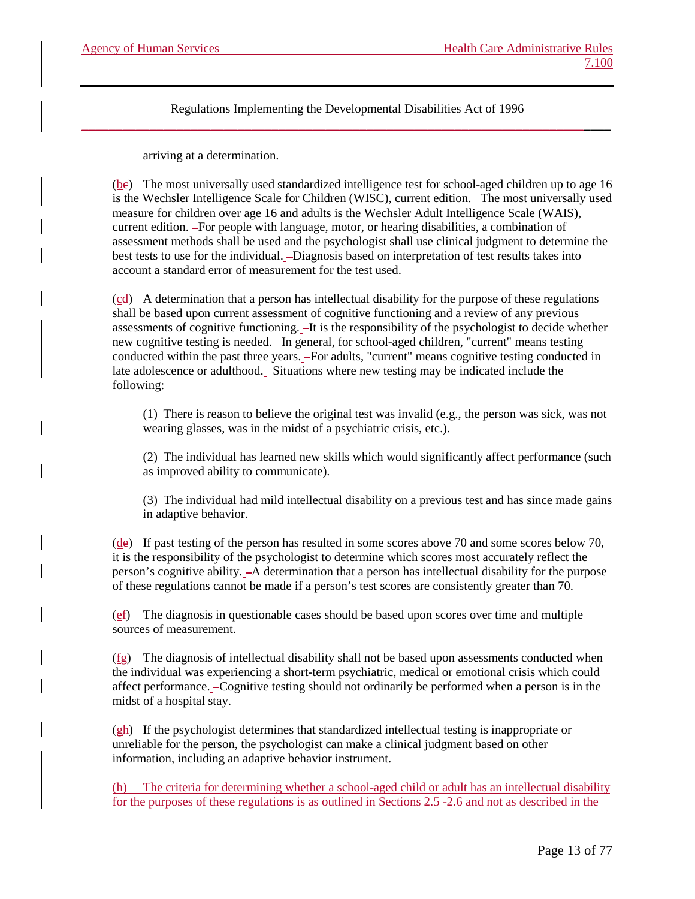arriving at a determination.

(b) The most universally used standardized intelligence test for school-aged children up to age 16 is the Wechsler Intelligence Scale for Children (WISC), current edition. The most universally used measure for children over age 16 and adults is the Wechsler Adult Intelligence Scale (WAIS), current edition. For people with language, motor, or hearing disabilities, a combination of assessment methods shall be used and the psychologist shall use clinical judgment to determine the best tests to use for the individual. Diagnosis based on interpretation of test results takes into account a standard error of measurement for the test used.

(c) A determination that a person has intellectual disability for the purpose of these regulations shall be based upon current assessment of cognitive functioning and a review of any previous assessments of cognitive functioning. It is the responsibility of the psychologist to decide whether new cognitive testing is needed. In general, for school-aged children, "current" means testing conducted within the past three years. For adults, "current" means cognitive testing conducted in late adolescence or adulthood. Situations where new testing may be indicated include the following:

(1) There is reason to believe the original test was invalid (e.g., the person was sick, was not wearing glasses, was in the midst of a psychiatric crisis, etc.).

(2) The individual has learned new skills which would significantly affect performance (such as improved ability to communicate).

(3) The individual had mild intellectual disability on a previous test and has since made gains in adaptive behavior.

(d) If past testing of the person has resulted in some scores above 70 and some scores below 70, it is the responsibility of the psychologist to determine which scores most accurately reflect the person's cognitive ability. A determination that a person has intellectual disability for the purpose of these regulations cannot be made if a person's test scores are consistently greater than 70.

(e) The diagnosis in questionable cases should be based upon scores over time and multiple sources of measurement.

(f) The diagnosis of intellectual disability shall not be based upon assessments conducted when the individual was experiencing a short-term psychiatric, medical or emotional crisis which could affect performance. Cognitive testing should not ordinarily be performed when a person is in the midst of a hospital stay.

(g) If the psychologist determines that standardized intellectual testing is inappropriate or unreliable for the person, the psychologist can make a clinical judgment based on other information, including an adaptive behavior instrument.

(h) The criteria for determining whether a school-aged child or adult has an intellectual disability for the purposes of these regulations is as outlined in Sections 2.5 -2.6 and not as described in the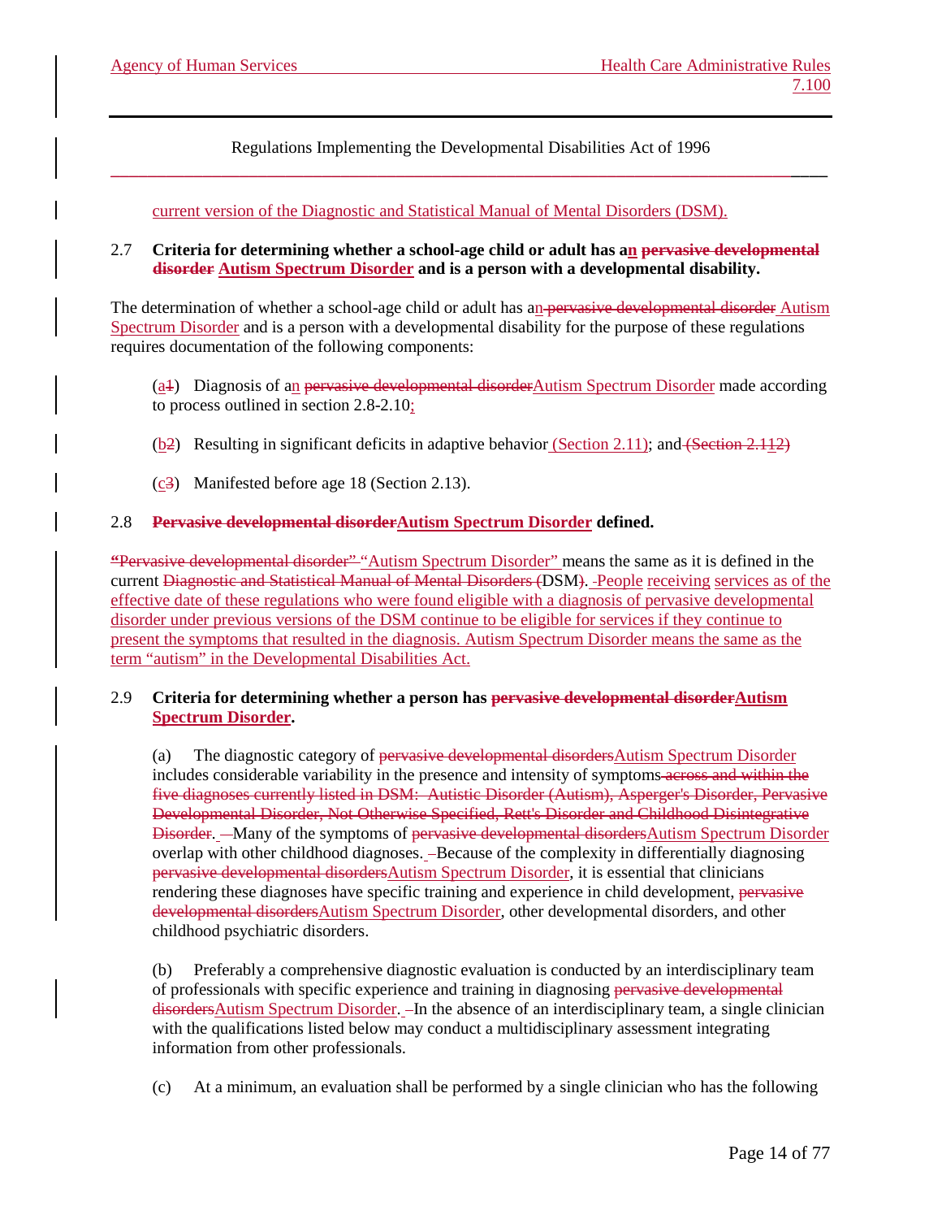current version of the Diagnostic and Statistical Manual of Mental Disorders (DSM).

### 2.7 Criteria for determining whether a school-age child or adult has an ~~pervasive developmental disorder~~ Autism Spectrum Disorder and is a person with a developmental disability.

The determination of whether a school-age child or adult has a~~n pervasive developmental disorder~~ Autism Spectrum Disorder and is a person with a developmental disability for the purpose of these regulations requires documentation of the following components:

(a~~1~~) Diagnosis of an ~~pervasive developmental disorder~~Autism Spectrum Disorder made according to process outlined in section 2.8-2.10;

(b~~2~~) Resulting in significant deficits in adaptive behavior (Section 2.11); and ~~(Section 2.112)~~

(c~~3~~) Manifested before age 18 (Section 2.13).

### 2.8 ~~Pervasive developmental disorder~~Autism Spectrum Disorder defined.

~~"Pervasive developmental disorder"~~ "Autism Spectrum Disorder" means the same as it is defined in the current ~~Diagnostic and Statistical Manual of Mental Disorders (~~DSM~~)~~. People receiving services as of the effective date of these regulations who were found eligible with a diagnosis of pervasive developmental disorder under previous versions of the DSM continue to be eligible for services if they continue to present the symptoms that resulted in the diagnosis. Autism Spectrum Disorder means the same as the term "autism" in the Developmental Disabilities Act.

### 2.9 Criteria for determining whether a person has ~~pervasive developmental disorder~~Autism Spectrum Disorder.

(a) The diagnostic category of ~~pervasive developmental disorders~~Autism Spectrum Disorder includes considerable variability in the presence and intensity of symptoms ~~across and within the five diagnoses currently listed in DSM: Autistic Disorder (Autism), Asperger's Disorder, Pervasive Developmental Disorder, Not Otherwise Specified, Rett's Disorder and Childhood Disintegrative Disorder~~. Many of the symptoms of ~~pervasive developmental disorders~~Autism Spectrum Disorder overlap with other childhood diagnoses. Because of the complexity in differentially diagnosing ~~pervasive developmental disorders~~Autism Spectrum Disorder, it is essential that clinicians rendering these diagnoses have specific training and experience in child development, ~~pervasive developmental disorders~~Autism Spectrum Disorder, other developmental disorders, and other childhood psychiatric disorders.

(b) Preferably a comprehensive diagnostic evaluation is conducted by an interdisciplinary team of professionals with specific experience and training in diagnosing ~~pervasive developmental disorders~~Autism Spectrum Disorder. In the absence of an interdisciplinary team, a single clinician with the qualifications listed below may conduct a multidisciplinary assessment integrating information from other professionals.

(c) At a minimum, an evaluation shall be performed by a single clinician who has the following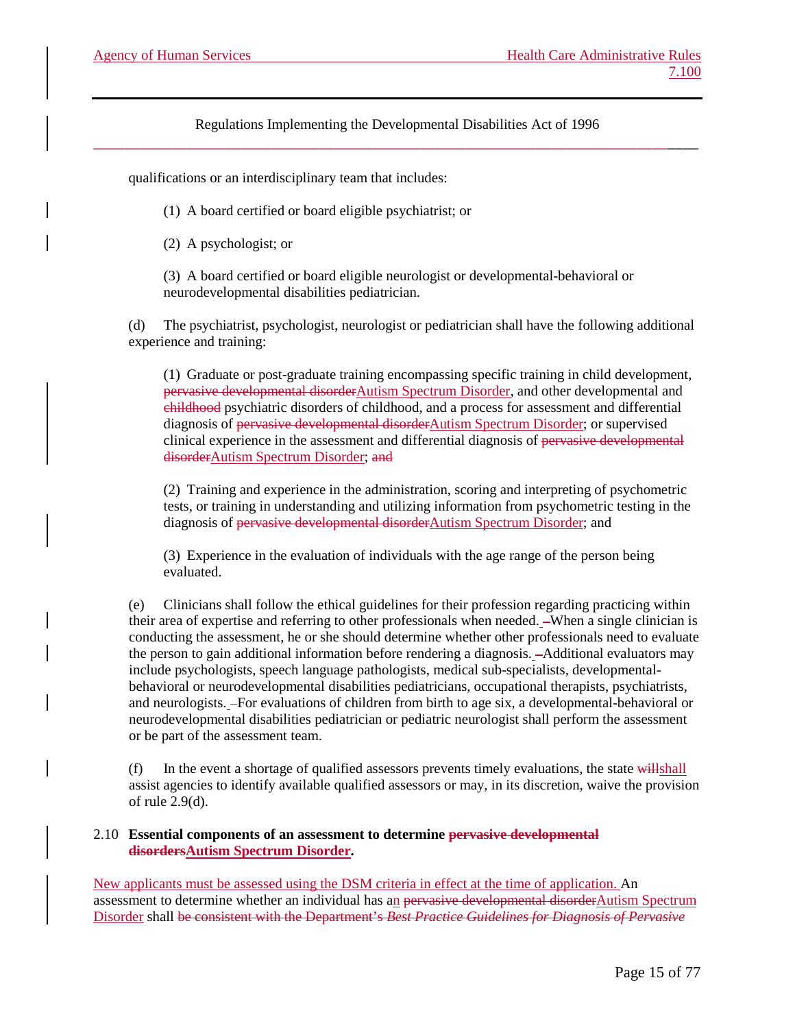qualifications or an interdisciplinary team that includes:

(1) A board certified or board eligible psychiatrist; or

(2) A psychologist; or

(3) A board certified or board eligible neurologist or developmental-behavioral or neurodevelopmental disabilities pediatrician.

(d) The psychiatrist, psychologist, neurologist or pediatrician shall have the following additional experience and training:

(1) Graduate or post-graduate training encompassing specific training in child development, ~~pervasive developmental disorder~~Autism Spectrum Disorder, and other developmental and ~~childhood~~ psychiatric disorders of childhood, and a process for assessment and differential diagnosis of ~~pervasive developmental disorder~~Autism Spectrum Disorder; or supervised clinical experience in the assessment and differential diagnosis of ~~pervasive developmental disorder~~Autism Spectrum Disorder; ~~and~~

(2) Training and experience in the administration, scoring and interpreting of psychometric tests, or training in understanding and utilizing information from psychometric testing in the diagnosis of ~~pervasive developmental disorder~~Autism Spectrum Disorder; and

(3) Experience in the evaluation of individuals with the age range of the person being evaluated.

(e) Clinicians shall follow the ethical guidelines for their profession regarding practicing within their area of expertise and referring to other professionals when needed. When a single clinician is conducting the assessment, he or she should determine whether other professionals need to evaluate the person to gain additional information before rendering a diagnosis. Additional evaluators may include psychologists, speech language pathologists, medical sub-specialists, developmental-behavioral or neurodevelopmental disabilities pediatricians, occupational therapists, psychiatrists, and neurologists. For evaluations of children from birth to age six, a developmental-behavioral or neurodevelopmental disabilities pediatrician or pediatric neurologist shall perform the assessment or be part of the assessment team.

(f) In the event a shortage of qualified assessors prevents timely evaluations, the state ~~will~~shall assist agencies to identify available qualified assessors or may, in its discretion, waive the provision of rule 2.9(d).

### 2.10 Essential components of an assessment to determine ~~pervasive developmental disorders~~Autism Spectrum Disorder.

New applicants must be assessed using the DSM criteria in effect at the time of application. An assessment to determine whether an individual has an ~~pervasive developmental disorder~~Autism Spectrum Disorder shall ~~be consistent with the Department's *Best Practice Guidelines for Diagnosis of Pervasive*~~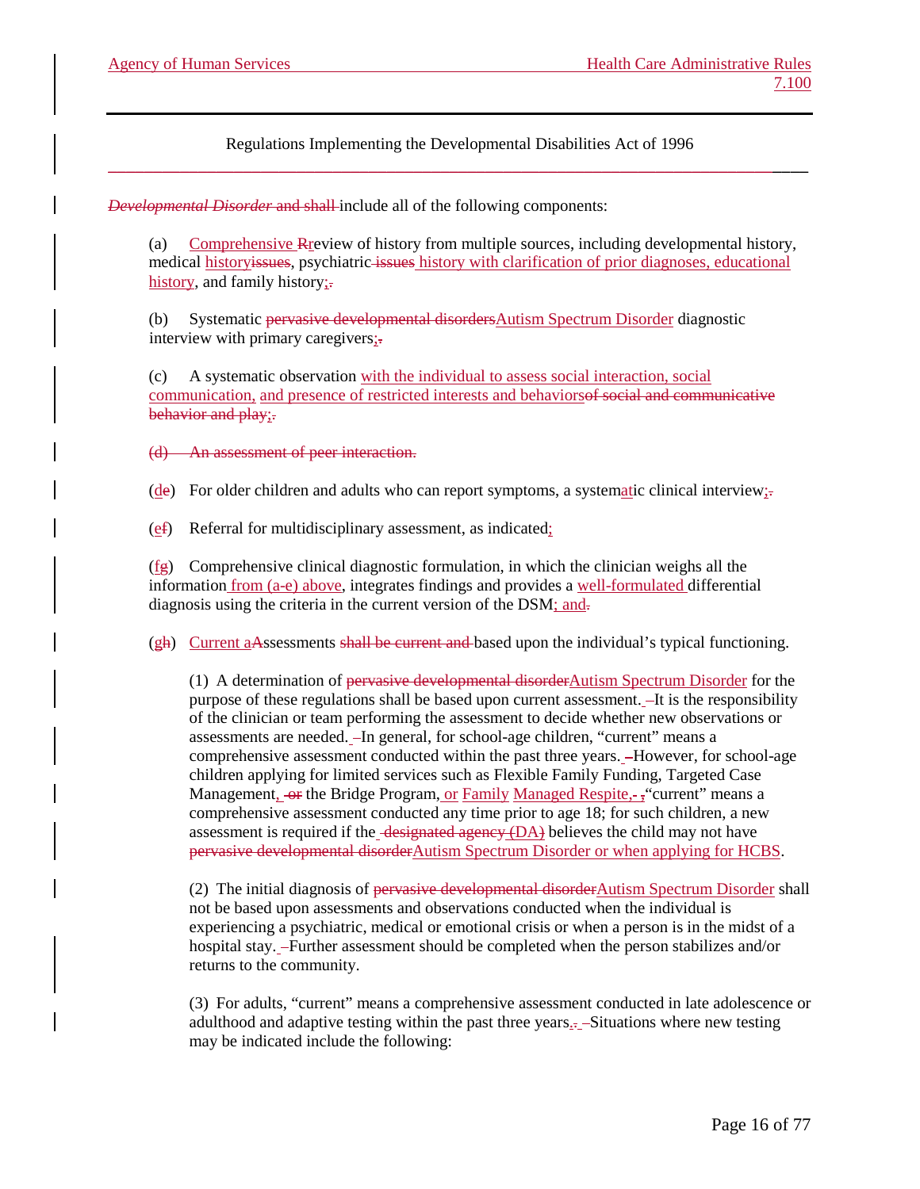~~*Developmental Disorder* and shall~~ include all of the following components:

(a) Comprehensive ~~R~~review of history from multiple sources, including developmental history, medical history~~issues~~, psychiatric~~ issues~~ history with clarification of prior diagnoses, educational history, and family history;~~.~~

(b) Systematic ~~pervasive developmental disorders~~Autism Spectrum Disorder diagnostic interview with primary caregivers;~~.~~

(c) A systematic observation with the individual to assess social interaction, social communication, and presence of restricted interests and behaviors~~of social and communicative behavior and play~~;~~.~~

~~(d) An assessment of peer interaction.~~

(d~~e~~) For older children and adults who can report symptoms, a systematic clinical interview;~~.~~

(e~~f~~) Referral for multidisciplinary assessment, as indicated;

(f~~g~~) Comprehensive clinical diagnostic formulation, in which the clinician weighs all the information from (a-e) above, integrates findings and provides a well-formulated differential diagnosis using the criteria in the current version of the DSM; and~~.~~

(g~~h~~) Current a~~A~~ssessments ~~shall be current and~~ based upon the individual's typical functioning.

(1) A determination of ~~pervasive developmental disorder~~Autism Spectrum Disorder for the purpose of these regulations shall be based upon current assessment. It is the responsibility of the clinician or team performing the assessment to decide whether new observations or assessments are needed. In general, for school-age children, "current" means a comprehensive assessment conducted within the past three years. However, for school-age children applying for limited services such as Flexible Family Funding, Targeted Case Management, ~~or~~ the Bridge Program, or Family Managed Respite, ~~,~~"current" means a comprehensive assessment conducted any time prior to age 18; for such children, a new assessment is required if the ~~designated agency (DA)~~ believes the child may not have ~~pervasive developmental disorder~~Autism Spectrum Disorder or when applying for HCBS.

(2) The initial diagnosis of ~~pervasive developmental disorder~~Autism Spectrum Disorder shall not be based upon assessments and observations conducted when the individual is experiencing a psychiatric, medical or emotional crisis or when a person is in the midst of a hospital stay. Further assessment should be completed when the person stabilizes and/or returns to the community.

(3) For adults, "current" means a comprehensive assessment conducted in late adolescence or adulthood and adaptive testing within the past three years.~~.~~ Situations where new testing may be indicated include the following: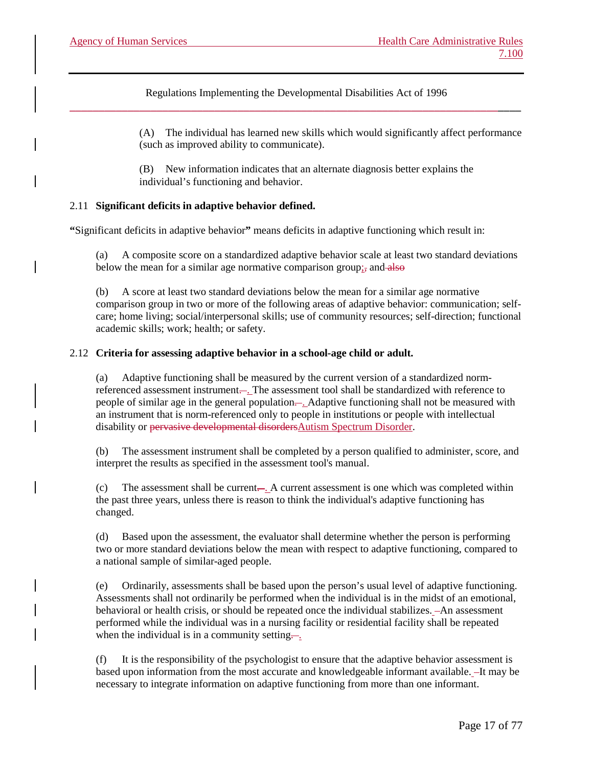(A) The individual has learned new skills which would significantly affect performance (such as improved ability to communicate).

(B) New information indicates that an alternate diagnosis better explains the individual's functioning and behavior.

### 2.11 **Significant deficits in adaptive behavior defined.**

**"**Significant deficits in adaptive behavior**"** means deficits in adaptive functioning which result in:

(a) A composite score on a standardized adaptive behavior scale at least two standard deviations below the mean for a similar age normative comparison group; and

(b) A score at least two standard deviations below the mean for a similar age normative comparison group in two or more of the following areas of adaptive behavior: communication; self-care; home living; social/interpersonal skills; use of community resources; self-direction; functional academic skills; work; health; or safety.

### 2.12 **Criteria for assessing adaptive behavior in a school-age child or adult.**

(a) Adaptive functioning shall be measured by the current version of a standardized norm-referenced assessment instrument. The assessment tool shall be standardized with reference to people of similar age in the general population. Adaptive functioning shall not be measured with an instrument that is norm-referenced only to people in institutions or people with intellectual disability or Autism Spectrum Disorder.

(b) The assessment instrument shall be completed by a person qualified to administer, score, and interpret the results as specified in the assessment tool's manual.

(c) The assessment shall be current. A current assessment is one which was completed within the past three years, unless there is reason to think the individual's adaptive functioning has changed.

(d) Based upon the assessment, the evaluator shall determine whether the person is performing two or more standard deviations below the mean with respect to adaptive functioning, compared to a national sample of similar-aged people.

(e) Ordinarily, assessments shall be based upon the person's usual level of adaptive functioning. Assessments shall not ordinarily be performed when the individual is in the midst of an emotional, behavioral or health crisis, or should be repeated once the individual stabilizes. An assessment performed while the individual was in a nursing facility or residential facility shall be repeated when the individual is in a community setting.

(f) It is the responsibility of the psychologist to ensure that the adaptive behavior assessment is based upon information from the most accurate and knowledgeable informant available. It may be necessary to integrate information on adaptive functioning from more than one informant.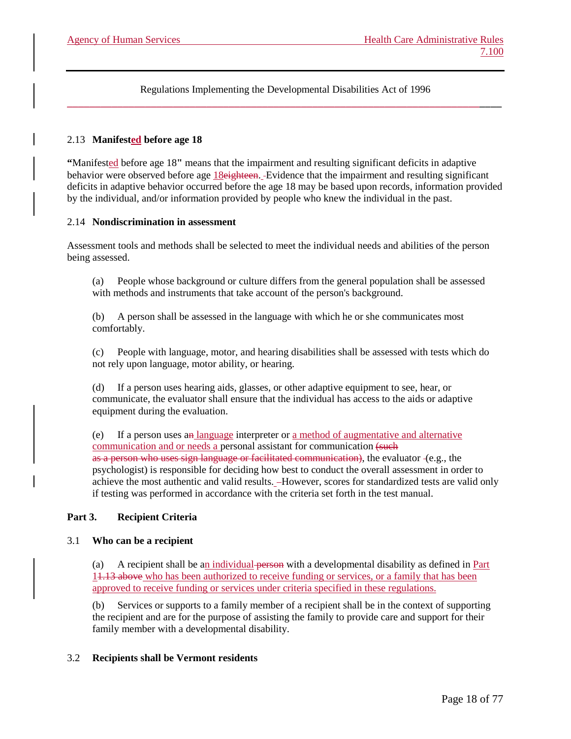Regulations Implementing the Developmental Disabilities Act of 1996

2.13 **Manifested before age 18**

**"**Manifested before age 18" means that the impairment and resulting significant deficits in adaptive behavior were observed before age 18eighteen. Evidence that the impairment and resulting significant deficits in adaptive behavior occurred before the age 18 may be based upon records, information provided by the individual, and/or information provided by people who knew the individual in the past.

2.14 **Nondiscrimination in assessment**

Assessment tools and methods shall be selected to meet the individual needs and abilities of the person being assessed.

(a) People whose background or culture differs from the general population shall be assessed with methods and instruments that take account of the person's background.

(b) A person shall be assessed in the language with which he or she communicates most comfortably.

(c) People with language, motor, and hearing disabilities shall be assessed with tests which do not rely upon language, motor ability, or hearing.

(d) If a person uses hearing aids, glasses, or other adaptive equipment to see, hear, or communicate, the evaluator shall ensure that the individual has access to the aids or adaptive equipment during the evaluation.

(e) If a person uses an language interpreter or a method of augmentative and alternative communication and or needs a personal assistant for communication (such as a person who uses sign language or facilitated communication), the evaluator (e.g., the psychologist) is responsible for deciding how best to conduct the overall assessment in order to achieve the most authentic and valid results. However, scores for standardized tests are valid only if testing was performed in accordance with the criteria set forth in the test manual.

## Part 3. Recipient Criteria

3.1 **Who can be a recipient**

(a) A recipient shall be an individual person with a developmental disability as defined in Part 11.13 above who has been authorized to receive funding or services, or a family that has been approved to receive funding or services under criteria specified in these regulations.

(b) Services or supports to a family member of a recipient shall be in the context of supporting the recipient and are for the purpose of assisting the family to provide care and support for their family member with a developmental disability.

3.2 **Recipients shall be Vermont residents**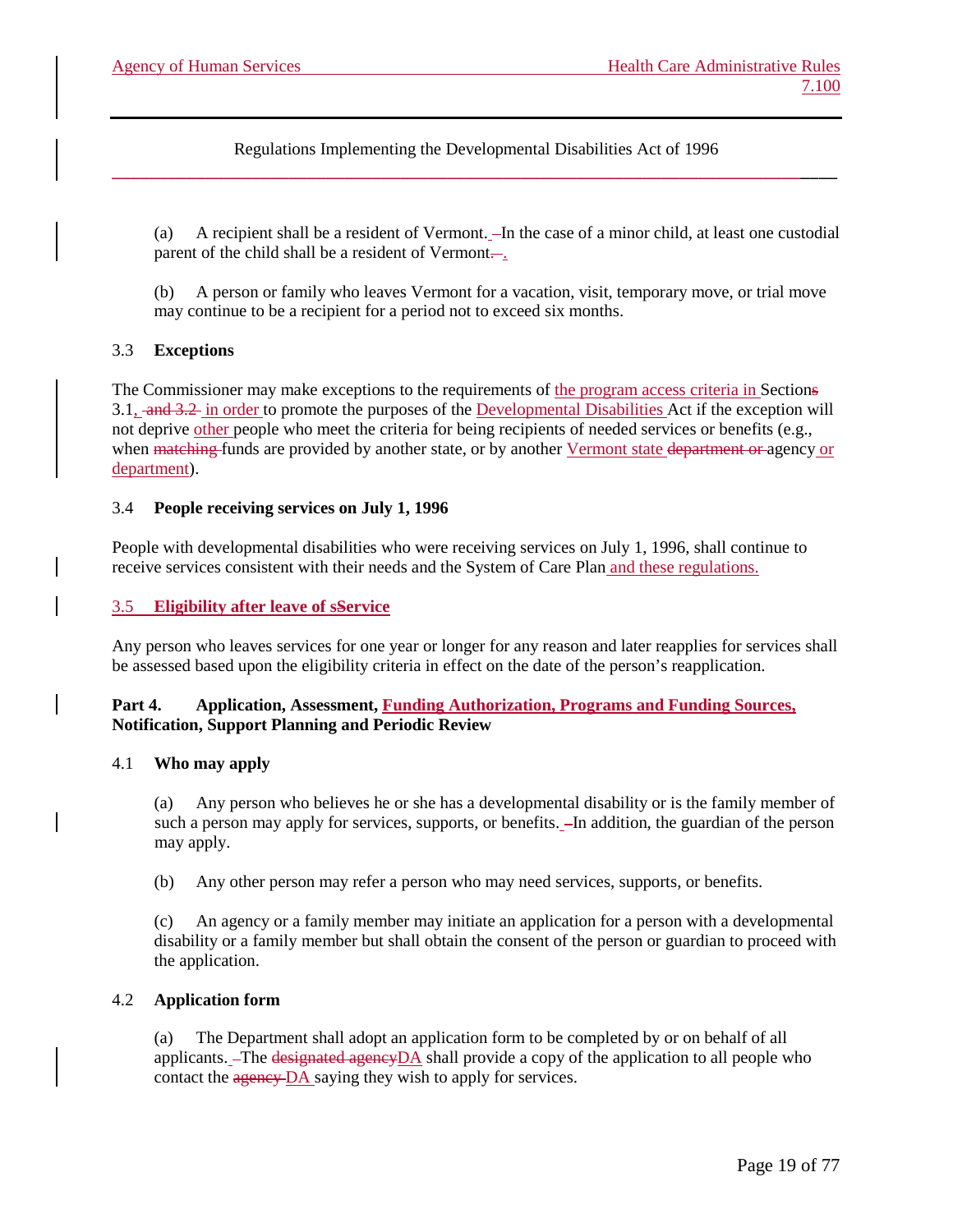Regulations Implementing the Developmental Disabilities Act of 1996

(a) A recipient shall be a resident of Vermont. In the case of a minor child, at least one custodial parent of the child shall be a resident of Vermont.

(b) A person or family who leaves Vermont for a vacation, visit, temporary move, or trial move may continue to be a recipient for a period not to exceed six months.

### 3.3 Exceptions

The Commissioner may make exceptions to the requirements of the program access criteria in Sections 3.1, in order to promote the purposes of the Developmental Disabilities Act if the exception will not deprive other people who meet the criteria for being recipients of needed services or benefits (e.g., when funds are provided by another state, or by another Vermont state agency or department).

### 3.4 People receiving services on July 1, 1996

People with developmental disabilities who were receiving services on July 1, 1996, shall continue to receive services consistent with their needs and the System of Care Plan and these regulations.

### 3.5 Eligibility after leave of Service

Any person who leaves services for one year or longer for any reason and later reapplies for services shall be assessed based upon the eligibility criteria in effect on the date of the person's reapplication.

## Part 4. Application, Assessment, Funding Authorization, Programs and Funding Sources, Notification, Support Planning and Periodic Review

### 4.1 Who may apply

(a) Any person who believes he or she has a developmental disability or is the family member of such a person may apply for services, supports, or benefits. In addition, the guardian of the person may apply.

(b) Any other person may refer a person who may need services, supports, or benefits.

(c) An agency or a family member may initiate an application for a person with a developmental disability or a family member but shall obtain the consent of the person or guardian to proceed with the application.

### 4.2 Application form

(a) The Department shall adopt an application form to be completed by or on behalf of all applicants. The DA shall provide a copy of the application to all people who contact the DA saying they wish to apply for services.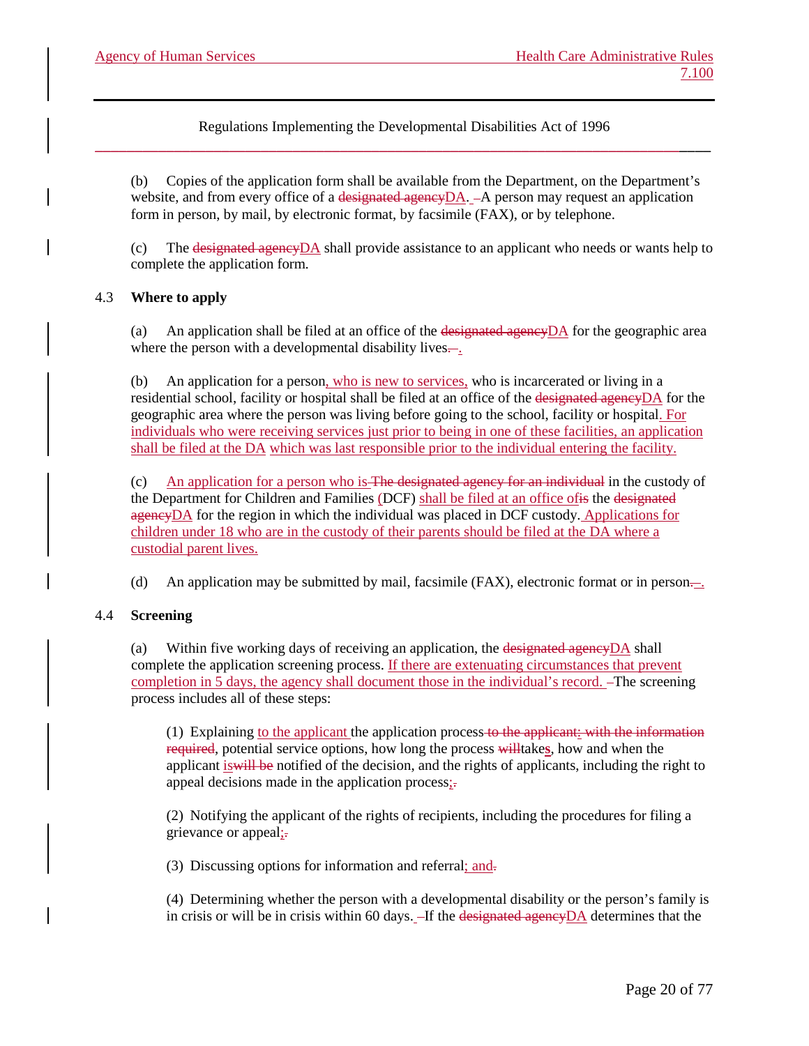(b) Copies of the application form shall be available from the Department, on the Department's website, and from every office of a ~~designated agency~~DA. A person may request an application form in person, by mail, by electronic format, by facsimile (FAX), or by telephone.

(c) The ~~designated agency~~DA shall provide assistance to an applicant who needs or wants help to complete the application form.

## 4.3 Where to apply

(a) An application shall be filed at an office of the ~~designated agency~~DA for the geographic area where the person with a developmental disability lives~~ ~~.

(b) An application for a person, who is new to services, who is incarcerated or living in a residential school, facility or hospital shall be filed at an office of the ~~designated agency~~DA for the geographic area where the person was living before going to the school, facility or hospital. For individuals who were receiving services just prior to being in one of these facilities, an application shall be filed at the DA which was last responsible prior to the individual entering the facility.

(c) An application for a person who is ~~The designated agency for an individual~~ in the custody of the Department for Children and Families (DCF) shall be filed at an office of~~is~~ the ~~designated agency~~DA for the region in which the individual was placed in DCF custody. Applications for children under 18 who are in the custody of their parents should be filed at the DA where a custodial parent lives.

(d) An application may be submitted by mail, facsimile (FAX), electronic format or in person~~ ~~.

## 4.4 Screening

(a) Within five working days of receiving an application, the ~~designated agency~~DA shall complete the application screening process. If there are extenuating circumstances that prevent completion in 5 days, the agency shall document those in the individual's record. The screening process includes all of these steps:

(1) Explaining to the applicant the application process ~~to the applicant: with the information required~~, potential service options, how long the process ~~will~~takes, how and when the applicant is~~will be~~ notified of the decision, and the rights of applicants, including the right to appeal decisions made in the application process;~~.~~

(2) Notifying the applicant of the rights of recipients, including the procedures for filing a grievance or appeal;~~.~~

(3) Discussing options for information and referral; and~~.~~

(4) Determining whether the person with a developmental disability or the person's family is in crisis or will be in crisis within 60 days. If the ~~designated agency~~DA determines that the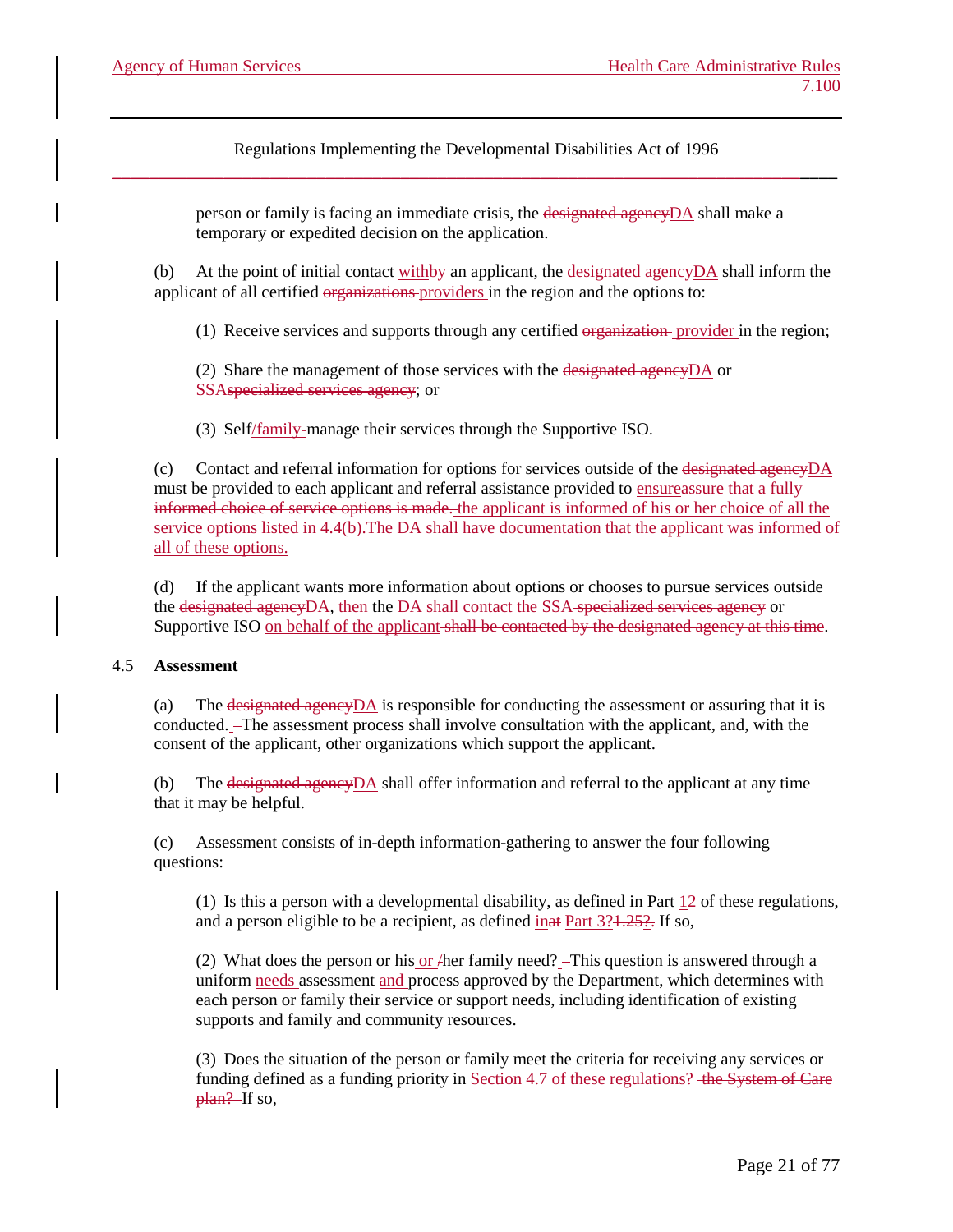person or family is facing an immediate crisis, the ~~designated agency~~DA shall make a temporary or expedited decision on the application.

(b) At the point of initial contact with~~by~~ an applicant, the ~~designated agency~~DA shall inform the applicant of all certified ~~organizations~~ providers in the region and the options to:

(1) Receive services and supports through any certified ~~organization~~ provider in the region;

(2) Share the management of those services with the ~~designated agency~~DA or SSA~~specialized services agency~~; or

(3) Self/family-manage their services through the Supportive ISO.

(c) Contact and referral information for options for services outside of the ~~designated agency~~DA must be provided to each applicant and referral assistance provided to ensure~~assure~~ ~~that a fully informed choice of service options is made.~~ the applicant is informed of his or her choice of all the service options listed in 4.4(b).The DA shall have documentation that the applicant was informed of all of these options.

(d) If the applicant wants more information about options or chooses to pursue services outside the ~~designated agency~~DA, then the DA shall contact the SSA ~~specialized services agency~~ or Supportive ISO on behalf of the applicant ~~shall be contacted by the designated agency at this time~~.

4.5 **Assessment**

(a) The ~~designated agency~~DA is responsible for conducting the assessment or assuring that it is conducted. ~~–~~The assessment process shall involve consultation with the applicant, and, with the consent of the applicant, other organizations which support the applicant.

(b) The ~~designated agency~~DA shall offer information and referral to the applicant at any time that it may be helpful.

(c) Assessment consists of in-depth information-gathering to answer the four following questions:

(1) Is this a person with a developmental disability, as defined in Part 1~~2~~ of these regulations, and a person eligible to be a recipient, as defined in~~at~~ Part 3?~~1.25?~~. If so,

(2) What does the person or his or ~~/~~her family need? ~~–~~This question is answered through a uniform needs assessment and process approved by the Department, which determines with each person or family their service or support needs, including identification of existing supports and family and community resources.

(3) Does the situation of the person or family meet the criteria for receiving any services or funding defined as a funding priority in Section 4.7 of these regulations? ~~the System of Care plan?~~ If so,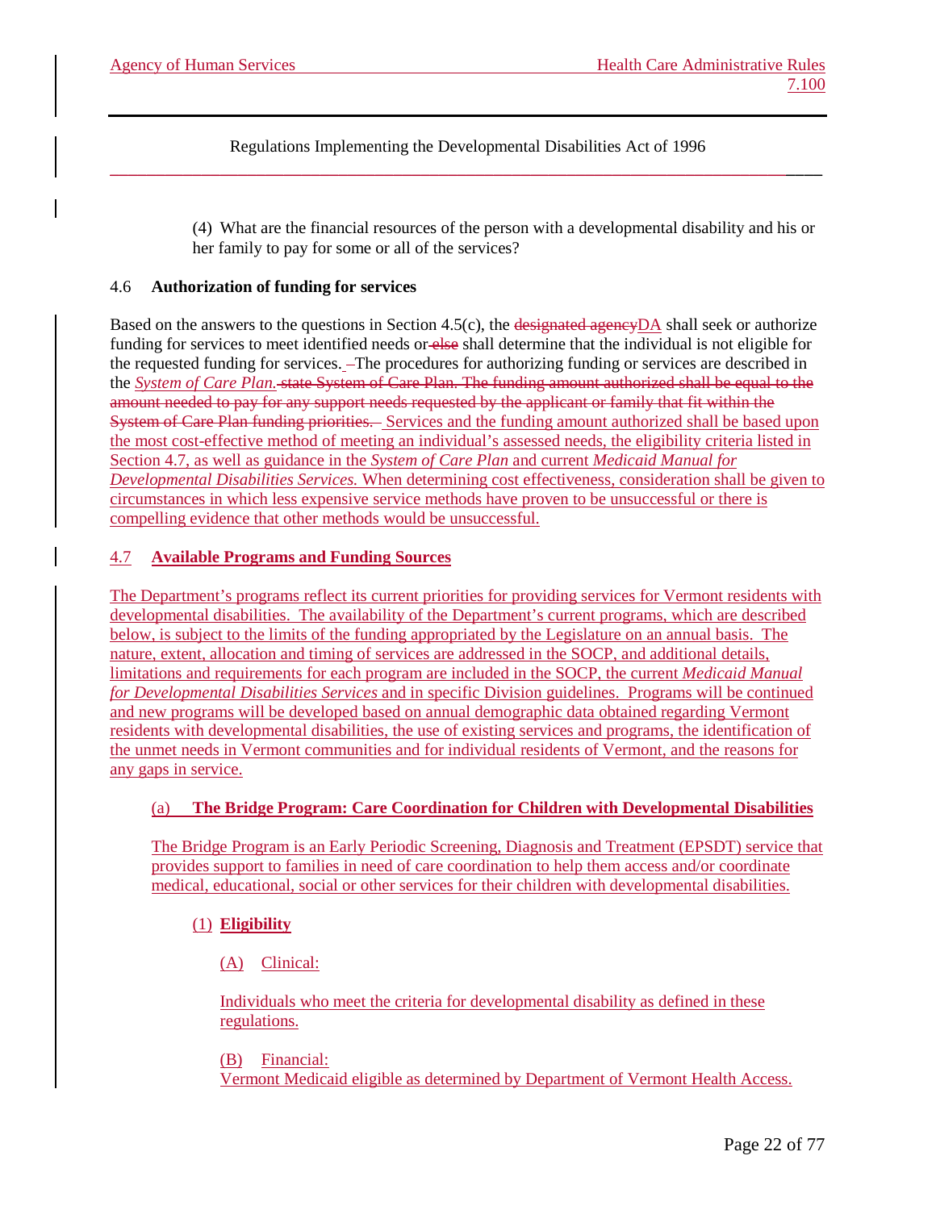Regulations Implementing the Developmental Disabilities Act of 1996

(4) What are the financial resources of the person with a developmental disability and his or her family to pay for some or all of the services?

## 4.6 Authorization of funding for services

Based on the answers to the questions in Section 4.5(c), the ~~designated agency~~DA shall seek or authorize funding for services to meet identified needs or ~~else~~ shall determine that the individual is not eligible for the requested funding for services. The procedures for authorizing funding or services are described in the *System of Care Plan.* ~~state System of Care Plan. The funding amount authorized shall be equal to the amount needed to pay for any support needs requested by the applicant or family that fit within the System of Care Plan funding priorities.~~ Services and the funding amount authorized shall be based upon the most cost-effective method of meeting an individual's assessed needs, the eligibility criteria listed in Section 4.7, as well as guidance in the *System of Care Plan* and current *Medicaid Manual for Developmental Disabilities Services.* When determining cost effectiveness, consideration shall be given to circumstances in which less expensive service methods have proven to be unsuccessful or there is compelling evidence that other methods would be unsuccessful.

## 4.7 Available Programs and Funding Sources

The Department's programs reflect its current priorities for providing services for Vermont residents with developmental disabilities. The availability of the Department's current programs, which are described below, is subject to the limits of the funding appropriated by the Legislature on an annual basis. The nature, extent, allocation and timing of services are addressed in the SOCP, and additional details, limitations and requirements for each program are included in the SOCP, the current *Medicaid Manual for Developmental Disabilities Services* and in specific Division guidelines. Programs will be continued and new programs will be developed based on annual demographic data obtained regarding Vermont residents with developmental disabilities, the use of existing services and programs, the identification of the unmet needs in Vermont communities and for individual residents of Vermont, and the reasons for any gaps in service.

### (a) The Bridge Program: Care Coordination for Children with Developmental Disabilities

The Bridge Program is an Early Periodic Screening, Diagnosis and Treatment (EPSDT) service that provides support to families in need of care coordination to help them access and/or coordinate medical, educational, social or other services for their children with developmental disabilities.

(1) **Eligibility**

(A) Clinical:

Individuals who meet the criteria for developmental disability as defined in these regulations.

(B) Financial:
Vermont Medicaid eligible as determined by Department of Vermont Health Access.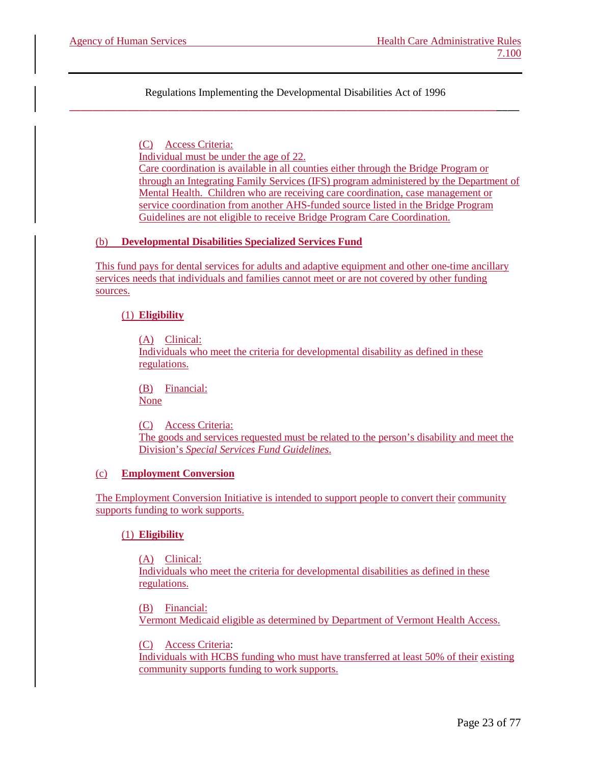(C) Access Criteria:
Individual must be under the age of 22.
Care coordination is available in all counties either through the Bridge Program or through an Integrating Family Services (IFS) program administered by the Department of Mental Health. Children who are receiving care coordination, case management or service coordination from another AHS-funded source listed in the Bridge Program Guidelines are not eligible to receive Bridge Program Care Coordination.

(b) **Developmental Disabilities Specialized Services Fund**

This fund pays for dental services for adults and adaptive equipment and other one-time ancillary services needs that individuals and families cannot meet or are not covered by other funding sources.

(1) **Eligibility**

(A) Clinical:
Individuals who meet the criteria for developmental disability as defined in these regulations.

(B) Financial:
None

(C) Access Criteria:
The goods and services requested must be related to the person's disability and meet the Division's *Special Services Fund Guidelines*.

(c) **Employment Conversion**

The Employment Conversion Initiative is intended to support people to convert their community supports funding to work supports.

(1) **Eligibility**

(A) Clinical:
Individuals who meet the criteria for developmental disabilities as defined in these regulations.

(B) Financial:
Vermont Medicaid eligible as determined by Department of Vermont Health Access.

(C) Access Criteria:
Individuals with HCBS funding who must have transferred at least 50% of their existing community supports funding to work supports.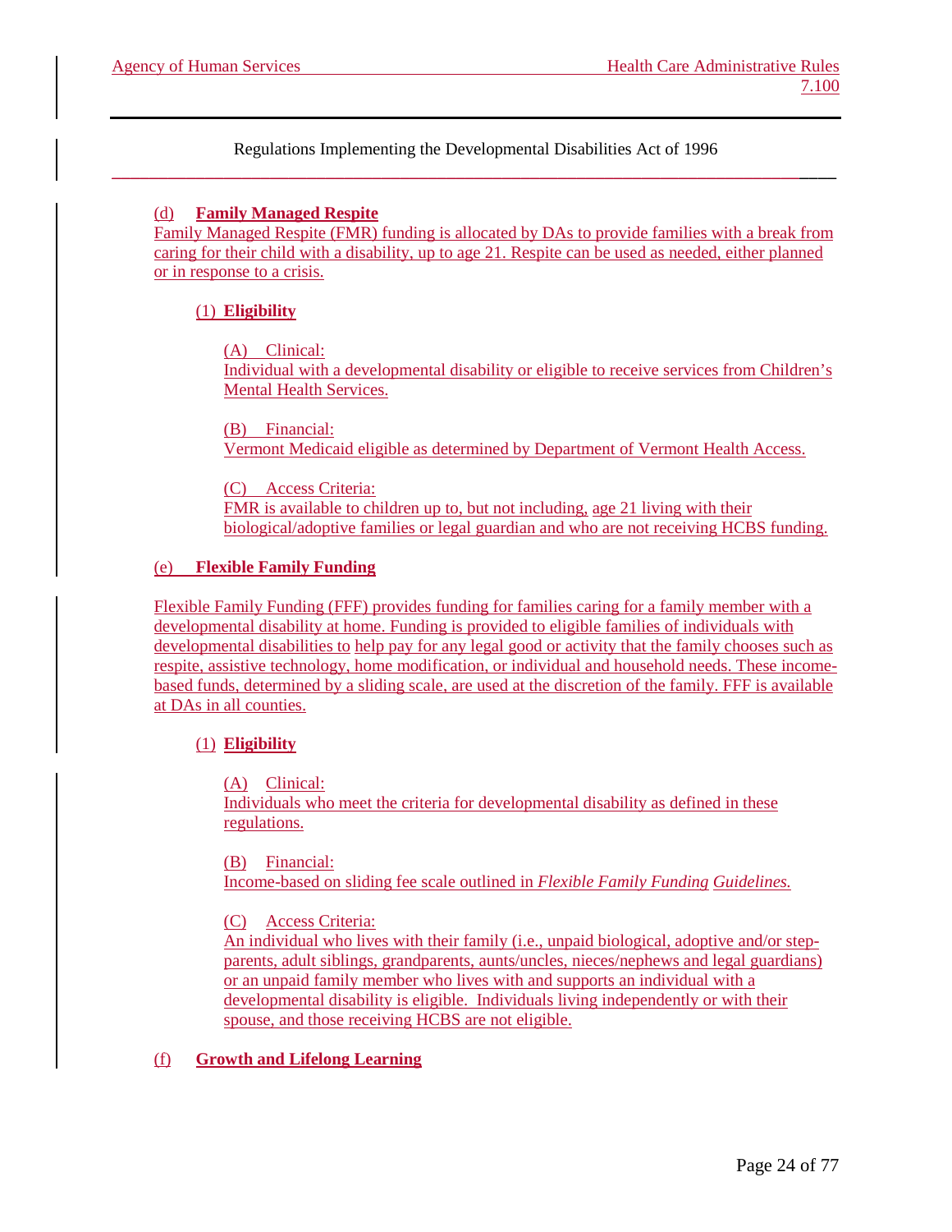Regulations Implementing the Developmental Disabilities Act of 1996

(d) **Family Managed Respite**

Family Managed Respite (FMR) funding is allocated by DAs to provide families with a break from caring for their child with a disability, up to age 21. Respite can be used as needed, either planned or in response to a crisis.

(1) **Eligibility**

(A) Clinical:
Individual with a developmental disability or eligible to receive services from Children's Mental Health Services.

(B) Financial:
Vermont Medicaid eligible as determined by Department of Vermont Health Access.

(C) Access Criteria:
FMR is available to children up to, but not including, age 21 living with their biological/adoptive families or legal guardian and who are not receiving HCBS funding.

(e) **Flexible Family Funding**

Flexible Family Funding (FFF) provides funding for families caring for a family member with a developmental disability at home. Funding is provided to eligible families of individuals with developmental disabilities to help pay for any legal good or activity that the family chooses such as respite, assistive technology, home modification, or individual and household needs. These income-based funds, determined by a sliding scale, are used at the discretion of the family. FFF is available at DAs in all counties.

(1) **Eligibility**

(A) Clinical:
Individuals who meet the criteria for developmental disability as defined in these regulations.

(B) Financial:
Income-based on sliding fee scale outlined in *Flexible Family Funding Guidelines.*

(C) Access Criteria:
An individual who lives with their family (i.e., unpaid biological, adoptive and/or step-parents, adult siblings, grandparents, aunts/uncles, nieces/nephews and legal guardians) or an unpaid family member who lives with and supports an individual with a developmental disability is eligible. Individuals living independently or with their spouse, and those receiving HCBS are not eligible.

(f) **Growth and Lifelong Learning**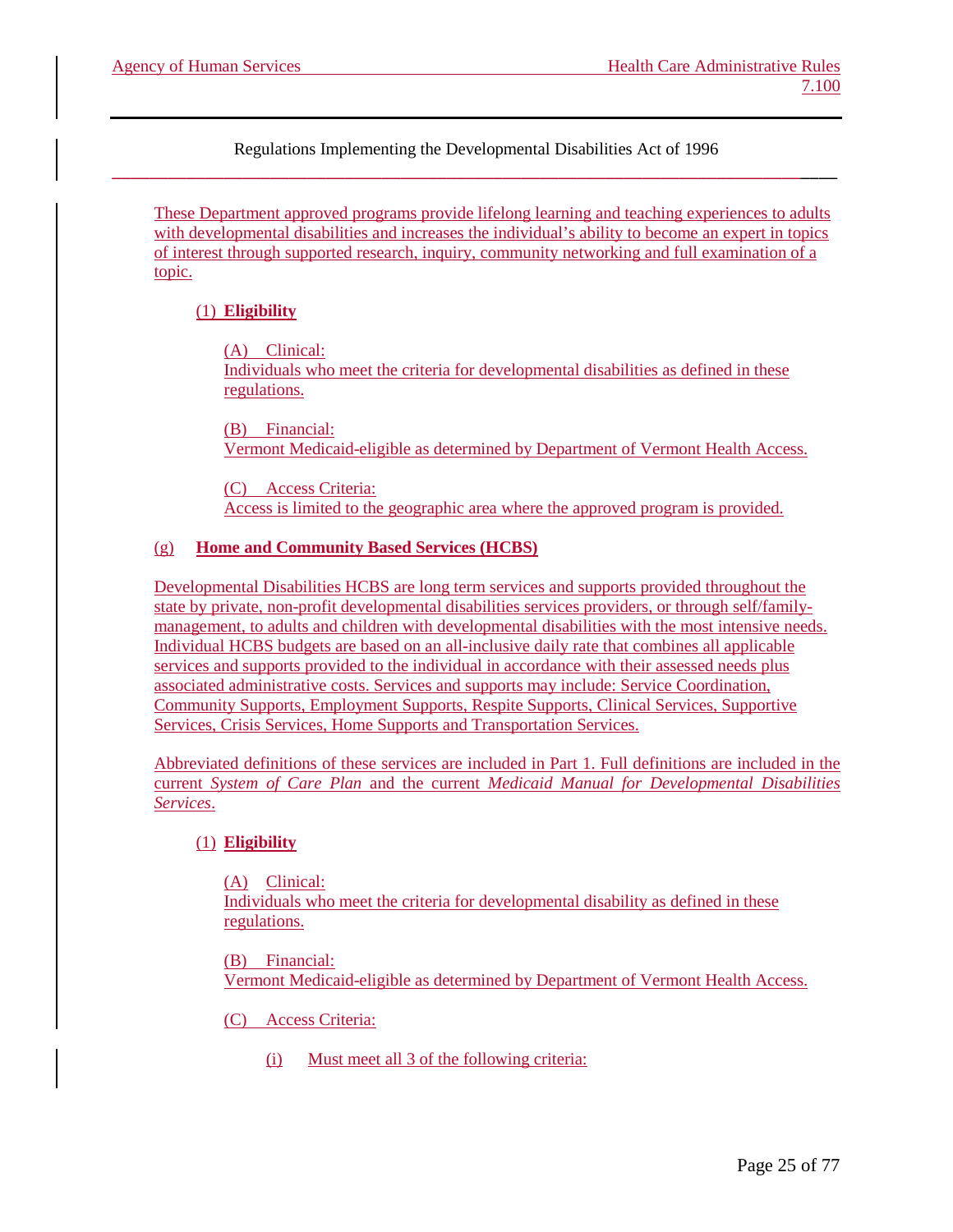Regulations Implementing the Developmental Disabilities Act of 1996

These Department approved programs provide lifelong learning and teaching experiences to adults with developmental disabilities and increases the individual's ability to become an expert in topics of interest through supported research, inquiry, community networking and full examination of a topic.

(1) **Eligibility**

(A) Clinical:
Individuals who meet the criteria for developmental disabilities as defined in these regulations.

(B) Financial:
Vermont Medicaid-eligible as determined by Department of Vermont Health Access.

(C) Access Criteria:
Access is limited to the geographic area where the approved program is provided.

(g) **Home and Community Based Services (HCBS)**

Developmental Disabilities HCBS are long term services and supports provided throughout the state by private, non-profit developmental disabilities services providers, or through self/family-management, to adults and children with developmental disabilities with the most intensive needs. Individual HCBS budgets are based on an all-inclusive daily rate that combines all applicable services and supports provided to the individual in accordance with their assessed needs plus associated administrative costs. Services and supports may include: Service Coordination, Community Supports, Employment Supports, Respite Supports, Clinical Services, Supportive Services, Crisis Services, Home Supports and Transportation Services.

Abbreviated definitions of these services are included in Part 1. Full definitions are included in the current *System of Care Plan* and the current *Medicaid Manual for Developmental Disabilities Services*.

(1) **Eligibility**

(A) Clinical:
Individuals who meet the criteria for developmental disability as defined in these regulations.

(B) Financial:
Vermont Medicaid-eligible as determined by Department of Vermont Health Access.

(C) Access Criteria:

(i) Must meet all 3 of the following criteria: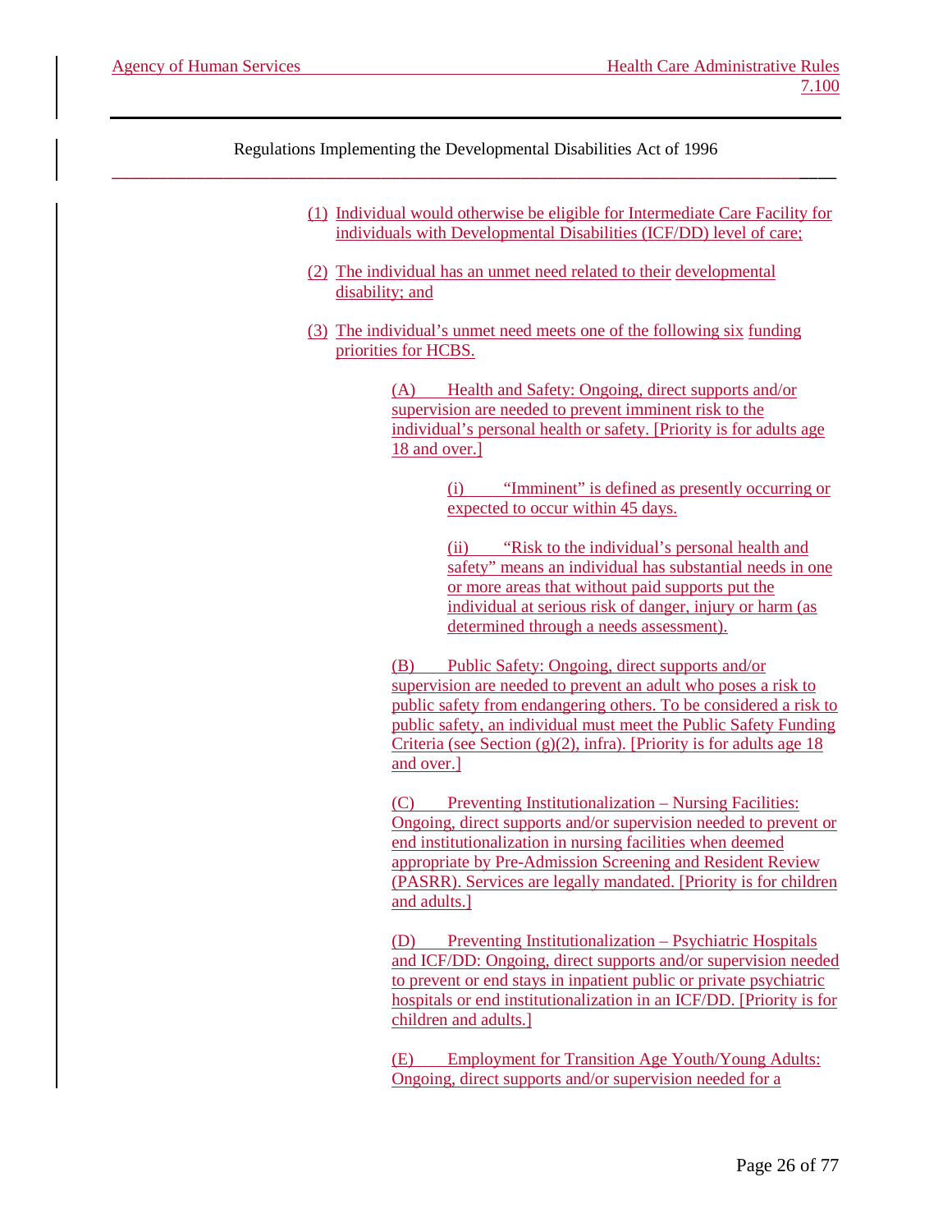Regulations Implementing the Developmental Disabilities Act of 1996

(1) Individual would otherwise be eligible for Intermediate Care Facility for individuals with Developmental Disabilities (ICF/DD) level of care;

(2) The individual has an unmet need related to their developmental disability; and

(3) The individual's unmet need meets one of the following six funding priorities for HCBS.

(A) Health and Safety: Ongoing, direct supports and/or supervision are needed to prevent imminent risk to the individual's personal health or safety. [Priority is for adults age 18 and over.]

(i) "Imminent" is defined as presently occurring or expected to occur within 45 days.

(ii) "Risk to the individual's personal health and safety" means an individual has substantial needs in one or more areas that without paid supports put the individual at serious risk of danger, injury or harm (as determined through a needs assessment).

(B) Public Safety: Ongoing, direct supports and/or supervision are needed to prevent an adult who poses a risk to public safety from endangering others. To be considered a risk to public safety, an individual must meet the Public Safety Funding Criteria (see Section (g)(2), infra). [Priority is for adults age 18 and over.]

(C) Preventing Institutionalization – Nursing Facilities: Ongoing, direct supports and/or supervision needed to prevent or end institutionalization in nursing facilities when deemed appropriate by Pre-Admission Screening and Resident Review (PASRR). Services are legally mandated. [Priority is for children and adults.]

(D) Preventing Institutionalization – Psychiatric Hospitals and ICF/DD: Ongoing, direct supports and/or supervision needed to prevent or end stays in inpatient public or private psychiatric hospitals or end institutionalization in an ICF/DD. [Priority is for children and adults.]

(E) Employment for Transition Age Youth/Young Adults: Ongoing, direct supports and/or supervision needed for a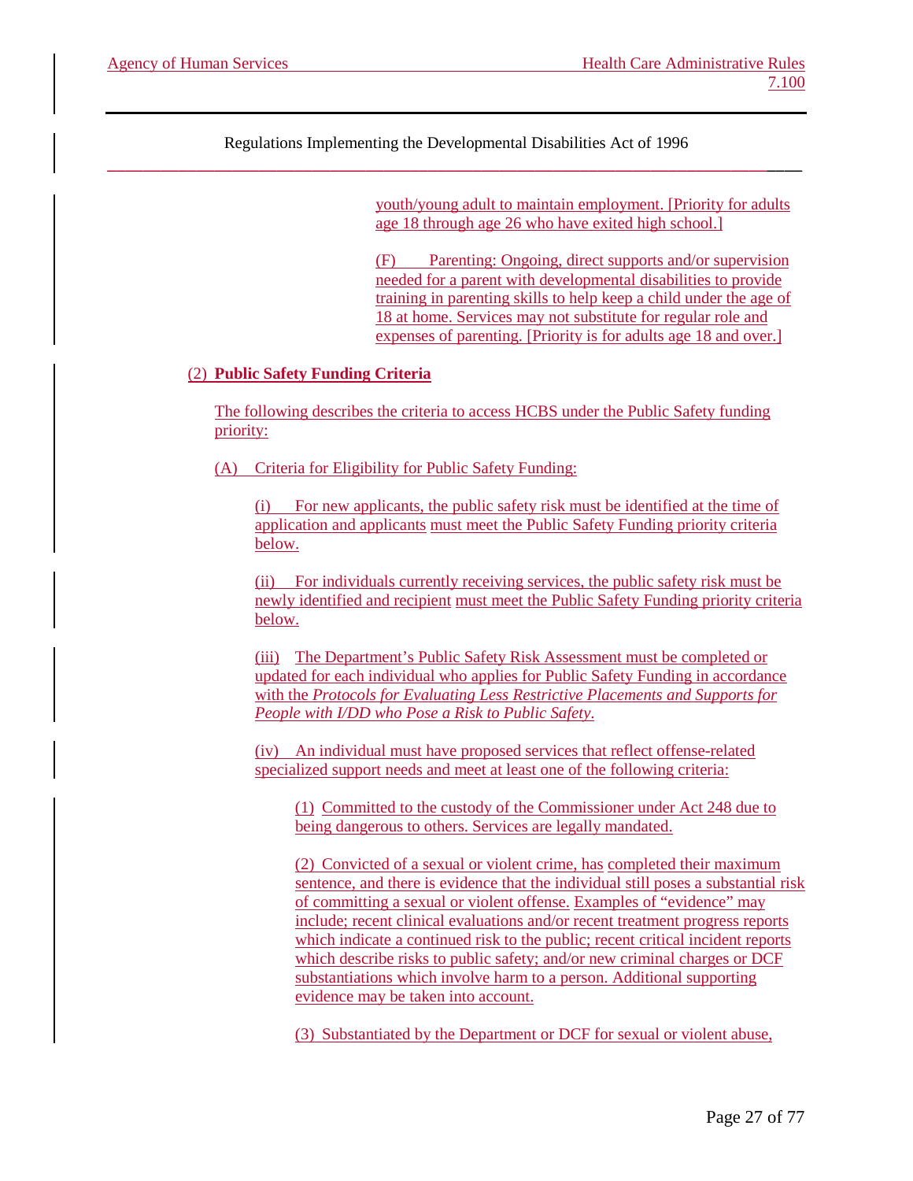youth/young adult to maintain employment. [Priority for adults age 18 through age 26 who have exited high school.]

(F) Parenting: Ongoing, direct supports and/or supervision needed for a parent with developmental disabilities to provide training in parenting skills to help keep a child under the age of 18 at home. Services may not substitute for regular role and expenses of parenting. [Priority is for adults age 18 and over.]

(2) **Public Safety Funding Criteria**

The following describes the criteria to access HCBS under the Public Safety funding priority:

(A) Criteria for Eligibility for Public Safety Funding:

(i) For new applicants, the public safety risk must be identified at the time of application and applicants must meet the Public Safety Funding priority criteria below.

(ii) For individuals currently receiving services, the public safety risk must be newly identified and recipient must meet the Public Safety Funding priority criteria below.

(iii) The Department's Public Safety Risk Assessment must be completed or updated for each individual who applies for Public Safety Funding in accordance with the *Protocols for Evaluating Less Restrictive Placements and Supports for People with I/DD who Pose a Risk to Public Safety*.

(iv) An individual must have proposed services that reflect offense-related specialized support needs and meet at least one of the following criteria:

(1) Committed to the custody of the Commissioner under Act 248 due to being dangerous to others. Services are legally mandated.

(2) Convicted of a sexual or violent crime, has completed their maximum sentence, and there is evidence that the individual still poses a substantial risk of committing a sexual or violent offense. Examples of "evidence" may include; recent clinical evaluations and/or recent treatment progress reports which indicate a continued risk to the public; recent critical incident reports which describe risks to public safety; and/or new criminal charges or DCF substantiations which involve harm to a person. Additional supporting evidence may be taken into account.

(3) Substantiated by the Department or DCF for sexual or violent abuse,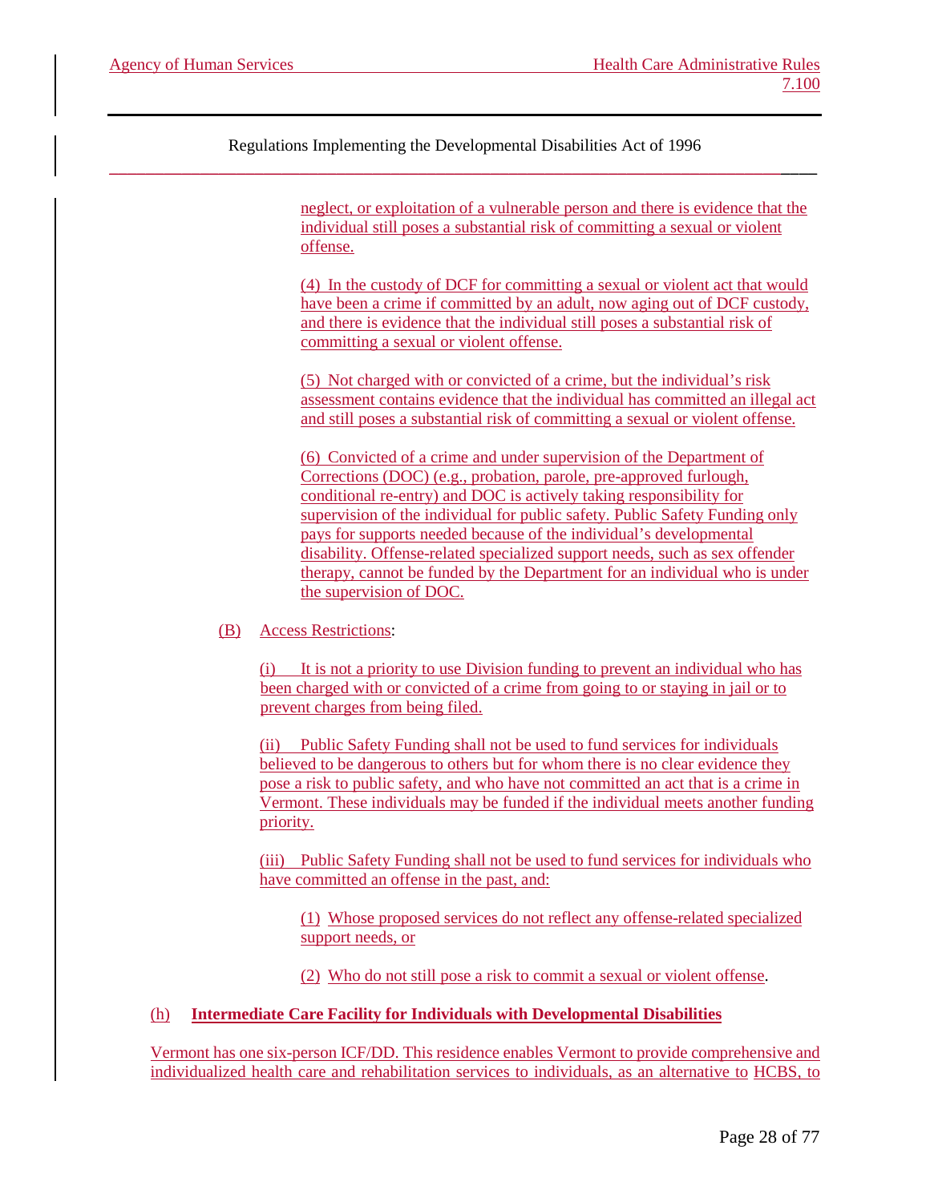neglect, or exploitation of a vulnerable person and there is evidence that the individual still poses a substantial risk of committing a sexual or violent offense.

(4) In the custody of DCF for committing a sexual or violent act that would have been a crime if committed by an adult, now aging out of DCF custody, and there is evidence that the individual still poses a substantial risk of committing a sexual or violent offense.

(5) Not charged with or convicted of a crime, but the individual's risk assessment contains evidence that the individual has committed an illegal act and still poses a substantial risk of committing a sexual or violent offense.

(6) Convicted of a crime and under supervision of the Department of Corrections (DOC) (e.g., probation, parole, pre-approved furlough, conditional re-entry) and DOC is actively taking responsibility for supervision of the individual for public safety. Public Safety Funding only pays for supports needed because of the individual's developmental disability. Offense-related specialized support needs, such as sex offender therapy, cannot be funded by the Department for an individual who is under the supervision of DOC.

(B) Access Restrictions:

(i) It is not a priority to use Division funding to prevent an individual who has been charged with or convicted of a crime from going to or staying in jail or to prevent charges from being filed.

(ii) Public Safety Funding shall not be used to fund services for individuals believed to be dangerous to others but for whom there is no clear evidence they pose a risk to public safety, and who have not committed an act that is a crime in Vermont. These individuals may be funded if the individual meets another funding priority.

(iii) Public Safety Funding shall not be used to fund services for individuals who have committed an offense in the past, and:

(1) Whose proposed services do not reflect any offense-related specialized support needs, or

(2) Who do not still pose a risk to commit a sexual or violent offense.

## (h) Intermediate Care Facility for Individuals with Developmental Disabilities

Vermont has one six-person ICF/DD. This residence enables Vermont to provide comprehensive and individualized health care and rehabilitation services to individuals, as an alternative to HCBS, to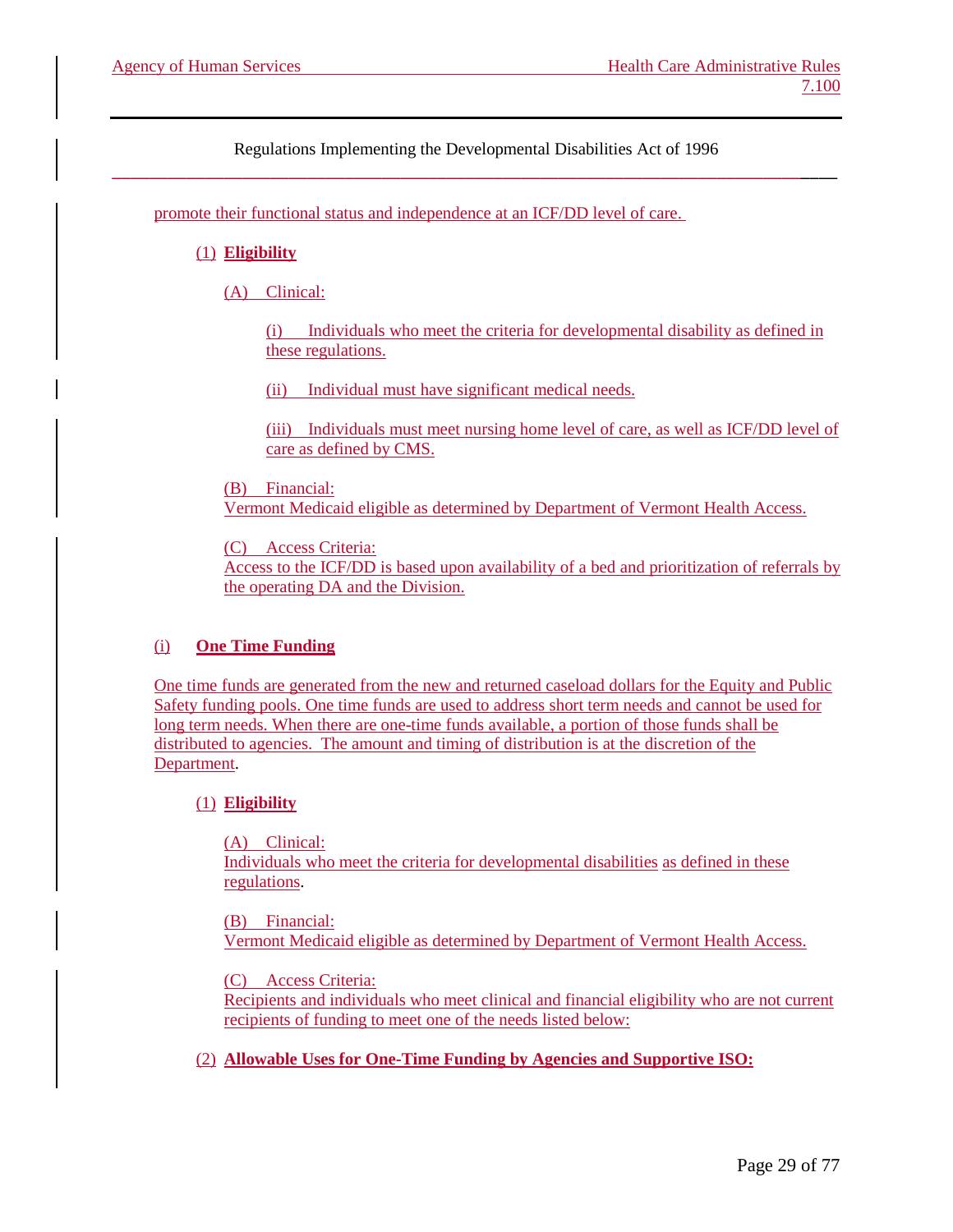promote their functional status and independence at an ICF/DD level of care.

(1) **Eligibility**

(A) Clinical:

(i) Individuals who meet the criteria for developmental disability as defined in these regulations.

(ii) Individual must have significant medical needs.

(iii) Individuals must meet nursing home level of care, as well as ICF/DD level of care as defined by CMS.

(B) Financial:
Vermont Medicaid eligible as determined by Department of Vermont Health Access.

(C) Access Criteria:
Access to the ICF/DD is based upon availability of a bed and prioritization of referrals by the operating DA and the Division.

(i) **One Time Funding**

One time funds are generated from the new and returned caseload dollars for the Equity and Public Safety funding pools. One time funds are used to address short term needs and cannot be used for long term needs. When there are one-time funds available, a portion of those funds shall be distributed to agencies. The amount and timing of distribution is at the discretion of the Department.

(1) **Eligibility**

(A) Clinical:
Individuals who meet the criteria for developmental disabilities as defined in these regulations.

(B) Financial:
Vermont Medicaid eligible as determined by Department of Vermont Health Access.

(C) Access Criteria:
Recipients and individuals who meet clinical and financial eligibility who are not current recipients of funding to meet one of the needs listed below:

(2) **Allowable Uses for One-Time Funding by Agencies and Supportive ISO:**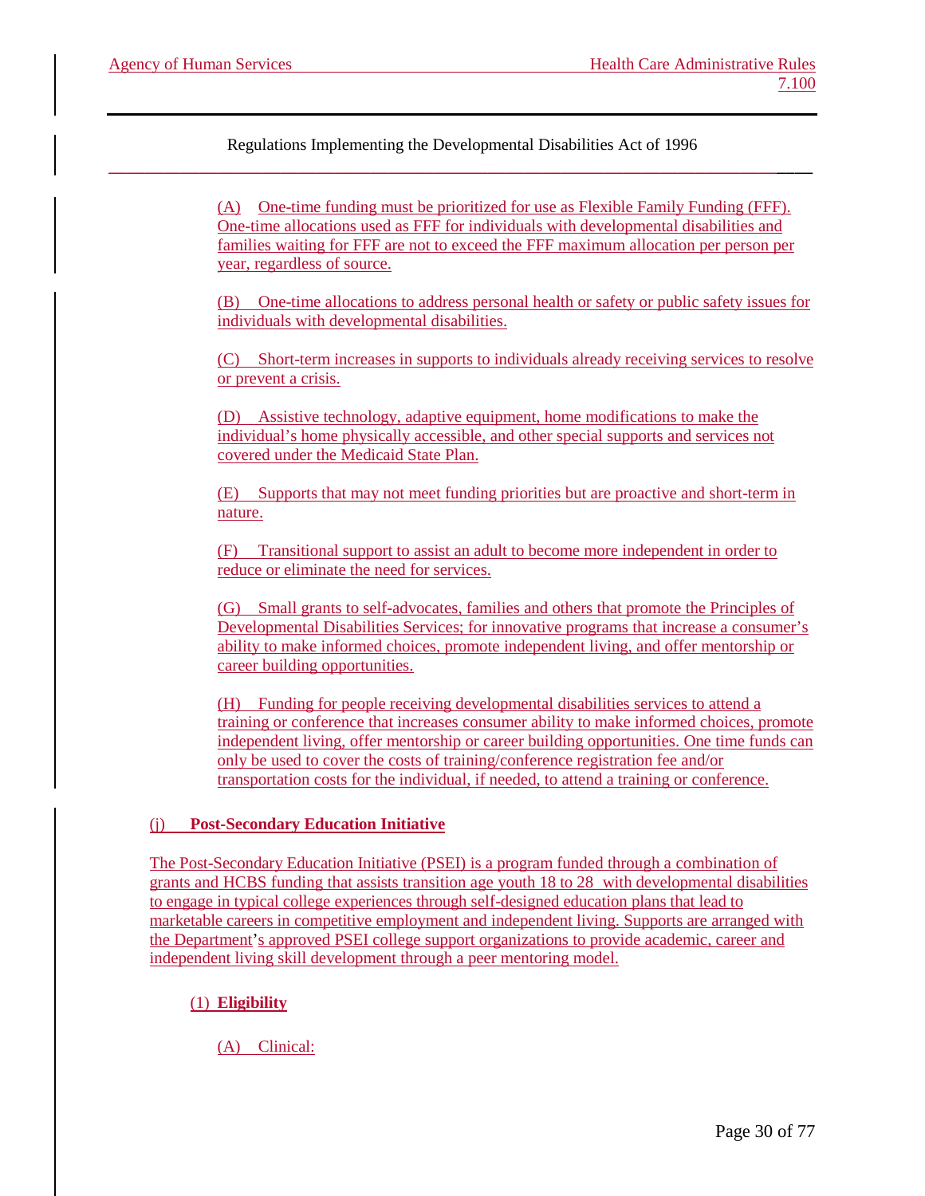(A) One-time funding must be prioritized for use as Flexible Family Funding (FFF). One-time allocations used as FFF for individuals with developmental disabilities and families waiting for FFF are not to exceed the FFF maximum allocation per person per year, regardless of source.

(B) One-time allocations to address personal health or safety or public safety issues for individuals with developmental disabilities.

(C) Short-term increases in supports to individuals already receiving services to resolve or prevent a crisis.

(D) Assistive technology, adaptive equipment, home modifications to make the individual's home physically accessible, and other special supports and services not covered under the Medicaid State Plan.

(E) Supports that may not meet funding priorities but are proactive and short-term in nature.

(F) Transitional support to assist an adult to become more independent in order to reduce or eliminate the need for services.

(G) Small grants to self-advocates, families and others that promote the Principles of Developmental Disabilities Services; for innovative programs that increase a consumer's ability to make informed choices, promote independent living, and offer mentorship or career building opportunities.

(H) Funding for people receiving developmental disabilities services to attend a training or conference that increases consumer ability to make informed choices, promote independent living, offer mentorship or career building opportunities. One time funds can only be used to cover the costs of training/conference registration fee and/or transportation costs for the individual, if needed, to attend a training or conference.

(j) **Post-Secondary Education Initiative**

The Post-Secondary Education Initiative (PSEI) is a program funded through a combination of grants and HCBS funding that assists transition age youth 18 to 28 with developmental disabilities to engage in typical college experiences through self-designed education plans that lead to marketable careers in competitive employment and independent living. Supports are arranged with the Department's approved PSEI college support organizations to provide academic, career and independent living skill development through a peer mentoring model.

(1) **Eligibility**

(A) Clinical: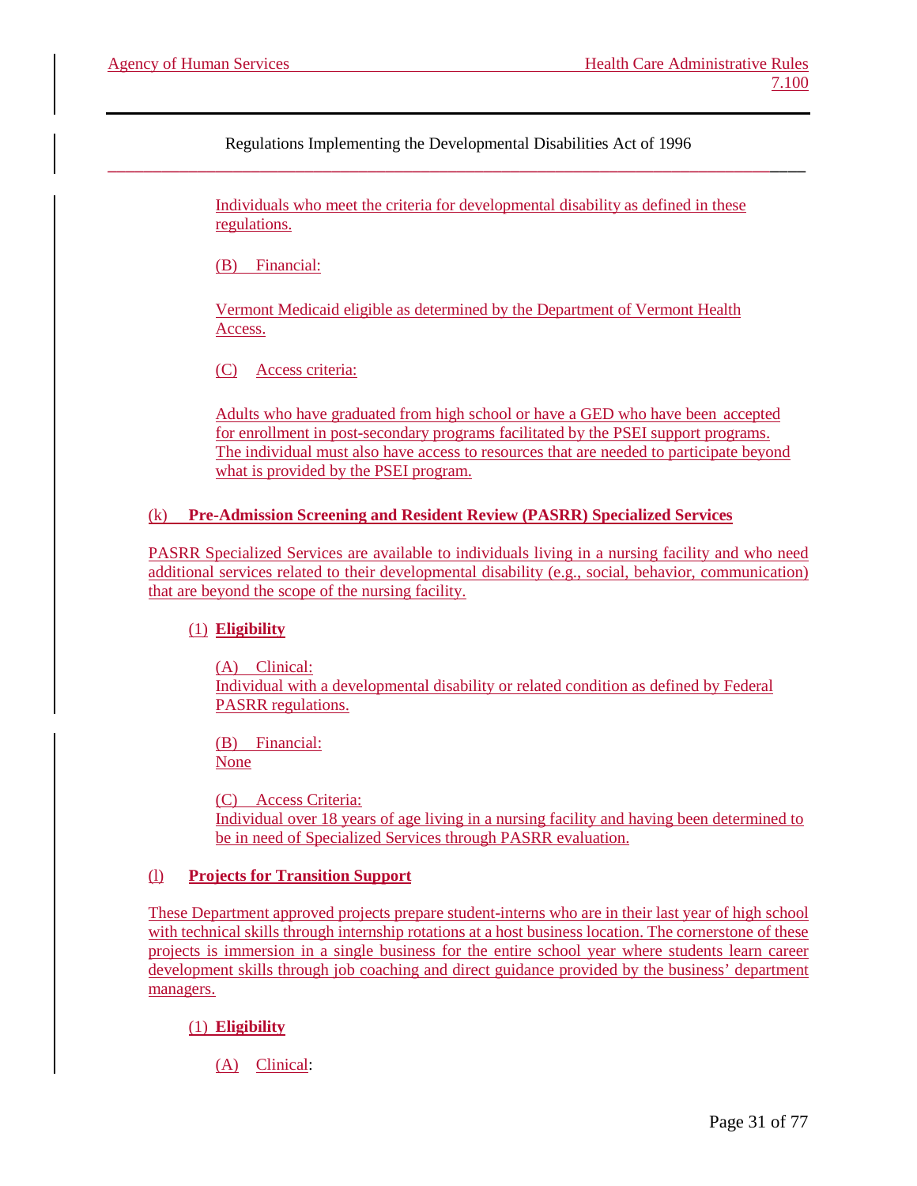Individuals who meet the criteria for developmental disability as defined in these regulations.

(B) Financial:

Vermont Medicaid eligible as determined by the Department of Vermont Health Access.

(C) Access criteria:

Adults who have graduated from high school or have a GED who have been accepted for enrollment in post-secondary programs facilitated by the PSEI support programs. The individual must also have access to resources that are needed to participate beyond what is provided by the PSEI program.

### (k) **Pre-Admission Screening and Resident Review (PASRR) Specialized Services**

PASRR Specialized Services are available to individuals living in a nursing facility and who need additional services related to their developmental disability (e.g., social, behavior, communication) that are beyond the scope of the nursing facility.

(1) **Eligibility**

(A) Clinical:
Individual with a developmental disability or related condition as defined by Federal PASRR regulations.

(B) Financial:
None

(C) Access Criteria:
Individual over 18 years of age living in a nursing facility and having been determined to be in need of Specialized Services through PASRR evaluation.

### (l) **Projects for Transition Support**

These Department approved projects prepare student-interns who are in their last year of high school with technical skills through internship rotations at a host business location. The cornerstone of these projects is immersion in a single business for the entire school year where students learn career development skills through job coaching and direct guidance provided by the business' department managers.

(1) **Eligibility**

(A) Clinical: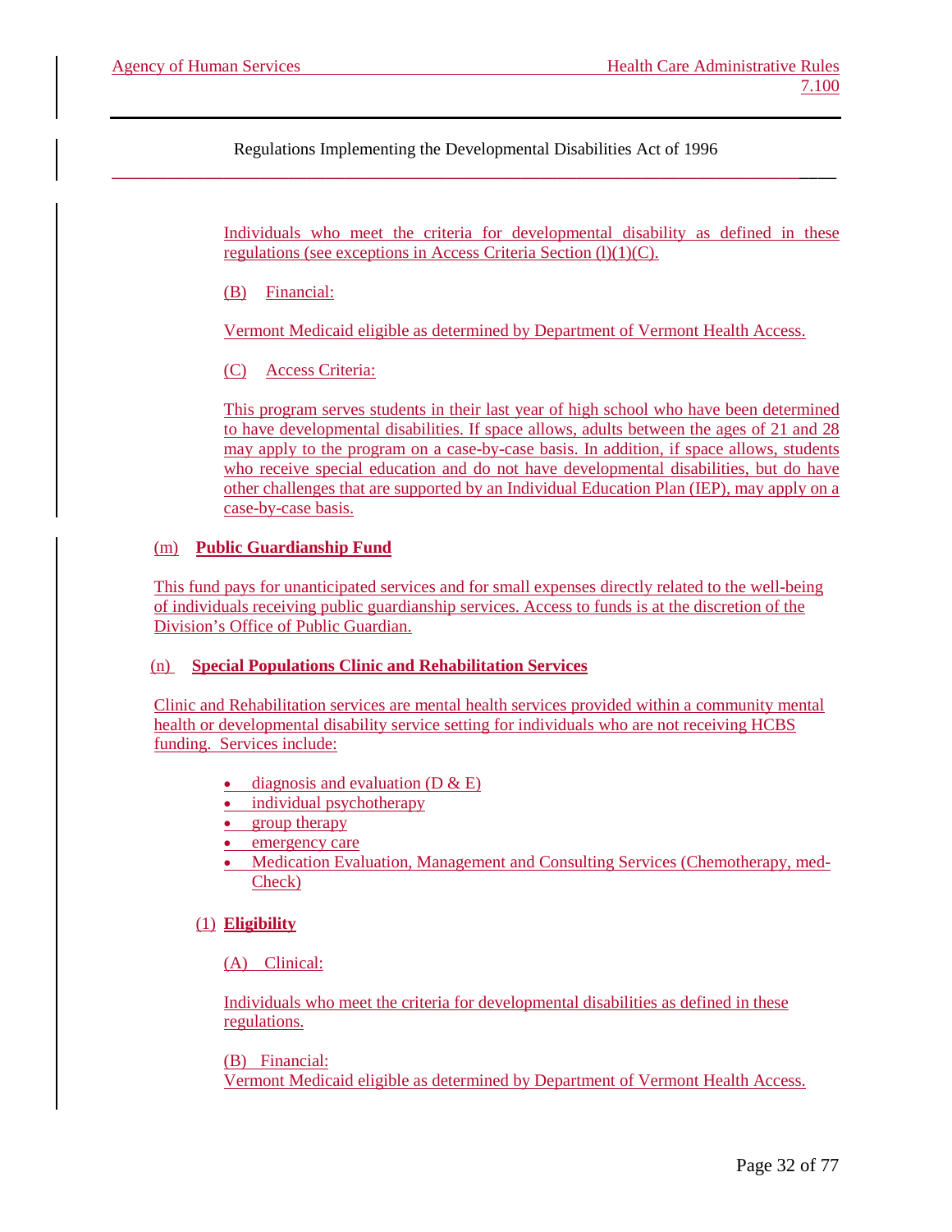Regulations Implementing the Developmental Disabilities Act of 1996

Individuals who meet the criteria for developmental disability as defined in these regulations (see exceptions in Access Criteria Section (l)(1)(C).

(B) Financial:

Vermont Medicaid eligible as determined by Department of Vermont Health Access.

(C) Access Criteria:

This program serves students in their last year of high school who have been determined to have developmental disabilities. If space allows, adults between the ages of 21 and 28 may apply to the program on a case-by-case basis. In addition, if space allows, students who receive special education and do not have developmental disabilities, but do have other challenges that are supported by an Individual Education Plan (IEP), may apply on a case-by-case basis.

## (m) **Public Guardianship Fund**

This fund pays for unanticipated services and for small expenses directly related to the well-being of individuals receiving public guardianship services. Access to funds is at the discretion of the Division's Office of Public Guardian.

## (n) **Special Populations Clinic and Rehabilitation Services**

Clinic and Rehabilitation services are mental health services provided within a community mental health or developmental disability service setting for individuals who are not receiving HCBS funding. Services include:

- diagnosis and evaluation (D & E)
- individual psychotherapy
- group therapy
- emergency care
- Medication Evaluation, Management and Consulting Services (Chemotherapy, med-Check)

### (1) **Eligibility**

(A) Clinical:

Individuals who meet the criteria for developmental disabilities as defined in these regulations.

(B) Financial:
Vermont Medicaid eligible as determined by Department of Vermont Health Access.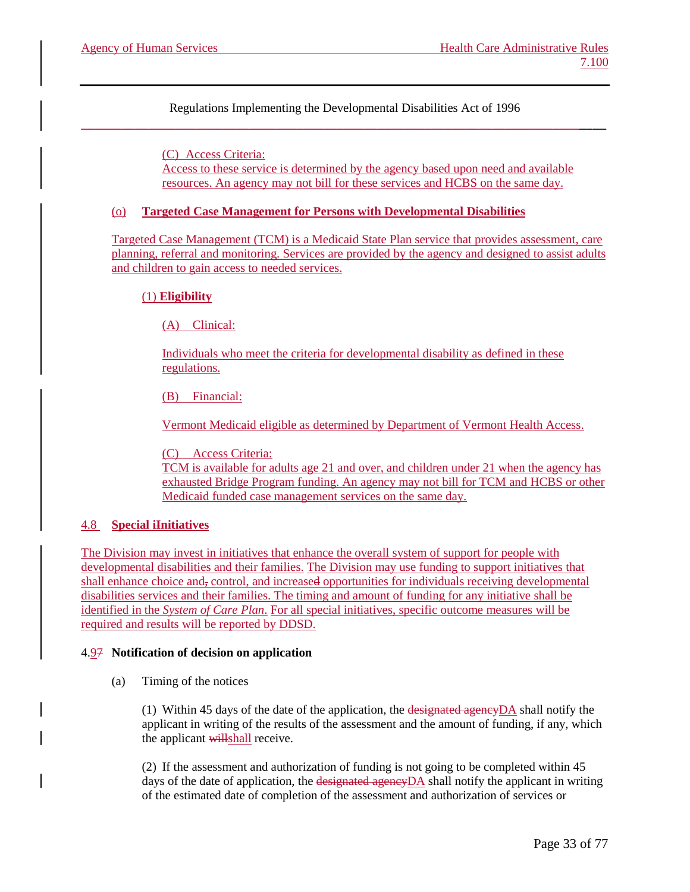Regulations Implementing the Developmental Disabilities Act of 1996

(C) Access Criteria:
Access to these service is determined by the agency based upon need and available resources. An agency may not bill for these services and HCBS on the same day.

(o) **Targeted Case Management for Persons with Developmental Disabilities**

Targeted Case Management (TCM) is a Medicaid State Plan service that provides assessment, care planning, referral and monitoring. Services are provided by the agency and designed to assist adults and children to gain access to needed services.

(1) **Eligibility**

(A) Clinical:

Individuals who meet the criteria for developmental disability as defined in these regulations.

(B) Financial:

Vermont Medicaid eligible as determined by Department of Vermont Health Access.

(C) Access Criteria:
TCM is available for adults age 21 and over, and children under 21 when the agency has exhausted Bridge Program funding. An agency may not bill for TCM and HCBS or other Medicaid funded case management services on the same day.

**4.8 Special iInitiatives**

The Division may invest in initiatives that enhance the overall system of support for people with developmental disabilities and their families. The Division may use funding to support initiatives that shall enhance choice and, control, and increased opportunities for individuals receiving developmental disabilities services and their families. The timing and amount of funding for any initiative shall be identified in the *System of Care Plan*. For all special initiatives, specific outcome measures will be required and results will be reported by DDSD.

**4.97 Notification of decision on application**

(a) Timing of the notices

(1) Within 45 days of the date of the application, the designated agencyDA shall notify the applicant in writing of the results of the assessment and the amount of funding, if any, which the applicant willshall receive.

(2) If the assessment and authorization of funding is not going to be completed within 45 days of the date of application, the designated agencyDA shall notify the applicant in writing of the estimated date of completion of the assessment and authorization of services or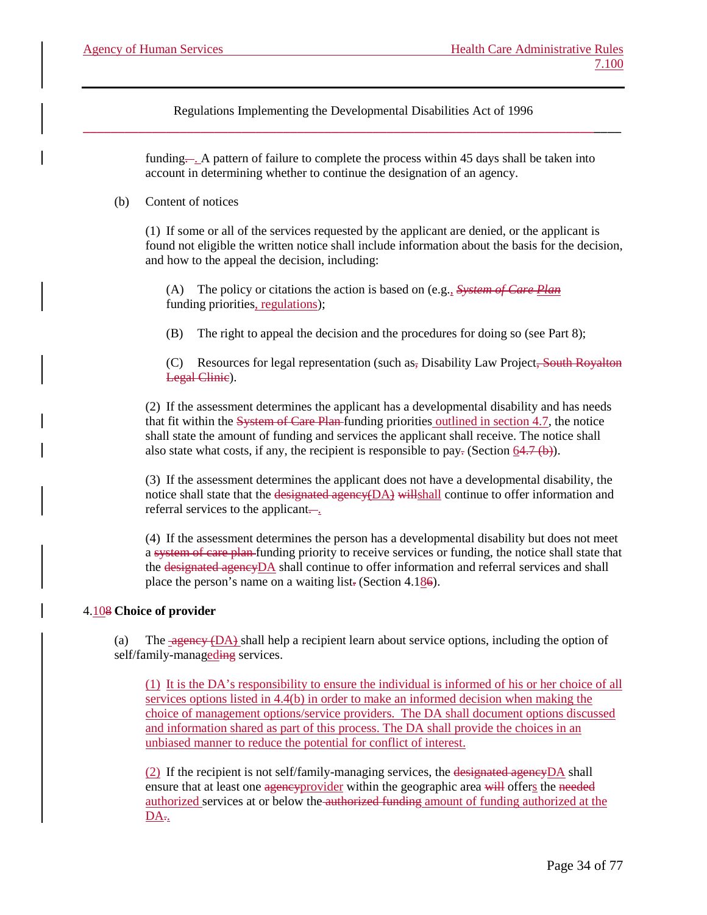funding~~.~~. A pattern of failure to complete the process within 45 days shall be taken into account in determining whether to continue the designation of an agency.

(b) Content of notices

(1) If some or all of the services requested by the applicant are denied, or the applicant is found not eligible the written notice shall include information about the basis for the decision, and how to the appeal the decision, including:

(A) The policy or citations the action is based on (e.g., ~~*System of Care Plan*~~ funding priorities, regulations);

(B) The right to appeal the decision and the procedures for doing so (see Part 8);

(C) Resources for legal representation (such as~~,~~ Disability Law Project~~, South Royalton Legal Clinic~~).

(2) If the assessment determines the applicant has a developmental disability and has needs that fit within the ~~System of Care Plan~~ funding priorities outlined in section 4.7, the notice shall state the amount of funding and services the applicant shall receive. The notice shall also state what costs, if any, the recipient is responsible to pay~~.~~ (Section 6~~4.7 (b)~~).

(3) If the assessment determines the applicant does not have a developmental disability, the notice shall state that the ~~designated agency(DA)~~ ~~will~~shall continue to offer information and referral services to the applicant~~.~~.

(4) If the assessment determines the person has a developmental disability but does not meet a ~~system of care plan~~ funding priority to receive services or funding, the notice shall state that the ~~designated agency~~DA shall continue to offer information and referral services and shall place the person's name on a waiting list~~.~~ (Section 4.18~~6~~).

4.10~~8~~ **Choice of provider**

(a) The ~~agency (DA)~~ shall help a recipient learn about service options, including the option of self/family-managed~~ing~~ services.

(1) It is the DA's responsibility to ensure the individual is informed of his or her choice of all services options listed in 4.4(b) in order to make an informed decision when making the choice of management options/service providers. The DA shall document options discussed and information shared as part of this process. The DA shall provide the choices in an unbiased manner to reduce the potential for conflict of interest.

(2) If the recipient is not self/family-managing services, the ~~designated agency~~DA shall ensure that at least one ~~agency~~provider within the geographic area ~~will~~ offers the ~~needed~~ authorized services at or below the ~~authorized funding~~ amount of funding authorized at the DA~~.~~.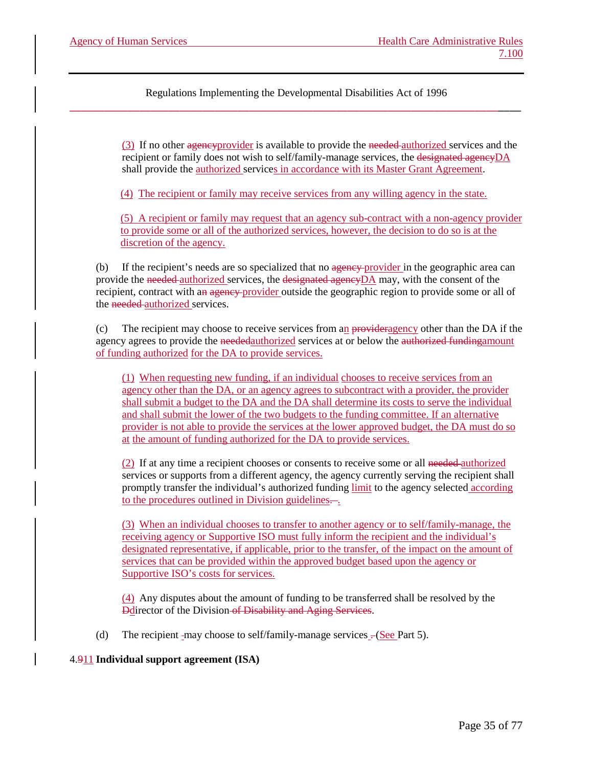Regulations Implementing the Developmental Disabilities Act of 1996

(3) If no other agencyprovider is available to provide the needed authorized services and the recipient or family does not wish to self/family-manage services, the designated agencyDA shall provide the authorized services in accordance with its Master Grant Agreement.

(4) The recipient or family may receive services from any willing agency in the state.

(5) A recipient or family may request that an agency sub-contract with a non-agency provider to provide some or all of the authorized services, however, the decision to do so is at the discretion of the agency.

(b) If the recipient's needs are so specialized that no agency provider in the geographic area can provide the needed authorized services, the designated agencyDA may, with the consent of the recipient, contract with an agency provider outside the geographic region to provide some or all of the needed authorized services.

(c) The recipient may choose to receive services from an provideragency other than the DA if the agency agrees to provide the neededauthorized services at or below the authorized fundingamount of funding authorized for the DA to provide services.

(1) When requesting new funding, if an individual chooses to receive services from an agency other than the DA, or an agency agrees to subcontract with a provider, the provider shall submit a budget to the DA and the DA shall determine its costs to serve the individual and shall submit the lower of the two budgets to the funding committee. If an alternative provider is not able to provide the services at the lower approved budget, the DA must do so at the amount of funding authorized for the DA to provide services.

(2) If at any time a recipient chooses or consents to receive some or all needed authorized services or supports from a different agency, the agency currently serving the recipient shall promptly transfer the individual's authorized funding limit to the agency selected according to the procedures outlined in Division guidelines..

(3) When an individual chooses to transfer to another agency or to self/family-manage, the receiving agency or Supportive ISO must fully inform the recipient and the individual's designated representative, if applicable, prior to the transfer, of the impact on the amount of services that can be provided within the approved budget based upon the agency or Supportive ISO's costs for services.

(4) Any disputes about the amount of funding to be transferred shall be resolved by the Ddirector of the Division of Disability and Aging Services.

(d) The recipient may choose to self/family-manage services . (See Part 5).

4.911 **Individual support agreement (ISA)**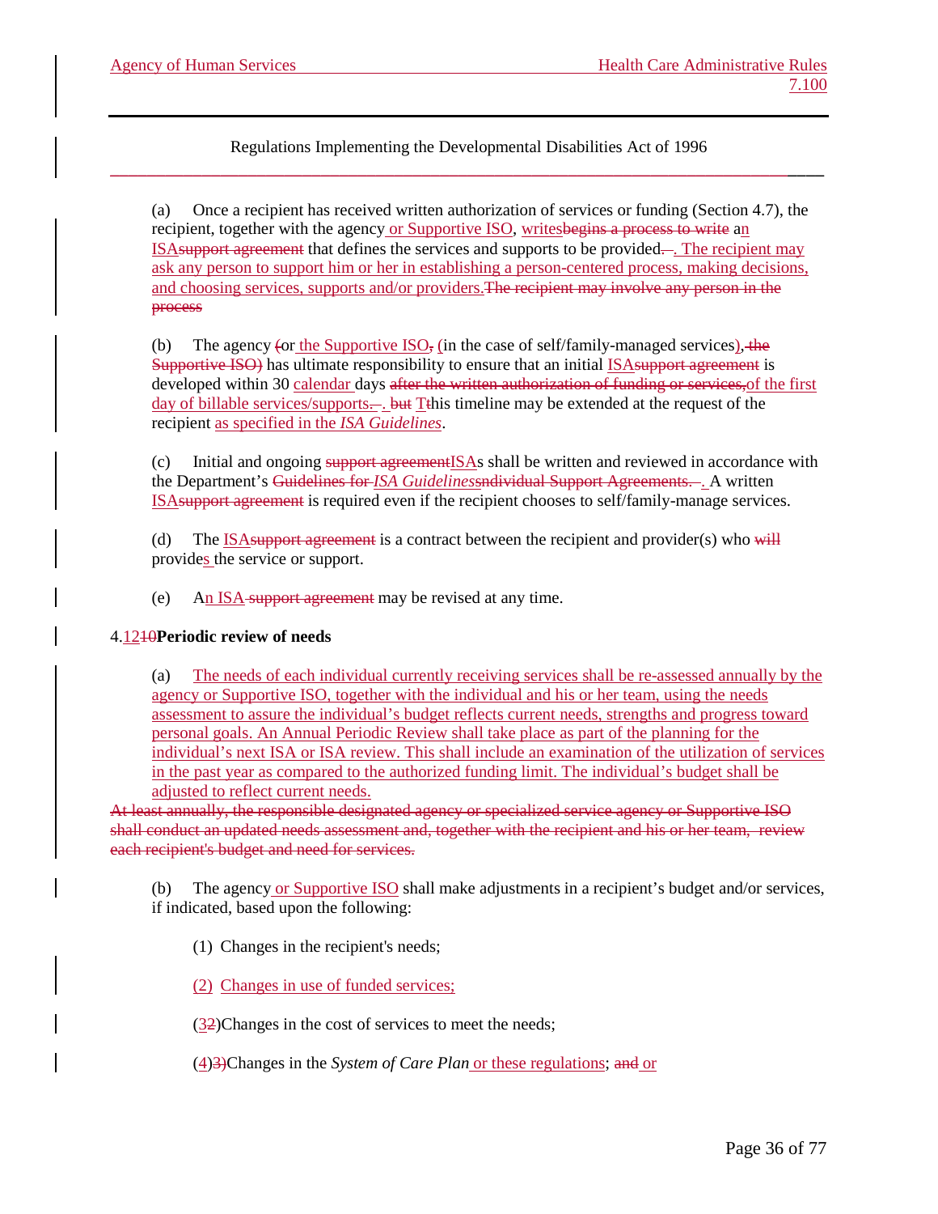(a) Once a recipient has received written authorization of services or funding (Section 4.7), the recipient, together with the agency or Supportive ISO, writes~~begins a process to write~~ an ISA~~support agreement~~ that defines the services and supports to be provided~~.~~. The recipient may ask any person to support him or her in establishing a person-centered process, making decisions, and choosing services, supports and/or providers.~~The recipient may involve any person in the process~~

(b) The agency ~~(~~or the Supportive ISO~~,~~ (in the case of self/family-managed services)~~, the Supportive ISO)~~ has ultimate responsibility to ensure that an initial ISA~~support agreement~~ is developed within 30 calendar days ~~after the written authorization of funding or services,~~of the first day of billable services/supports~~.~~. ~~but~~ T~~t~~his timeline may be extended at the request of the recipient as specified in the *ISA Guidelines*.

(c) Initial and ongoing ~~support agreement~~ISAs shall be written and reviewed in accordance with the Department's ~~Guidelines for~~ *ISA Guidelines*~~sndividual Support Agreements.~~. A written ISA~~support agreement~~ is required even if the recipient chooses to self/family-manage services.

(d) The ISA~~support agreement~~ is a contract between the recipient and provider(s) who ~~will~~ provides the service or support.

(e) An ISA ~~support agreement~~ may be revised at any time.

4.12~~10~~ **Periodic review of needs**

(a) The needs of each individual currently receiving services shall be re-assessed annually by the agency or Supportive ISO, together with the individual and his or her team, using the needs assessment to assure the individual's budget reflects current needs, strengths and progress toward personal goals. An Annual Periodic Review shall take place as part of the planning for the individual's next ISA or ISA review. This shall include an examination of the utilization of services in the past year as compared to the authorized funding limit. The individual's budget shall be adjusted to reflect current needs.

~~At least annually, the responsible designated agency or specialized service agency or Supportive ISO shall conduct an updated needs assessment and, together with the recipient and his or her team, review each recipient's budget and need for services.~~

(b) The agency or Supportive ISO shall make adjustments in a recipient's budget and/or services, if indicated, based upon the following:

(1) Changes in the recipient's needs;

(2) Changes in use of funded services;

(3~~2~~) Changes in the cost of services to meet the needs;

(4)~~3)~~ Changes in the *System of Care Plan* or these regulations; ~~and~~ or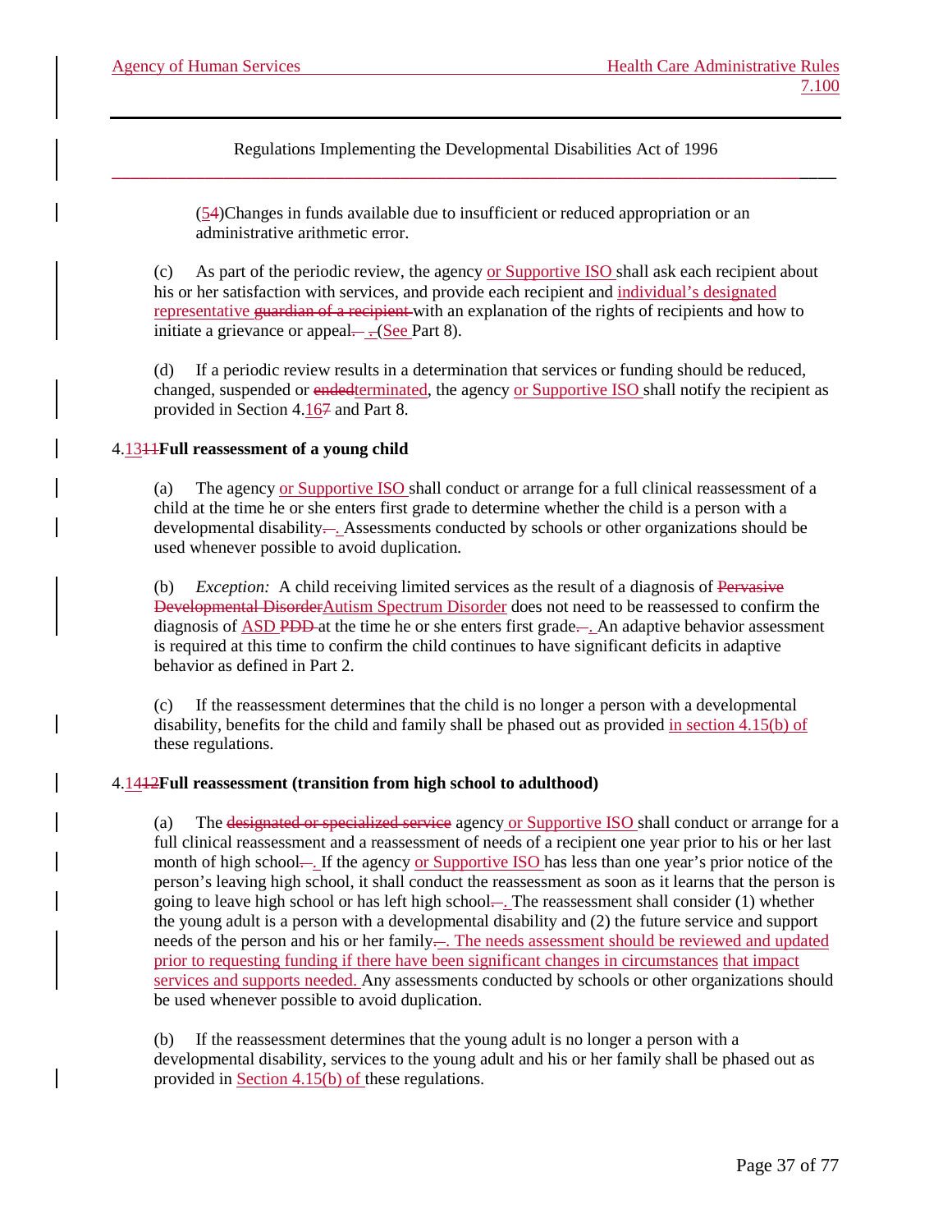(5~~4~~)Changes in funds available due to insufficient or reduced appropriation or an administrative arithmetic error.

(c) As part of the periodic review, the agency or Supportive ISO shall ask each recipient about his or her satisfaction with services, and provide each recipient and individual's designated representative ~~guardian of a recipient~~ with an explanation of the rights of recipients and how to initiate a grievance or appeal~~.~~ . (See Part 8).

(d) If a periodic review results in a determination that services or funding should be reduced, changed, suspended or ~~ended~~terminated, the agency or Supportive ISO shall notify the recipient as provided in Section 4.16~~7~~ and Part 8.

### 4.13~~11~~**Full reassessment of a young child**

(a) The agency or Supportive ISO shall conduct or arrange for a full clinical reassessment of a child at the time he or she enters first grade to determine whether the child is a person with a developmental disability~~.~~. Assessments conducted by schools or other organizations should be used whenever possible to avoid duplication.

(b) *Exception:* A child receiving limited services as the result of a diagnosis of ~~Pervasive Developmental Disorder~~Autism Spectrum Disorder does not need to be reassessed to confirm the diagnosis of ASD ~~PDD~~ at the time he or she enters first grade~~.~~. An adaptive behavior assessment is required at this time to confirm the child continues to have significant deficits in adaptive behavior as defined in Part 2.

(c) If the reassessment determines that the child is no longer a person with a developmental disability, benefits for the child and family shall be phased out as provided in section 4.15(b) of these regulations.

### 4.14~~12~~**Full reassessment (transition from high school to adulthood)**

(a) The ~~designated or specialized service~~ agency or Supportive ISO shall conduct or arrange for a full clinical reassessment and a reassessment of needs of a recipient one year prior to his or her last month of high school~~.~~. If the agency or Supportive ISO has less than one year's prior notice of the person's leaving high school, it shall conduct the reassessment as soon as it learns that the person is going to leave high school or has left high school~~.~~. The reassessment shall consider (1) whether the young adult is a person with a developmental disability and (2) the future service and support needs of the person and his or her family~~.~~. The needs assessment should be reviewed and updated prior to requesting funding if there have been significant changes in circumstances that impact services and supports needed. Any assessments conducted by schools or other organizations should be used whenever possible to avoid duplication.

(b) If the reassessment determines that the young adult is no longer a person with a developmental disability, services to the young adult and his or her family shall be phased out as provided in Section 4.15(b) of these regulations.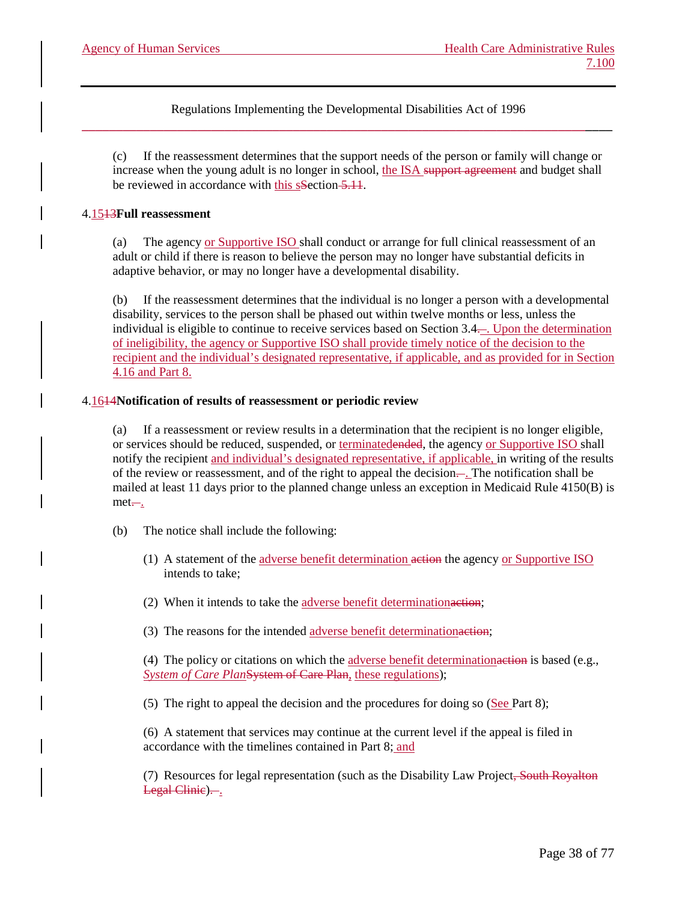(c) If the reassessment determines that the support needs of the person or family will change or increase when the young adult is no longer in school, the ISA ~~support agreement~~ and budget shall be reviewed in accordance with this sSection ~~5.11~~.

### 4.15~~13~~ **Full reassessment**

(a) The agency or Supportive ISO shall conduct or arrange for full clinical reassessment of an adult or child if there is reason to believe the person may no longer have substantial deficits in adaptive behavior, or may no longer have a developmental disability.

(b) If the reassessment determines that the individual is no longer a person with a developmental disability, services to the person shall be phased out within twelve months or less, unless the individual is eligible to continue to receive services based on Section 3.4. Upon the determination of ineligibility, the agency or Supportive ISO shall provide timely notice of the decision to the recipient and the individual's designated representative, if applicable, and as provided for in Section 4.16 and Part 8.

### 4.16~~14~~ **Notification of results of reassessment or periodic review**

(a) If a reassessment or review results in a determination that the recipient is no longer eligible, or services should be reduced, suspended, or terminated~~ended~~, the agency or Supportive ISO shall notify the recipient and individual's designated representative, if applicable, in writing of the results of the review or reassessment, and of the right to appeal the decision. The notification shall be mailed at least 11 days prior to the planned change unless an exception in Medicaid Rule 4150(B) is met.

(b) The notice shall include the following:

(1) A statement of the adverse benefit determination ~~action~~ the agency or Supportive ISO intends to take;

(2) When it intends to take the adverse benefit determination~~action~~;

(3) The reasons for the intended adverse benefit determination~~action~~;

(4) The policy or citations on which the adverse benefit determination~~action~~ is based (e.g., *System of Care Plan*~~System of Care Plan,~~ these regulations);

(5) The right to appeal the decision and the procedures for doing so (See Part 8);

(6) A statement that services may continue at the current level if the appeal is filed in accordance with the timelines contained in Part 8; and

(7) Resources for legal representation (such as the Disability Law Project~~, South Royalton Legal Clinic~~).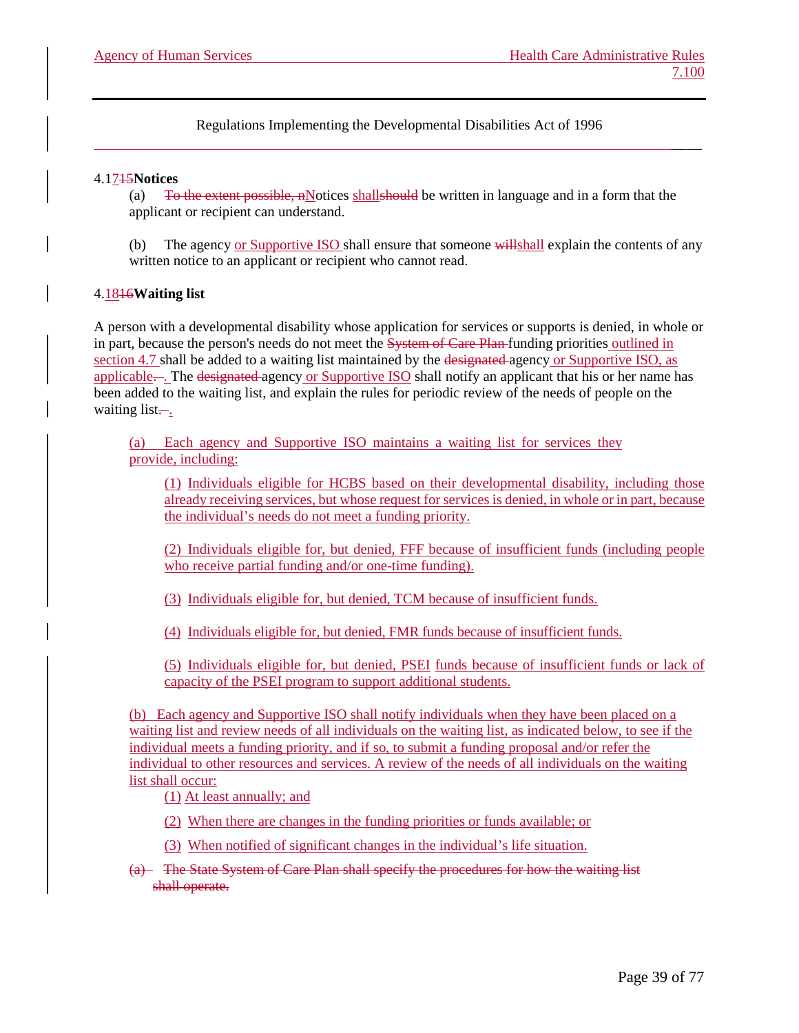Regulations Implementing the Developmental Disabilities Act of 1996

### 4.1715Notices

(a) To the extent possible, nNotices shallshould be written in language and in a form that the applicant or recipient can understand.

(b) The agency or Supportive ISO shall ensure that someone willshall explain the contents of any written notice to an applicant or recipient who cannot read.

### 4.1816Waiting list

A person with a developmental disability whose application for services or supports is denied, in whole or in part, because the person's needs do not meet the System of Care Plan funding priorities outlined in section 4.7 shall be added to a waiting list maintained by the designated agency or Supportive ISO, as applicable. . The designated agency or Supportive ISO shall notify an applicant that his or her name has been added to the waiting list, and explain the rules for periodic review of the needs of people on the waiting list..

(a) Each agency and Supportive ISO maintains a waiting list for services they provide, including:

(1) Individuals eligible for HCBS based on their developmental disability, including those already receiving services, but whose request for services is denied, in whole or in part, because the individual's needs do not meet a funding priority.

(2) Individuals eligible for, but denied, FFF because of insufficient funds (including people who receive partial funding and/or one-time funding).

(3) Individuals eligible for, but denied, TCM because of insufficient funds.

(4) Individuals eligible for, but denied, FMR funds because of insufficient funds.

(5) Individuals eligible for, but denied, PSEI funds because of insufficient funds or lack of capacity of the PSEI program to support additional students.

(b) Each agency and Supportive ISO shall notify individuals when they have been placed on a waiting list and review needs of all individuals on the waiting list, as indicated below, to see if the individual meets a funding priority, and if so, to submit a funding proposal and/or refer the individual to other resources and services. A review of the needs of all individuals on the waiting list shall occur:

(1) At least annually; and

(2) When there are changes in the funding priorities or funds available; or

(3) When notified of significant changes in the individual's life situation.

(a) The State System of Care Plan shall specify the procedures for how the waiting list shall operate.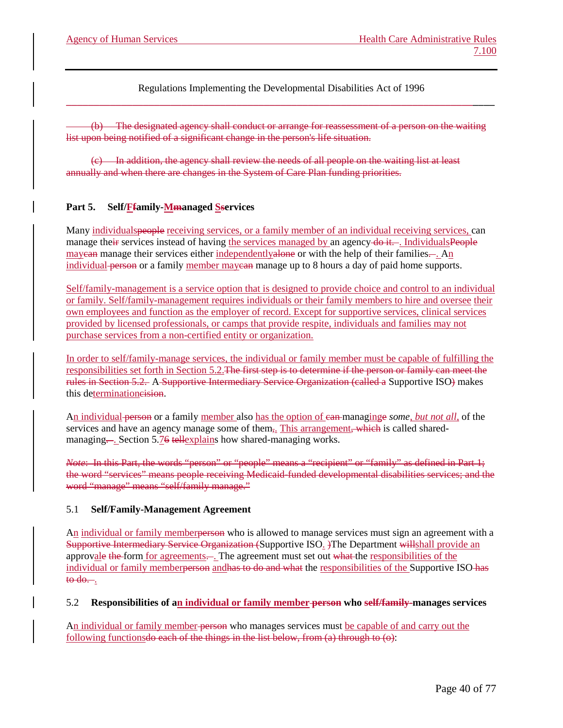~~(b) The designated agency shall conduct or arrange for reassessment of a person on the waiting list upon being notified of a significant change in the person's life situation.~~

~~(c) In addition, the agency shall review the needs of all people on the waiting list at least annually and when there are changes in the System of Care Plan funding priorities.~~

## Part 5. Self/F~~f~~amily-M~~m~~anaged S~~s~~ervices

Many individuals~~people~~ receiving services, or a family member of an individual receiving services, can manage the~~ir~~ services instead of having the services managed by an agency ~~do it.~~. Individuals~~People~~ may~~can~~ manage their services either independently~~alone~~ or with the help of their families~~.~~. An individual ~~person~~ or a family member may~~can~~ manage up to 8 hours a day of paid home supports.

Self/family-management is a service option that is designed to provide choice and control to an individual or family. Self/family-management requires individuals or their family members to hire and oversee their own employees and function as the employer of record. Except for supportive services, clinical services provided by licensed professionals, or camps that provide respite, individuals and families may not purchase services from a non-certified entity or organization.

In order to self/family-manage services, the individual or family member must be capable of fulfilling the responsibilities set forth in Section 5.2.~~The first step is to determine if the person or family can meet the rules in Section 5.2.~~ A ~~Supportive Intermediary Service Organization (called a~~ Supportive ISO~~)~~ makes this de~~cision~~termination.

An individual ~~person~~ or a family member also has the option of ~~can~~ managing~~e~~ *some, but not all,* of the services and have an agency manage some of them~~,~~. This arrangement~~, which~~ is called shared-managing~~.~~. Section 5.7~~6~~ ~~tell~~explains how shared-managing works.

~~*Note*: In this Part, the words "person" or "people" means a "recipient" or "family" as defined in Part 1; the word "services" means people receiving Medicaid-funded developmental disabilities services; and the word "manage" means "self/family manage."~~

### 5.1 Self/Family-Management Agreement

An individual or family member~~person~~ who is allowed to manage services must sign an agreement with a ~~Supportive Intermediary Service Organization (~~Supportive ISO. ~~)~~The Department ~~will~~shall provide an approv~~e~~ale ~~the~~ form for agreements~~.~~. The agreement must set out ~~what~~ the responsibilities of the individual or family member~~person~~ and~~has to do and what~~ the responsibilities of the Supportive ISO ~~has to do.~~.

### 5.2 Responsibilities of an individual or family member ~~person~~ who ~~self/family~~ manages services

An individual or family member ~~person~~ who manages services must be capable of and carry out the following functions~~do each of the things in the list below, from (a) through to (o)~~: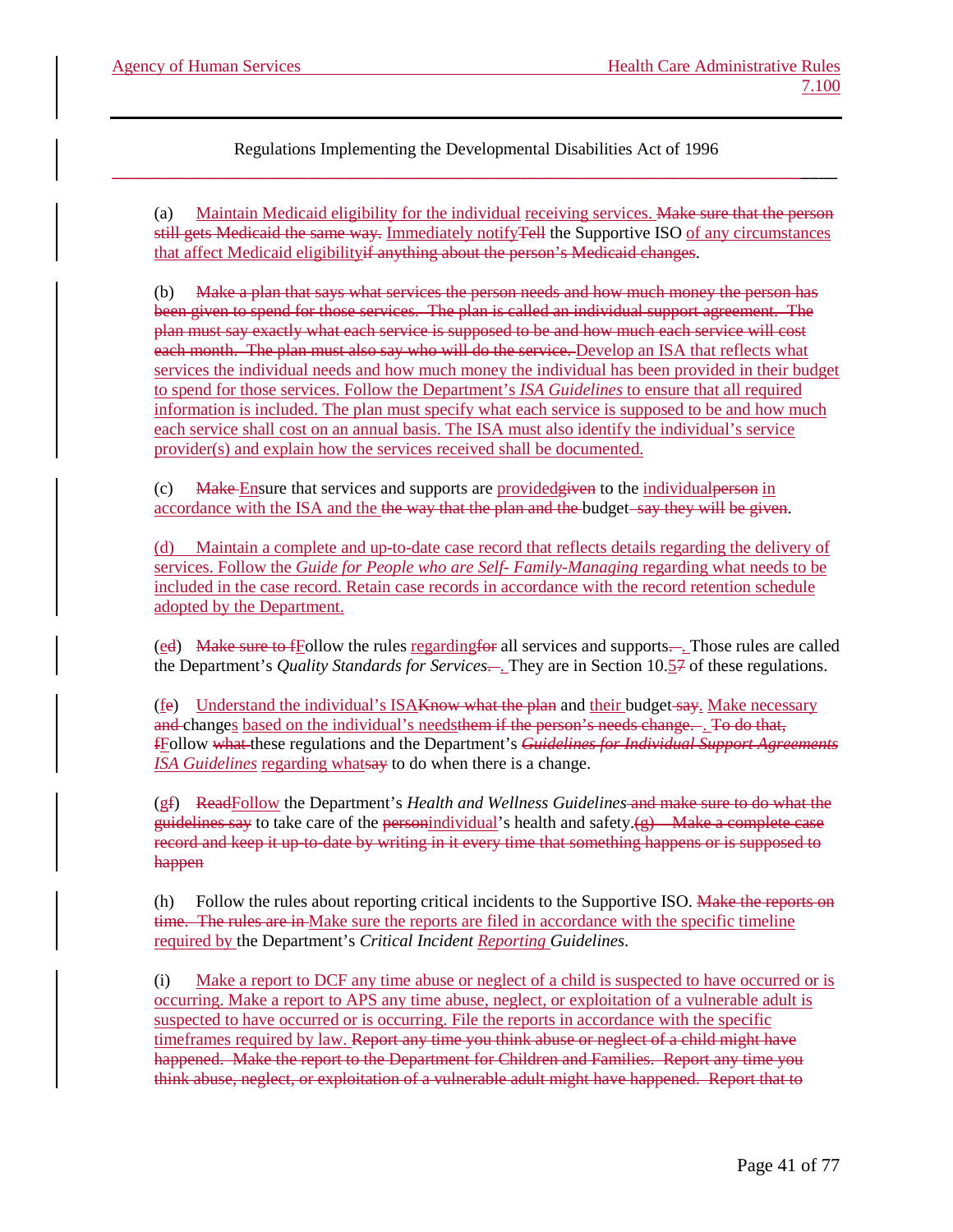(a) Maintain Medicaid eligibility for the individual receiving services. ~~Make sure that the person still gets Medicaid the same way.~~ Immediately notify~~Tell~~ the Supportive ISO of any circumstances that affect Medicaid eligibility~~if anything about the person's Medicaid changes~~.

(b) ~~Make a plan that says what services the person needs and how much money the person has been given to spend for those services. The plan is called an individual support agreement. The plan must say exactly what each service is supposed to be and how much each service will cost each month. The plan must also say who will do the service.~~ Develop an ISA that reflects what services the individual needs and how much money the individual has been provided in their budget to spend for those services. Follow the Department's *ISA Guidelines* to ensure that all required information is included. The plan must specify what each service is supposed to be and how much each service shall cost on an annual basis. The ISA must also identify the individual's service provider(s) and explain how the services received shall be documented.

(c) ~~Make~~ Ensure that services and supports are provided~~given~~ to the individual~~person~~ in accordance with the ISA and the ~~the way that the plan and the~~ budget ~~say they will be given~~.

(d) Maintain a complete and up-to-date case record that reflects details regarding the delivery of services. Follow the *Guide for People who are Self- Family-Managing* regarding what needs to be included in the case record. Retain case records in accordance with the record retention schedule adopted by the Department.

(e~~d~~) ~~Make sure to f~~Follow the rules regarding~~for~~ all services and supports~~. –~~. Those rules are called the Department's *Quality Standards for Services*~~. –~~. They are in Section 10.5~~7~~ of these regulations.

(f~~e~~) Understand the individual's ISA~~Know what the plan~~ and their budget ~~say~~. Make necessary ~~and~~ changes based on the individual's needs~~them if the person's needs change. –~~. ~~To do that, f~~Follow ~~what~~ these regulations and the Department's ~~*Guidelines for Individual Support Agreements*~~ *ISA Guidelines* regarding what~~say~~ to do when there is a change.

(g~~f~~) ~~Read~~Follow the Department's *Health and Wellness Guidelines* ~~and make sure to do what the guidelines say~~ to take care of the ~~person~~individual's health and safety.~~(g) Make a complete case record and keep it up-to-date by writing in it every time that something happens or is supposed to happen~~

(h) Follow the rules about reporting critical incidents to the Supportive ISO. ~~Make the reports on time. The rules are in~~ Make sure the reports are filed in accordance with the specific timeline required by the Department's *Critical Incident Reporting Guidelines*.

(i) Make a report to DCF any time abuse or neglect of a child is suspected to have occurred or is occurring. Make a report to APS any time abuse, neglect, or exploitation of a vulnerable adult is suspected to have occurred or is occurring. File the reports in accordance with the specific timeframes required by law. ~~Report any time you think abuse or neglect of a child might have happened. Make the report to the Department for Children and Families. Report any time you think abuse, neglect, or exploitation of a vulnerable adult might have happened. Report that to~~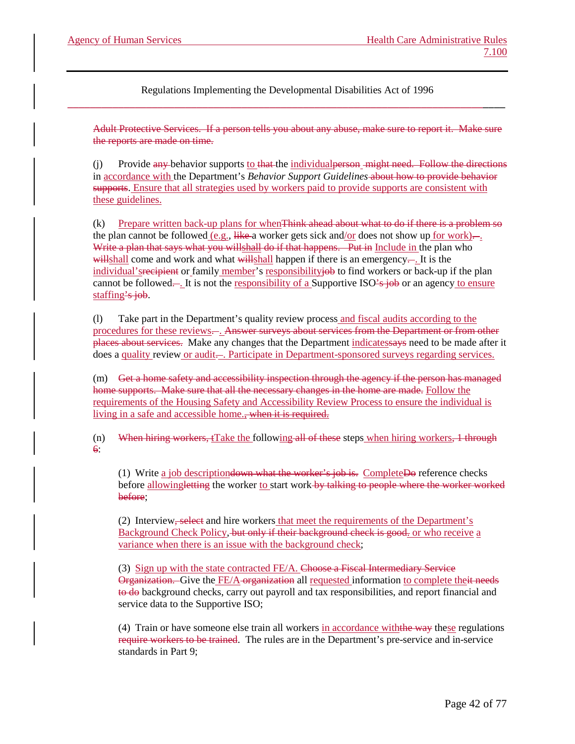~~Adult Protective Services. If a person tells you about any abuse, make sure to report it. Make sure the reports are made on time.~~

(j) Provide ~~any~~ behavior supports to ~~that~~ the individual~~person~~ ~~might need. Follow the directions~~ in accordance with the Department's *Behavior Support Guidelines* ~~about how to provide behavior supports~~. Ensure that all strategies used by workers paid to provide supports are consistent with these guidelines.

(k) Prepare written back-up plans for when~~Think ahead about what to do if there is a problem so~~ the plan cannot be followed (e.g., ~~like~~ a worker gets sick and/or does not show up for work)~~.~~. ~~Write a plan that says what you willshall do if that happens. Put in~~ Include in the plan who ~~will~~shall come and work and what ~~will~~shall happen if there is an emergency~~.~~. It is the individual's~~recipient~~ or family member's responsibility~~job~~ to find workers or back-up if the plan cannot be followed~~.~~. It is not the responsibility of a Supportive ISO~~'s job~~ or an agency to ensure staffing~~'s job~~.

(l) Take part in the Department's quality review process and fiscal audits according to the procedures for these reviews~~.~~. ~~Answer surveys about services from the Department or from other places about services.~~ Make any changes that the Department indicates~~says~~ need to be made after it does a quality review or audit~~.~~. Participate in Department-sponsored surveys regarding services.

(m) ~~Get a home safety and accessibility inspection through the agency if the person has managed home supports. Make sure that all the necessary changes in the home are made.~~ Follow the requirements of the Housing Safety and Accessibility Review Process to ensure the individual is living in a safe and accessible home.~~, when it is required.~~

(n) ~~When hiring workers, t~~Take the following~~ all of these~~ steps when hiring workers~~, 1 through 6~~:

(1) Write a job description~~down what the worker's job is.~~ Complete~~Do~~ reference checks before allowing~~letting~~ the worker to start work ~~by talking to people where the worker worked before~~;

(2) Interview~~, select~~ and hire workers that meet the requirements of the Department's Background Check Policy~~, but only if their background check is good~~. or who receive a variance when there is an issue with the background check;

(3) Sign up with the state contracted FE/A. ~~Choose a Fiscal Intermediary Service Organization.~~ Give the FE/A ~~organization~~ all requested information to complete the~~it needs to do~~ background checks, carry out payroll and tax responsibilities, and report financial and service data to the Supportive ISO;

(4) Train or have someone else train all workers in accordance with~~the way~~ these regulations ~~require workers to be trained~~. The rules are in the Department's pre-service and in-service standards in Part 9;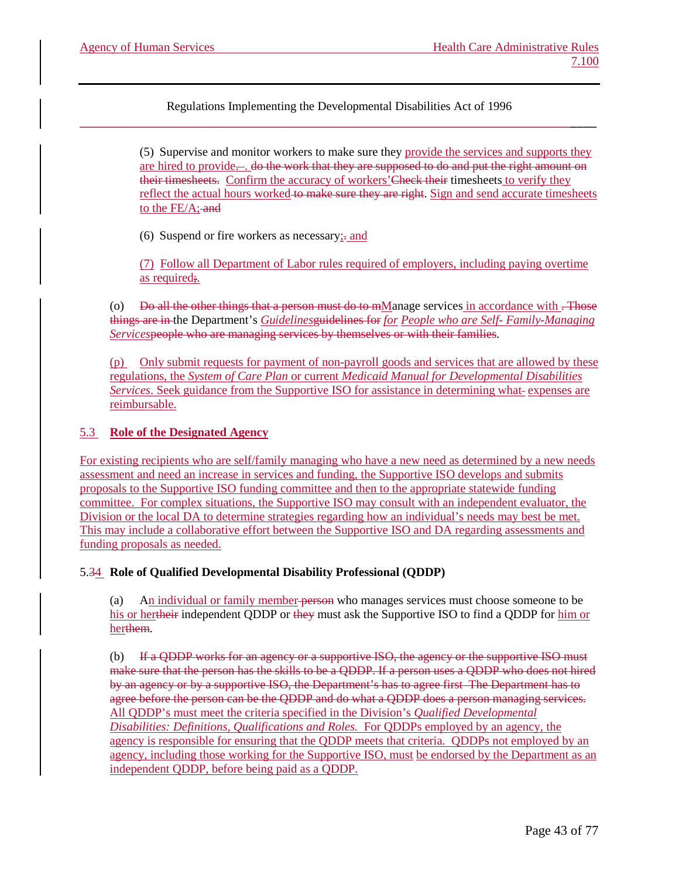(5) Supervise and monitor workers to make sure they provide the services and supports they are hired to provide~~.~~. ~~do the work that they are supposed to do and put the right amount on their timesheets.~~ Confirm the accuracy of workers'~~Check their~~ timesheets to verify they reflect the actual hours worked~~ to make sure they are right~~. Sign and send accurate timesheets to the FE/A;~~ and~~

(6) Suspend or fire workers as necessary;~~.~~ and

(7) Follow all Department of Labor rules required of employers, including paying overtime as required~~;~~.

(o) ~~Do all the other things that a person must do to m~~Manage services in accordance with ~~. Those things are in~~ the Department's *Guidelines*~~guidelines for~~ *for People who are Self- Family-Managing Services*~~people who are managing services by themselves or with their families~~.

(p) Only submit requests for payment of non-payroll goods and services that are allowed by these regulations, the *System of Care Plan* or current *Medicaid Manual for Developmental Disabilities Services*. Seek guidance from the Supportive ISO for assistance in determining what~~-~~ expenses are reimbursable.

## 5.3 **Role of the Designated Agency**

For existing recipients who are self/family managing who have a new need as determined by a new needs assessment and need an increase in services and funding, the Supportive ISO develops and submits proposals to the Supportive ISO funding committee and then to the appropriate statewide funding committee. For complex situations, the Supportive ISO may consult with an independent evaluator, the Division or the local DA to determine strategies regarding how an individual's needs may best be met. This may include a collaborative effort between the Supportive ISO and DA regarding assessments and funding proposals as needed.

## 5.~~3~~4 **Role of Qualified Developmental Disability Professional (QDDP)**

(a) An individual or family member~~ person~~ who manages services must choose someone to be his or her~~their~~ independent QDDP or ~~they~~ must ask the Supportive ISO to find a QDDP for him or her~~them~~.

(b) ~~If a QDDP works for an agency or a supportive ISO, the agency or the supportive ISO must make sure that the person has the skills to be a QDDP. If a person uses a QDDP who does not hired by an agency or by a supportive ISO, the Department's has to agree first The Department has to agree before the person can be the QDDP and do what a QDDP does a person managing services.~~ All QDDP's must meet the criteria specified in the Division's *Qualified Developmental Disabilities: Definitions, Qualifications and Roles.* For QDDPs employed by an agency, the agency is responsible for ensuring that the QDDP meets that criteria. QDDPs not employed by an agency, including those working for the Supportive ISO, must be endorsed by the Department as an independent QDDP, before being paid as a QDDP.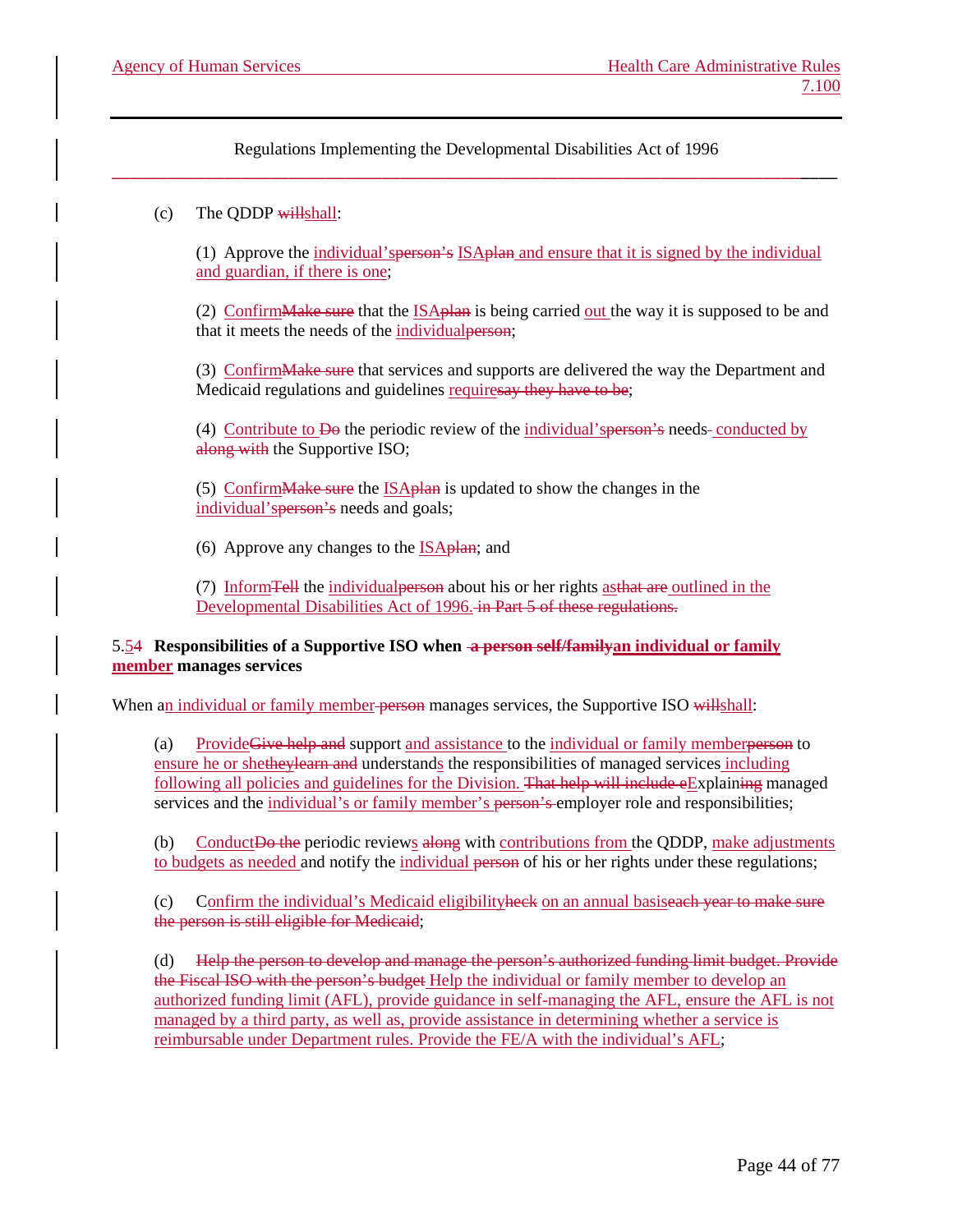(c) The QDDP ~~will~~shall:

(1) Approve the individual's~~person's~~ ISA~~plan~~ and ensure that it is signed by the individual and guardian, if there is one;

(2) Confirm~~Make sure~~ that the ISA~~plan~~ is being carried out the way it is supposed to be and that it meets the needs of the individual~~person~~;

(3) Confirm~~Make sure~~ that services and supports are delivered the way the Department and Medicaid regulations and guidelines require~~say they have to be~~;

(4) Contribute to ~~Do~~ the periodic review of the individual's~~person's~~ needs conducted by ~~along with~~ the Supportive ISO;

(5) Confirm~~Make sure~~ the ISA~~plan~~ is updated to show the changes in the individual's~~person's~~ needs and goals;

(6) Approve any changes to the ISA~~plan~~; and

(7) Inform~~Tell~~ the individual~~person~~ about his or her rights as~~that are~~ outlined in the Developmental Disabilities Act of 1996.~~ in Part 5 of these regulations.~~

### 5.5~~4~~ Responsibilities of a Supportive ISO when ~~a person self/family~~an individual or family member manages services

When an individual or family member ~~person~~ manages services, the Supportive ISO ~~will~~shall:

(a) Provide~~Give help and~~ support and assistance to the individual or family member~~person~~ to ensure he or she~~they~~ ~~learn and~~ understands the responsibilities of managed services including following all policies and guidelines for the Division. ~~That help will include e~~Explain~~ing~~ managed services and the individual's or family member's ~~person's~~ employer role and responsibilities;

(b) Conduct~~Do the~~ periodic reviews ~~along~~ with contributions from the QDDP, make adjustments to budgets as needed and notify the individual ~~person~~ of his or her rights under these regulations;

(c) Confirm the individual's Medicaid eligibility~~heck~~ on an annual basis~~each year to make sure the person is still eligible for Medicaid~~;

(d) ~~Help the person to develop and manage the person's authorized funding limit budget. Provide the Fiscal ISO with the person's budget~~ Help the individual or family member to develop an authorized funding limit (AFL), provide guidance in self-managing the AFL, ensure the AFL is not managed by a third party, as well as, provide assistance in determining whether a service is reimbursable under Department rules. Provide the FE/A with the individual's AFL;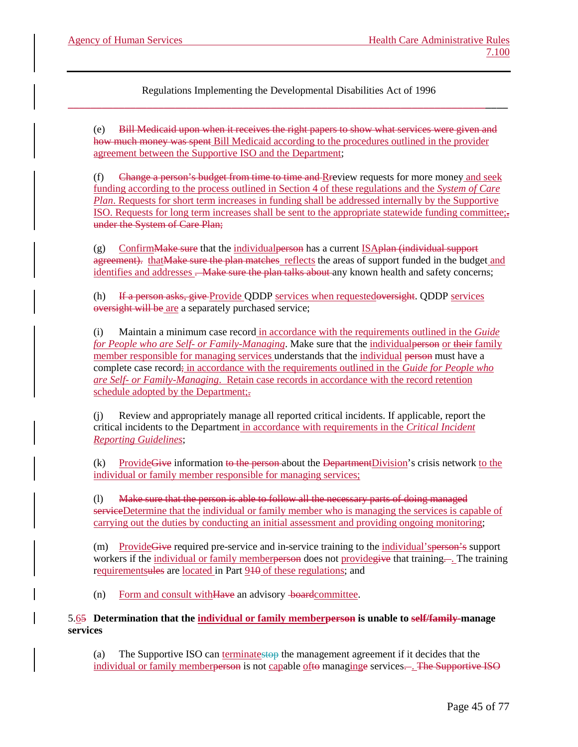Regulations Implementing the Developmental Disabilities Act of 1996

(e) Bill Medicaid upon when it receives the right papers to show what services were given and how much money was spent Bill Medicaid according to the procedures outlined in the provider agreement between the Supportive ISO and the Department;

(f) Change a person's budget from time to time and Rreview requests for more money and seek funding according to the process outlined in Section 4 of these regulations and the *System of Care Plan*. Requests for short term increases in funding shall be addressed internally by the Supportive ISO. Requests for long term increases shall be sent to the appropriate statewide funding committee;. under the System of Care Plan;

(g) ConfirmMake sure that the individualperson has a current ISAplan (individual support agreement). thatMake sure the plan matches reflects the areas of support funded in the budget and identifies and addresses . Make sure the plan talks about any known health and safety concerns;

(h) If a person asks, give Provide QDDP services when requestedoversight. QDDP services oversight will be are a separately purchased service;

(i) Maintain a minimum case record in accordance with the requirements outlined in the *Guide for People who are Self- or Family-Managing*. Make sure that the individualperson or their family member responsible for managing services understands that the individual person must have a complete case record; in accordance with the requirements outlined in the *Guide for People who are Self- or Family-Managing*. Retain case records in accordance with the record retention schedule adopted by the Department;.

(j) Review and appropriately manage all reported critical incidents. If applicable, report the critical incidents to the Department in accordance with requirements in the *Critical Incident Reporting Guidelines*;

(k) ProvideGive information to the person about the DepartmentDivision's crisis network to the individual or family member responsible for managing services;

(l) Make sure that the person is able to follow all the necessary parts of doing managed serviceDetermine that the individual or family member who is managing the services is capable of carrying out the duties by conducting an initial assessment and providing ongoing monitoring;

(m) ProvideGive required pre-service and in-service training to the individual'sperson's support workers if the individual or family memberperson does not providegive that training. . The training requirementsrules are located in Part 910 of these regulations; and

(n) Form and consult withHave an advisory boardcommittee.

**5.65 Determination that the individual or family memberperson is unable to self/family manage services**

(a) The Supportive ISO can terminatestop the management agreement if it decides that the individual or family memberperson is not capable ofto managinge services. . The Supportive ISO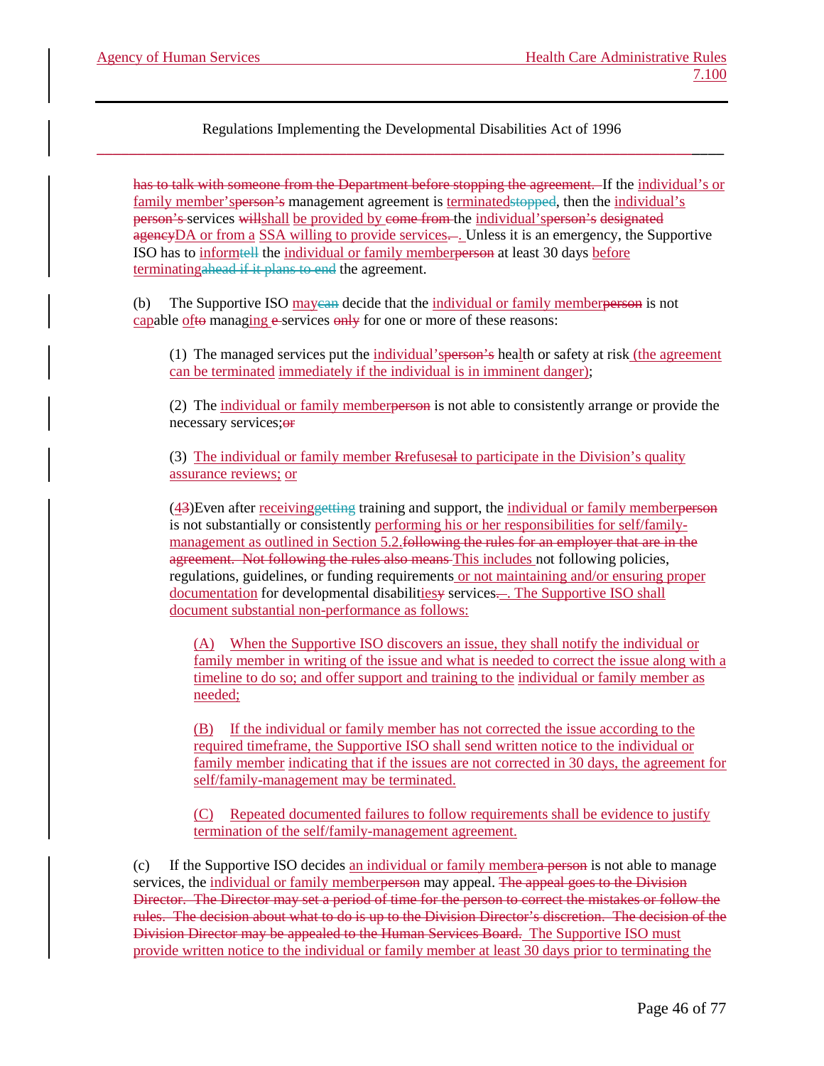Regulations Implementing the Developmental Disabilities Act of 1996

has to talk with someone from the Department before stopping the agreement. If the individual's or family member'sperson's management agreement is terminatedstopped, then the individual's person's services willshall be provided by come from the individual'sperson's designated agencyDA or from a SSA willing to provide services. . Unless it is an emergency, the Supportive ISO has to informtell the individual or family memberperson at least 30 days before terminatingahead if it plans to end the agreement.

(b) The Supportive ISO maycan decide that the individual or family memberperson is not capable ofto managing e services only for one or more of these reasons:

(1) The managed services put the individual'sperson's health or safety at risk (the agreement can be terminated immediately if the individual is in imminent danger);

(2) The individual or family memberperson is not able to consistently arrange or provide the necessary services;or

(3) The individual or family member Rrefusesal to participate in the Division's quality assurance reviews; or

(43)Even after receivinggetting training and support, the individual or family memberperson is not substantially or consistently performing his or her responsibilities for self/family-management as outlined in Section 5.2.following the rules for an employer that are in the agreement. Not following the rules also means This includes not following policies, regulations, guidelines, or funding requirements or not maintaining and/or ensuring proper documentation for developmental disabilitiesy services. . The Supportive ISO shall document substantial non-performance as follows:

(A) When the Supportive ISO discovers an issue, they shall notify the individual or family member in writing of the issue and what is needed to correct the issue along with a timeline to do so; and offer support and training to the individual or family member as needed;

(B) If the individual or family member has not corrected the issue according to the required timeframe, the Supportive ISO shall send written notice to the individual or family member indicating that if the issues are not corrected in 30 days, the agreement for self/family-management may be terminated.

(C) Repeated documented failures to follow requirements shall be evidence to justify termination of the self/family-management agreement.

(c) If the Supportive ISO decides an individual or family membera person is not able to manage services, the individual or family memberperson may appeal. The appeal goes to the Division Director. The Director may set a period of time for the person to correct the mistakes or follow the rules. The decision about what to do is up to the Division Director's discretion. The decision of the Division Director may be appealed to the Human Services Board. The Supportive ISO must provide written notice to the individual or family member at least 30 days prior to terminating the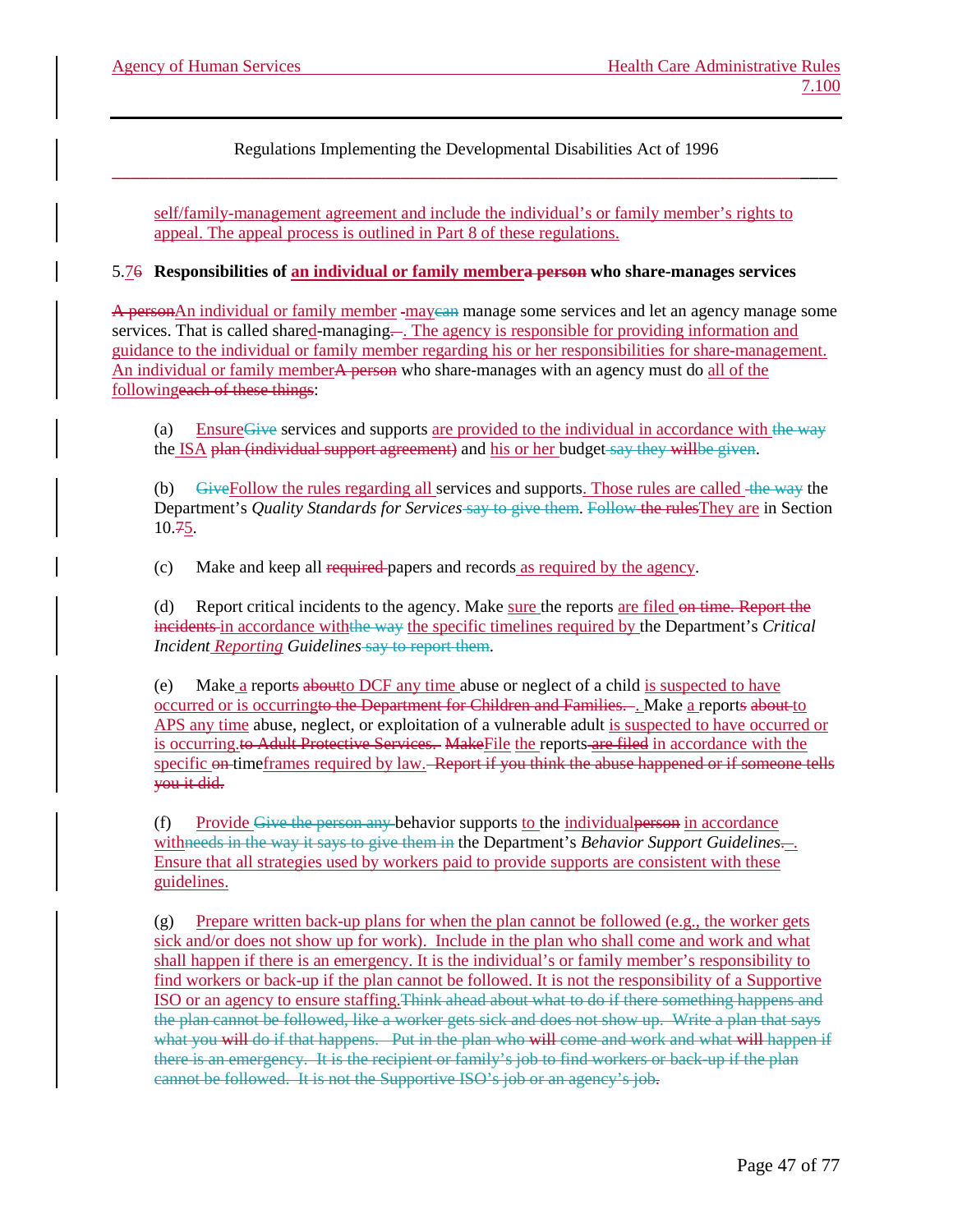self/family-management agreement and include the individual's or family member's rights to appeal. The appeal process is outlined in Part 8 of these regulations.

### 5.7~~6~~ **Responsibilities of an individual or family member~~a person~~ who share-manages services**

~~A person~~An individual or family member ~~-~~may~~can~~ manage some services and let an agency manage some services. That is called shared-managing~~.~~. The agency is responsible for providing information and guidance to the individual or family member regarding his or her responsibilities for share-management. An individual or family member~~A person~~ who share-manages with an agency must do all of the following~~each of these things~~:

(a) Ensure~~Give~~ services and supports are provided to the individual in accordance with ~~the way~~ the ISA ~~plan (individual support agreement)~~ and his or her budget ~~say they willbe given~~.

(b) ~~Give~~Follow the rules regarding all services and supports. Those rules are called ~~the way~~ the Department's *Quality Standards for Services* ~~say to give them~~. ~~Follow the rules~~They are in Section 10.~~7~~5.

(c) Make and keep all ~~required~~ papers and records as required by the agency.

(d) Report critical incidents to the agency. Make sure the reports are filed ~~on time. Report the incidents~~ in accordance with~~the way~~ the specific timelines required by the Department's *Critical Incident Reporting Guidelines* ~~say to report them~~.

(e) Make a report~~s~~ ~~about~~to DCF any time abuse or neglect of a child is suspected to have occurred or is occurring~~to the Department for Children and Families.~~ . Make a report~~s~~ ~~about~~ to APS any time abuse, neglect, or exploitation of a vulnerable adult is suspected to have occurred or is occurring.~~to Adult Protective Services.~~ ~~Make~~File the reports ~~are filed~~ in accordance with the specific ~~on~~ timeframes required by law. ~~Report if you think the abuse happened or if someone tells you it did.~~

(f) Provide ~~Give the person any~~ behavior supports to the individual~~person~~ in accordance with~~needs in the way it says to give them in~~ the Department's *Behavior Support Guidelines*~~.~~. Ensure that all strategies used by workers paid to provide supports are consistent with these guidelines.

(g) Prepare written back-up plans for when the plan cannot be followed (e.g., the worker gets sick and/or does not show up for work). Include in the plan who shall come and work and what shall happen if there is an emergency. It is the individual's or family member's responsibility to find workers or back-up if the plan cannot be followed. It is not the responsibility of a Supportive ISO or an agency to ensure staffing.~~Think ahead about what to do if there something happens and the plan cannot be followed, like a worker gets sick and does not show up. Write a plan that says what you will do if that happens. Put in the plan who will come and work and what will happen if there is an emergency. It is the recipient or family's job to find workers or back-up if the plan cannot be followed. It is not the Supportive ISO's job or an agency's job.~~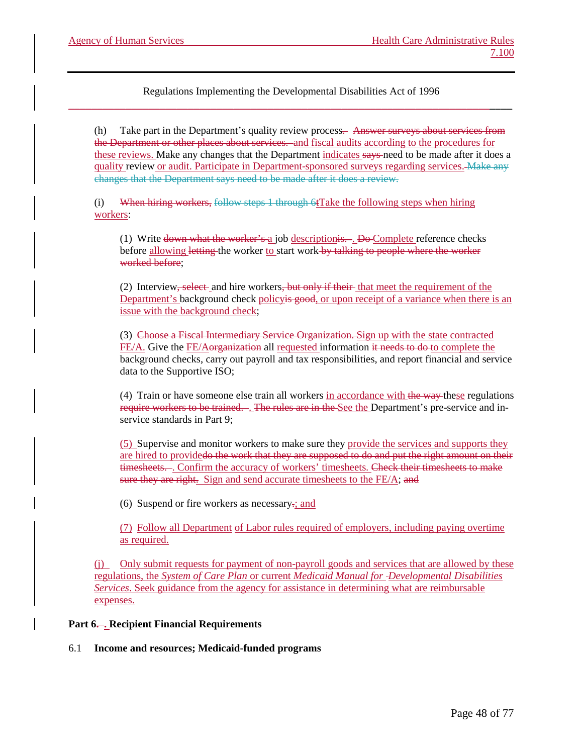(h) Take part in the Department's quality review process~~.~~ ~~Answer surveys about services from the Department or other places about services.~~ and fiscal audits according to the procedures for these reviews. Make any changes that the Department indicates ~~says~~ need to be made after it does a quality review or audit. Participate in Department-sponsored surveys regarding services. ~~Make any changes that the Department says need to be made after it does a review.~~

(i) ~~When hiring workers,~~ ~~follow steps 1 through 6t~~Take the following steps when hiring workers:

> (1) Write ~~down what the worker's~~ a job description~~is.~~ . ~~Do~~ Complete reference checks before allowing ~~letting~~ the worker to start work ~~by talking to people where the worker worked before~~;
>
> (2) Interview~~, select~~ and hire workers~~, but only if their~~ that meet the requirement of the Department's background check policy~~is good~~, or upon receipt of a variance when there is an issue with the background check;
>
> (3) ~~Choose a Fiscal Intermediary Service Organization.~~ Sign up with the state contracted FE/A. Give the FE/A~~organization~~ all requested information ~~it needs to do~~ to complete the background checks, carry out payroll and tax responsibilities, and report financial and service data to the Supportive ISO;
>
> (4) Train or have someone else train all workers in accordance with ~~the way~~ these regulations ~~require workers to be trained.~~ . ~~The rules are in the~~ See the Department's pre-service and in-service standards in Part 9;
>
> (5) Supervise and monitor workers to make sure they provide the services and supports they are hired to provide~~do the work that they are supposed to do and put the right amount on their timesheets.~~ . Confirm the accuracy of workers' timesheets. ~~Check their timesheets to make sure they are right.~~ Sign and send accurate timesheets to the FE/A; ~~and~~
>
> (6) Suspend or fire workers as necessary~~.~~; and
>
> (7) Follow all Department of Labor rules required of employers, including paying overtime as required.

(j) Only submit requests for payment of non-payroll goods and services that are allowed by these regulations, the *System of Care Plan* or current *Medicaid Manual for Developmental Disabilities Services*. Seek guidance from the agency for assistance in determining what are reimbursable expenses.

**Part 6~~.~~. Recipient Financial Requirements**

6.1 **Income and resources; Medicaid-funded programs**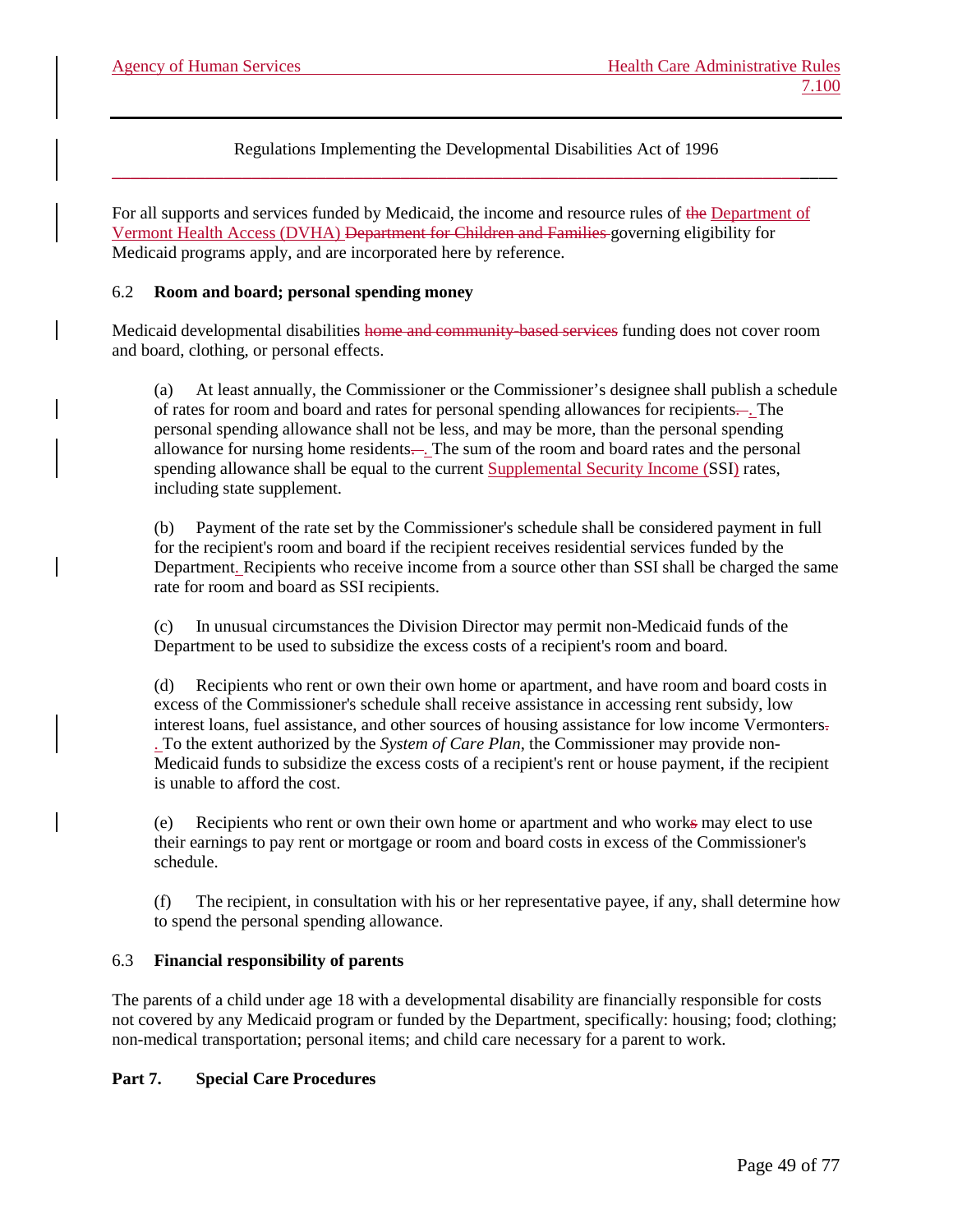For all supports and services funded by Medicaid, the income and resource rules of ~~the~~ Department of Vermont Health Access (DVHA) ~~Department for Children and Families~~ governing eligibility for Medicaid programs apply, and are incorporated here by reference.

### 6.2 **Room and board; personal spending money**

Medicaid developmental disabilities ~~home and community-based services~~ funding does not cover room and board, clothing, or personal effects.

(a) At least annually, the Commissioner or the Commissioner's designee shall publish a schedule of rates for room and board and rates for personal spending allowances for recipients. The personal spending allowance shall not be less, and may be more, than the personal spending allowance for nursing home residents. The sum of the room and board rates and the personal spending allowance shall be equal to the current Supplemental Security Income (SSI) rates, including state supplement.

(b) Payment of the rate set by the Commissioner's schedule shall be considered payment in full for the recipient's room and board if the recipient receives residential services funded by the Department. Recipients who receive income from a source other than SSI shall be charged the same rate for room and board as SSI recipients.

(c) In unusual circumstances the Division Director may permit non-Medicaid funds of the Department to be used to subsidize the excess costs of a recipient's room and board.

(d) Recipients who rent or own their own home or apartment, and have room and board costs in excess of the Commissioner's schedule shall receive assistance in accessing rent subsidy, low interest loans, fuel assistance, and other sources of housing assistance for low income Vermonters. To the extent authorized by the *System of Care Plan*, the Commissioner may provide non-Medicaid funds to subsidize the excess costs of a recipient's rent or house payment, if the recipient is unable to afford the cost.

(e) Recipients who rent or own their own home or apartment and who work~~s~~ may elect to use their earnings to pay rent or mortgage or room and board costs in excess of the Commissioner's schedule.

(f) The recipient, in consultation with his or her representative payee, if any, shall determine how to spend the personal spending allowance.

### 6.3 **Financial responsibility of parents**

The parents of a child under age 18 with a developmental disability are financially responsible for costs not covered by any Medicaid program or funded by the Department, specifically: housing; food; clothing; non-medical transportation; personal items; and child care necessary for a parent to work.

## Part 7. Special Care Procedures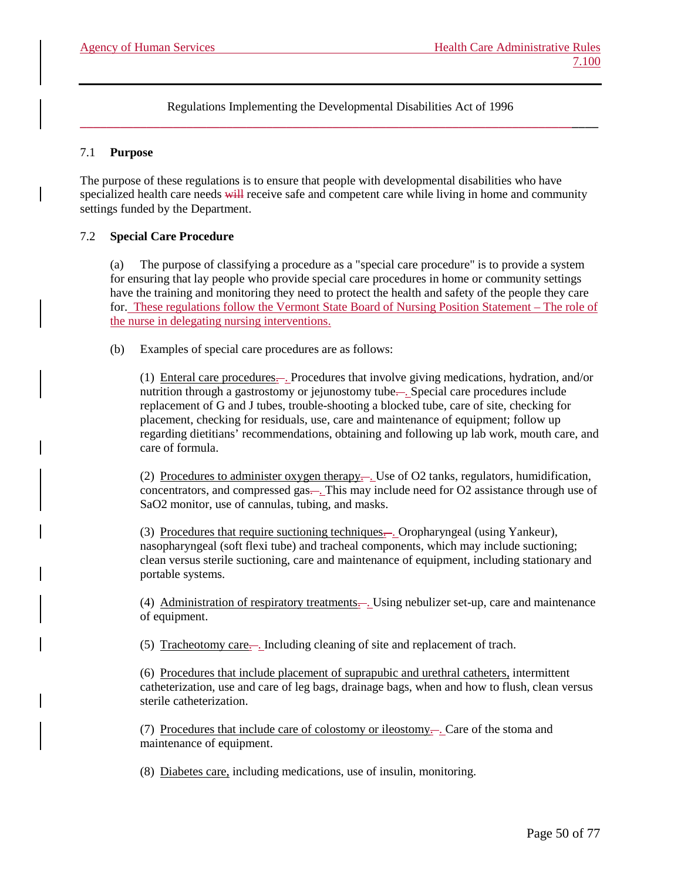Regulations Implementing the Developmental Disabilities Act of 1996

## 7.1 **Purpose**

The purpose of these regulations is to ensure that people with developmental disabilities who have specialized health care needs will receive safe and competent care while living in home and community settings funded by the Department.

## 7.2 **Special Care Procedure**

(a) The purpose of classifying a procedure as a "special care procedure" is to provide a system for ensuring that lay people who provide special care procedures in home or community settings have the training and monitoring they need to protect the health and safety of the people they care for. These regulations follow the Vermont State Board of Nursing Position Statement – The role of the nurse in delegating nursing interventions.

(b) Examples of special care procedures are as follows:

(1) Enteral care procedures. Procedures that involve giving medications, hydration, and/or nutrition through a gastrostomy or jejunostomy tube. Special care procedures include replacement of G and J tubes, trouble-shooting a blocked tube, care of site, checking for placement, checking for residuals, use, care and maintenance of equipment; follow up regarding dietitians' recommendations, obtaining and following up lab work, mouth care, and care of formula.

(2) Procedures to administer oxygen therapy. Use of O2 tanks, regulators, humidification, concentrators, and compressed gas. This may include need for O2 assistance through use of SaO2 monitor, use of cannulas, tubing, and masks.

(3) Procedures that require suctioning techniques. Oropharyngeal (using Yankeur), nasopharyngeal (soft flexi tube) and tracheal components, which may include suctioning; clean versus sterile suctioning, care and maintenance of equipment, including stationary and portable systems.

(4) Administration of respiratory treatments. Using nebulizer set-up, care and maintenance of equipment.

(5) Tracheotomy care. Including cleaning of site and replacement of trach.

(6) Procedures that include placement of suprapubic and urethral catheters, intermittent catheterization, use and care of leg bags, drainage bags, when and how to flush, clean versus sterile catheterization.

(7) Procedures that include care of colostomy or ileostomy. Care of the stoma and maintenance of equipment.

(8) Diabetes care, including medications, use of insulin, monitoring.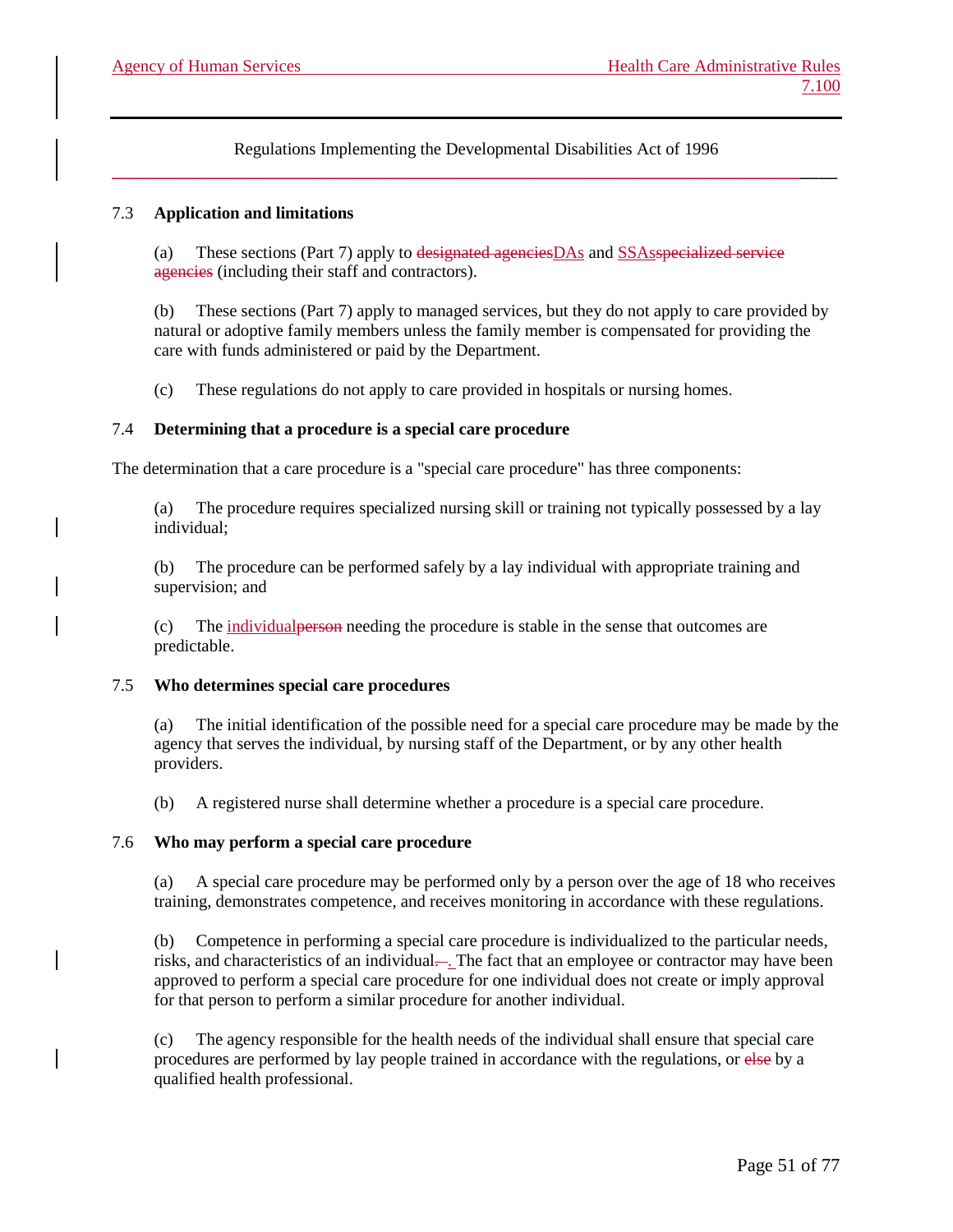7.3 **Application and limitations**

(a) These sections (Part 7) apply to ~~designated agencies~~DAs and SSAs~~specialized service agencies~~ (including their staff and contractors).

(b) These sections (Part 7) apply to managed services, but they do not apply to care provided by natural or adoptive family members unless the family member is compensated for providing the care with funds administered or paid by the Department.

(c) These regulations do not apply to care provided in hospitals or nursing homes.

7.4 **Determining that a procedure is a special care procedure**

The determination that a care procedure is a "special care procedure" has three components:

(a) The procedure requires specialized nursing skill or training not typically possessed by a lay individual;

(b) The procedure can be performed safely by a lay individual with appropriate training and supervision; and

(c) The individual~~person~~ needing the procedure is stable in the sense that outcomes are predictable.

7.5 **Who determines special care procedures**

(a) The initial identification of the possible need for a special care procedure may be made by the agency that serves the individual, by nursing staff of the Department, or by any other health providers.

(b) A registered nurse shall determine whether a procedure is a special care procedure.

7.6 **Who may perform a special care procedure**

(a) A special care procedure may be performed only by a person over the age of 18 who receives training, demonstrates competence, and receives monitoring in accordance with these regulations.

(b) Competence in performing a special care procedure is individualized to the particular needs, risks, and characteristics of an individual~~—~~. The fact that an employee or contractor may have been approved to perform a special care procedure for one individual does not create or imply approval for that person to perform a similar procedure for another individual.

(c) The agency responsible for the health needs of the individual shall ensure that special care procedures are performed by lay people trained in accordance with the regulations, or ~~else~~ by a qualified health professional.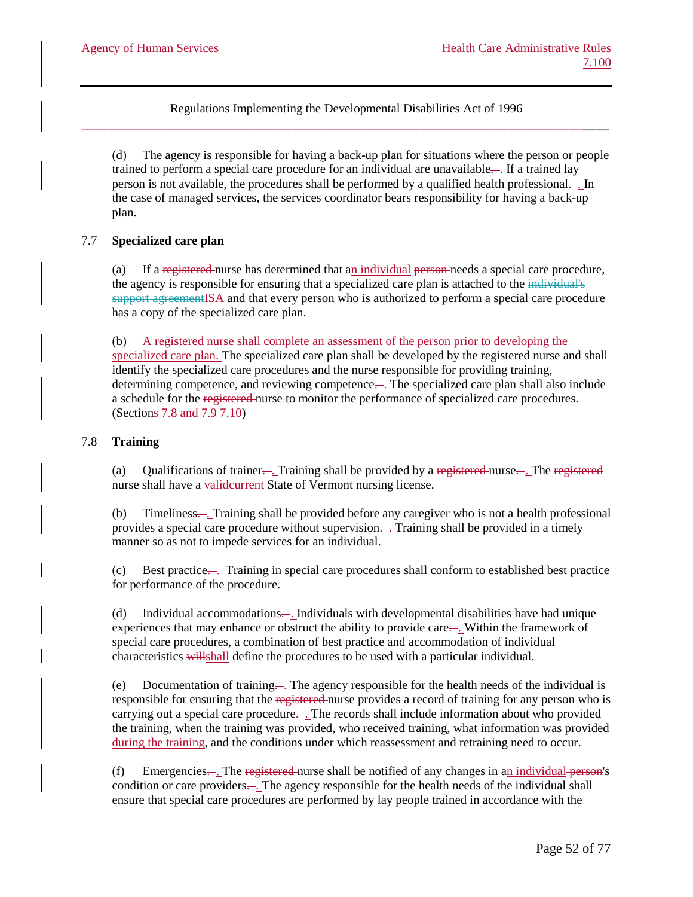Regulations Implementing the Developmental Disabilities Act of 1996

(d) The agency is responsible for having a back-up plan for situations where the person or people trained to perform a special care procedure for an individual are unavailable. If a trained lay person is not available, the procedures shall be performed by a qualified health professional. In the case of managed services, the services coordinator bears responsibility for having a back-up plan.

## 7.7 Specialized care plan

(a) If a ~~registered~~ nurse has determined that an individual ~~person~~ needs a special care procedure, the agency is responsible for ensuring that a specialized care plan is attached to the ~~individual's support agreement~~ ISA and that every person who is authorized to perform a special care procedure has a copy of the specialized care plan.

(b) A registered nurse shall complete an assessment of the person prior to developing the specialized care plan. The specialized care plan shall be developed by the registered nurse and shall identify the specialized care procedures and the nurse responsible for providing training, determining competence, and reviewing competence. The specialized care plan shall also include a schedule for the ~~registered~~ nurse to monitor the performance of specialized care procedures. (Section~~s 7.8 and 7.9~~ 7.10)

## 7.8 Training

(a) Qualifications of trainer. Training shall be provided by a ~~registered~~ nurse. The ~~registered~~ nurse shall have a valid ~~current~~ State of Vermont nursing license.

(b) Timeliness. Training shall be provided before any caregiver who is not a health professional provides a special care procedure without supervision. Training shall be provided in a timely manner so as not to impede services for an individual.

(c) Best practice. Training in special care procedures shall conform to established best practice for performance of the procedure.

(d) Individual accommodations. Individuals with developmental disabilities have had unique experiences that may enhance or obstruct the ability to provide care. Within the framework of special care procedures, a combination of best practice and accommodation of individual characteristics ~~will~~ shall define the procedures to be used with a particular individual.

(e) Documentation of training. The agency responsible for the health needs of the individual is responsible for ensuring that the ~~registered~~ nurse provides a record of training for any person who is carrying out a special care procedure. The records shall include information about who provided the training, when the training was provided, who received training, what information was provided during the training, and the conditions under which reassessment and retraining need to occur.

(f) Emergencies. The ~~registered~~ nurse shall be notified of any changes in an individual ~~person~~'s condition or care providers. The agency responsible for the health needs of the individual shall ensure that special care procedures are performed by lay people trained in accordance with the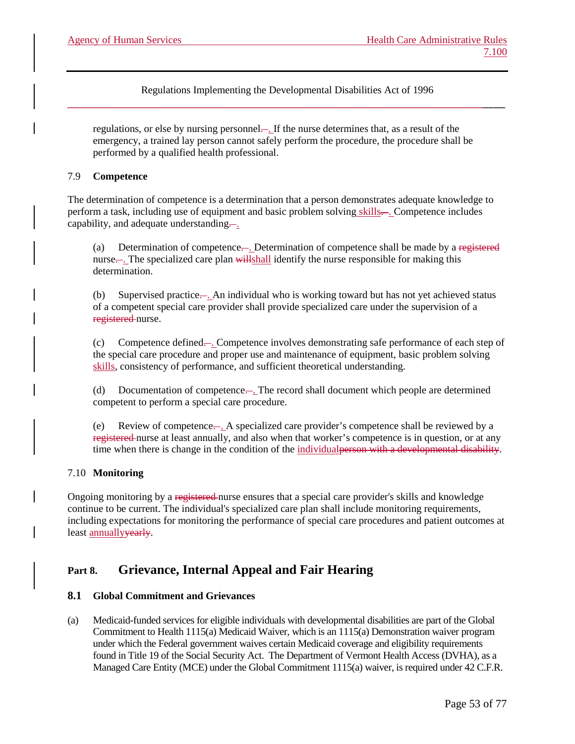regulations, or else by nursing personnel. If the nurse determines that, as a result of the emergency, a trained lay person cannot safely perform the procedure, the procedure shall be performed by a qualified health professional.

7.9 **Competence**

The determination of competence is a determination that a person demonstrates adequate knowledge to perform a task, including use of equipment and basic problem solving skills. Competence includes capability, and adequate understanding.

(a) Determination of competence. Determination of competence shall be made by a nurse. The specialized care plan shall identify the nurse responsible for making this determination.

(b) Supervised practice. An individual who is working toward but has not yet achieved status of a competent special care provider shall provide specialized care under the supervision of a nurse.

(c) Competence defined. Competence involves demonstrating safe performance of each step of the special care procedure and proper use and maintenance of equipment, basic problem solving skills, consistency of performance, and sufficient theoretical understanding.

(d) Documentation of competence. The record shall document which people are determined competent to perform a special care procedure.

(e) Review of competence. A specialized care provider's competence shall be reviewed by a nurse at least annually, and also when that worker's competence is in question, or at any time when there is change in the condition of the individual.

7.10 **Monitoring**

Ongoing monitoring by a nurse ensures that a special care provider's skills and knowledge continue to be current. The individual's specialized care plan shall include monitoring requirements, including expectations for monitoring the performance of special care procedures and patient outcomes at least annually.

## Part 8. Grievance, Internal Appeal and Fair Hearing

### 8.1 Global Commitment and Grievances

(a) Medicaid-funded services for eligible individuals with developmental disabilities are part of the Global Commitment to Health 1115(a) Medicaid Waiver, which is an 1115(a) Demonstration waiver program under which the Federal government waives certain Medicaid coverage and eligibility requirements found in Title 19 of the Social Security Act. The Department of Vermont Health Access (DVHA), as a Managed Care Entity (MCE) under the Global Commitment 1115(a) waiver, is required under 42 C.F.R.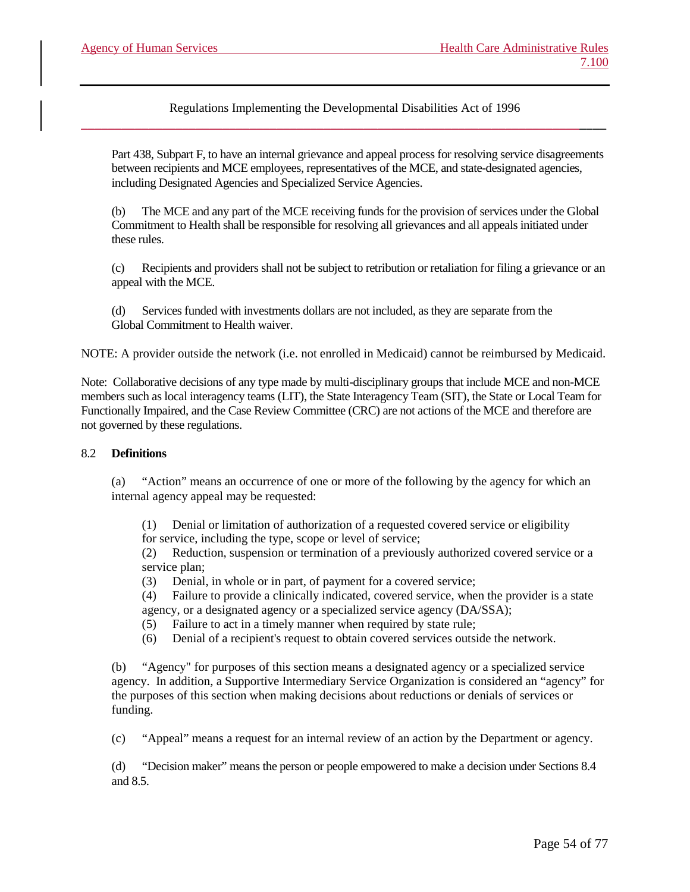Part 438, Subpart F, to have an internal grievance and appeal process for resolving service disagreements between recipients and MCE employees, representatives of the MCE, and state-designated agencies, including Designated Agencies and Specialized Service Agencies.

(b) The MCE and any part of the MCE receiving funds for the provision of services under the Global Commitment to Health shall be responsible for resolving all grievances and all appeals initiated under these rules.

(c) Recipients and providers shall not be subject to retribution or retaliation for filing a grievance or an appeal with the MCE.

(d) Services funded with investments dollars are not included, as they are separate from the Global Commitment to Health waiver.

NOTE: A provider outside the network (i.e. not enrolled in Medicaid) cannot be reimbursed by Medicaid.

Note: Collaborative decisions of any type made by multi-disciplinary groups that include MCE and non-MCE members such as local interagency teams (LIT), the State Interagency Team (SIT), the State or Local Team for Functionally Impaired, and the Case Review Committee (CRC) are not actions of the MCE and therefore are not governed by these regulations.

8.2 **Definitions**

(a) "Action" means an occurrence of one or more of the following by the agency for which an internal agency appeal may be requested:

(1) Denial or limitation of authorization of a requested covered service or eligibility for service, including the type, scope or level of service;
(2) Reduction, suspension or termination of a previously authorized covered service or a service plan;
(3) Denial, in whole or in part, of payment for a covered service;
(4) Failure to provide a clinically indicated, covered service, when the provider is a state agency, or a designated agency or a specialized service agency (DA/SSA);
(5) Failure to act in a timely manner when required by state rule;
(6) Denial of a recipient's request to obtain covered services outside the network.

(b) "Agency" for purposes of this section means a designated agency or a specialized service agency. In addition, a Supportive Intermediary Service Organization is considered an "agency" for the purposes of this section when making decisions about reductions or denials of services or funding.

(c) "Appeal" means a request for an internal review of an action by the Department or agency.

(d) "Decision maker" means the person or people empowered to make a decision under Sections 8.4 and 8.5.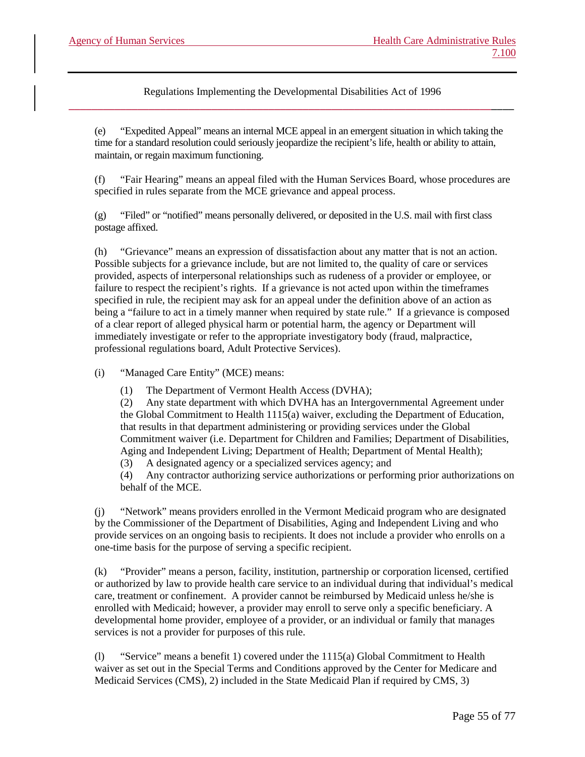(e) "Expedited Appeal" means an internal MCE appeal in an emergent situation in which taking the time for a standard resolution could seriously jeopardize the recipient's life, health or ability to attain, maintain, or regain maximum functioning.

(f) "Fair Hearing" means an appeal filed with the Human Services Board, whose procedures are specified in rules separate from the MCE grievance and appeal process.

(g) "Filed" or "notified" means personally delivered, or deposited in the U.S. mail with first class postage affixed.

(h) "Grievance" means an expression of dissatisfaction about any matter that is not an action. Possible subjects for a grievance include, but are not limited to, the quality of care or services provided, aspects of interpersonal relationships such as rudeness of a provider or employee, or failure to respect the recipient's rights. If a grievance is not acted upon within the timeframes specified in rule, the recipient may ask for an appeal under the definition above of an action as being a "failure to act in a timely manner when required by state rule." If a grievance is composed of a clear report of alleged physical harm or potential harm, the agency or Department will immediately investigate or refer to the appropriate investigatory body (fraud, malpractice, professional regulations board, Adult Protective Services).

(i) "Managed Care Entity" (MCE) means:

(1) The Department of Vermont Health Access (DVHA);
(2) Any state department with which DVHA has an Intergovernmental Agreement under the Global Commitment to Health 1115(a) waiver, excluding the Department of Education, that results in that department administering or providing services under the Global Commitment waiver (i.e. Department for Children and Families; Department of Disabilities, Aging and Independent Living; Department of Health; Department of Mental Health);
(3) A designated agency or a specialized services agency; and
(4) Any contractor authorizing service authorizations or performing prior authorizations on behalf of the MCE.

(j) "Network" means providers enrolled in the Vermont Medicaid program who are designated by the Commissioner of the Department of Disabilities, Aging and Independent Living and who provide services on an ongoing basis to recipients. It does not include a provider who enrolls on a one-time basis for the purpose of serving a specific recipient.

(k) "Provider" means a person, facility, institution, partnership or corporation licensed, certified or authorized by law to provide health care service to an individual during that individual's medical care, treatment or confinement. A provider cannot be reimbursed by Medicaid unless he/she is enrolled with Medicaid; however, a provider may enroll to serve only a specific beneficiary. A developmental home provider, employee of a provider, or an individual or family that manages services is not a provider for purposes of this rule.

(l) "Service" means a benefit 1) covered under the 1115(a) Global Commitment to Health waiver as set out in the Special Terms and Conditions approved by the Center for Medicare and Medicaid Services (CMS), 2) included in the State Medicaid Plan if required by CMS, 3)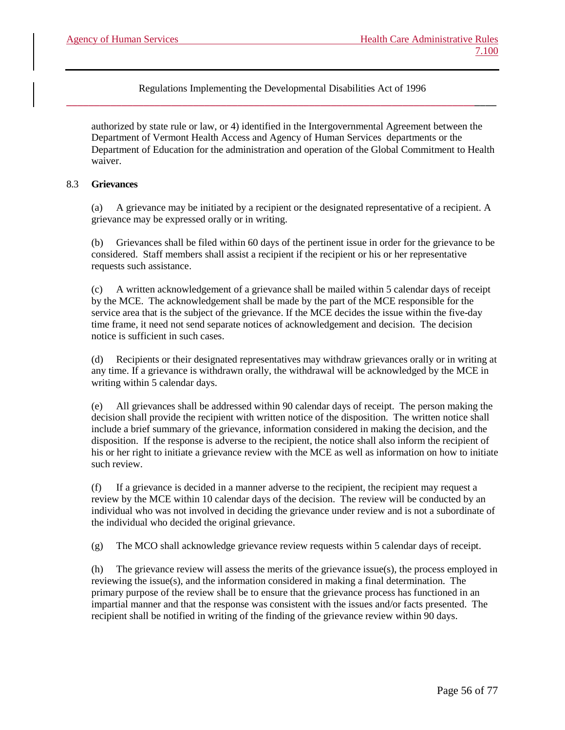authorized by state rule or law, or 4) identified in the Intergovernmental Agreement between the Department of Vermont Health Access and Agency of Human Services departments or the Department of Education for the administration and operation of the Global Commitment to Health waiver.

8.3 **Grievances**

(a) A grievance may be initiated by a recipient or the designated representative of a recipient. A grievance may be expressed orally or in writing.

(b) Grievances shall be filed within 60 days of the pertinent issue in order for the grievance to be considered. Staff members shall assist a recipient if the recipient or his or her representative requests such assistance.

(c) A written acknowledgement of a grievance shall be mailed within 5 calendar days of receipt by the MCE. The acknowledgement shall be made by the part of the MCE responsible for the service area that is the subject of the grievance. If the MCE decides the issue within the five-day time frame, it need not send separate notices of acknowledgement and decision. The decision notice is sufficient in such cases.

(d) Recipients or their designated representatives may withdraw grievances orally or in writing at any time. If a grievance is withdrawn orally, the withdrawal will be acknowledged by the MCE in writing within 5 calendar days.

(e) All grievances shall be addressed within 90 calendar days of receipt. The person making the decision shall provide the recipient with written notice of the disposition. The written notice shall include a brief summary of the grievance, information considered in making the decision, and the disposition. If the response is adverse to the recipient, the notice shall also inform the recipient of his or her right to initiate a grievance review with the MCE as well as information on how to initiate such review.

(f) If a grievance is decided in a manner adverse to the recipient, the recipient may request a review by the MCE within 10 calendar days of the decision. The review will be conducted by an individual who was not involved in deciding the grievance under review and is not a subordinate of the individual who decided the original grievance.

(g) The MCO shall acknowledge grievance review requests within 5 calendar days of receipt.

(h) The grievance review will assess the merits of the grievance issue(s), the process employed in reviewing the issue(s), and the information considered in making a final determination. The primary purpose of the review shall be to ensure that the grievance process has functioned in an impartial manner and that the response was consistent with the issues and/or facts presented. The recipient shall be notified in writing of the finding of the grievance review within 90 days.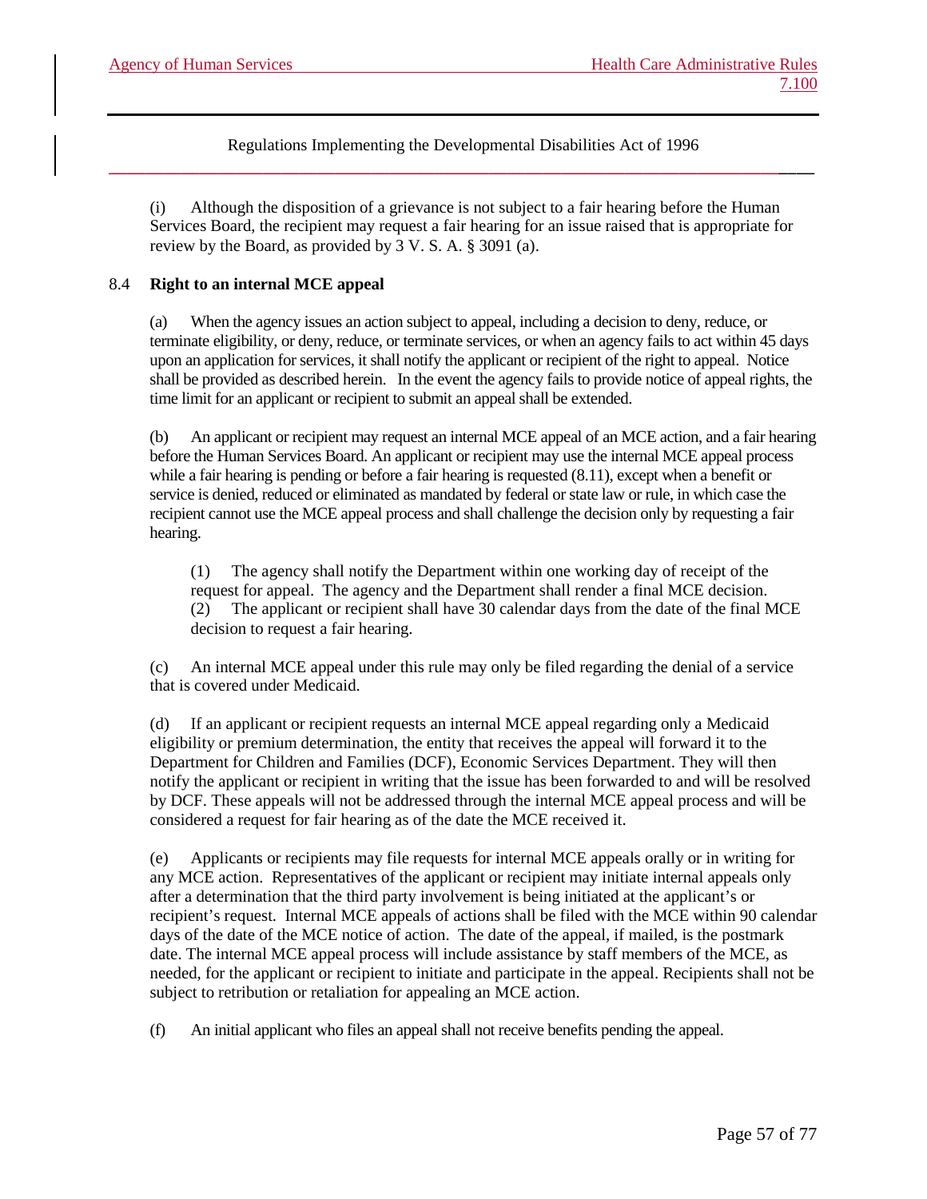(i) Although the disposition of a grievance is not subject to a fair hearing before the Human Services Board, the recipient may request a fair hearing for an issue raised that is appropriate for review by the Board, as provided by 3 V. S. A. § 3091 (a).

8.4 **Right to an internal MCE appeal**

(a) When the agency issues an action subject to appeal, including a decision to deny, reduce, or terminate eligibility, or deny, reduce, or terminate services, or when an agency fails to act within 45 days upon an application for services, it shall notify the applicant or recipient of the right to appeal. Notice shall be provided as described herein. In the event the agency fails to provide notice of appeal rights, the time limit for an applicant or recipient to submit an appeal shall be extended.

(b) An applicant or recipient may request an internal MCE appeal of an MCE action, and a fair hearing before the Human Services Board. An applicant or recipient may use the internal MCE appeal process while a fair hearing is pending or before a fair hearing is requested (8.11), except when a benefit or service is denied, reduced or eliminated as mandated by federal or state law or rule, in which case the recipient cannot use the MCE appeal process and shall challenge the decision only by requesting a fair hearing.

(1) The agency shall notify the Department within one working day of receipt of the request for appeal. The agency and the Department shall render a final MCE decision.
(2) The applicant or recipient shall have 30 calendar days from the date of the final MCE decision to request a fair hearing.

(c) An internal MCE appeal under this rule may only be filed regarding the denial of a service that is covered under Medicaid.

(d) If an applicant or recipient requests an internal MCE appeal regarding only a Medicaid eligibility or premium determination, the entity that receives the appeal will forward it to the Department for Children and Families (DCF), Economic Services Department. They will then notify the applicant or recipient in writing that the issue has been forwarded to and will be resolved by DCF. These appeals will not be addressed through the internal MCE appeal process and will be considered a request for fair hearing as of the date the MCE received it.

(e) Applicants or recipients may file requests for internal MCE appeals orally or in writing for any MCE action. Representatives of the applicant or recipient may initiate internal appeals only after a determination that the third party involvement is being initiated at the applicant's or recipient's request. Internal MCE appeals of actions shall be filed with the MCE within 90 calendar days of the date of the MCE notice of action. The date of the appeal, if mailed, is the postmark date. The internal MCE appeal process will include assistance by staff members of the MCE, as needed, for the applicant or recipient to initiate and participate in the appeal. Recipients shall not be subject to retribution or retaliation for appealing an MCE action.

(f) An initial applicant who files an appeal shall not receive benefits pending the appeal.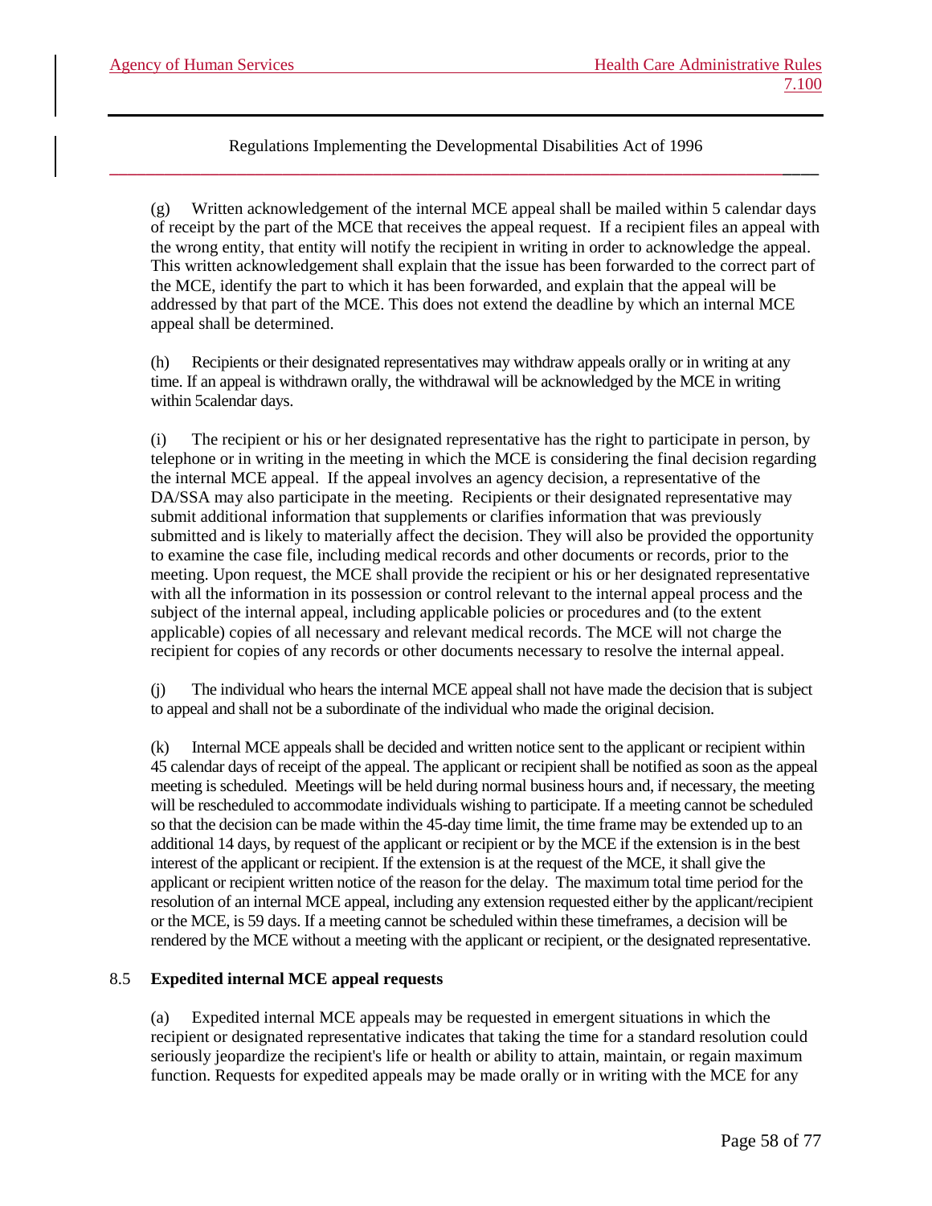(g) Written acknowledgement of the internal MCE appeal shall be mailed within 5 calendar days of receipt by the part of the MCE that receives the appeal request. If a recipient files an appeal with the wrong entity, that entity will notify the recipient in writing in order to acknowledge the appeal. This written acknowledgement shall explain that the issue has been forwarded to the correct part of the MCE, identify the part to which it has been forwarded, and explain that the appeal will be addressed by that part of the MCE. This does not extend the deadline by which an internal MCE appeal shall be determined.

(h) Recipients or their designated representatives may withdraw appeals orally or in writing at any time. If an appeal is withdrawn orally, the withdrawal will be acknowledged by the MCE in writing within 5calendar days.

(i) The recipient or his or her designated representative has the right to participate in person, by telephone or in writing in the meeting in which the MCE is considering the final decision regarding the internal MCE appeal. If the appeal involves an agency decision, a representative of the DA/SSA may also participate in the meeting. Recipients or their designated representative may submit additional information that supplements or clarifies information that was previously submitted and is likely to materially affect the decision. They will also be provided the opportunity to examine the case file, including medical records and other documents or records, prior to the meeting. Upon request, the MCE shall provide the recipient or his or her designated representative with all the information in its possession or control relevant to the internal appeal process and the subject of the internal appeal, including applicable policies or procedures and (to the extent applicable) copies of all necessary and relevant medical records. The MCE will not charge the recipient for copies of any records or other documents necessary to resolve the internal appeal.

(j) The individual who hears the internal MCE appeal shall not have made the decision that is subject to appeal and shall not be a subordinate of the individual who made the original decision.

(k) Internal MCE appeals shall be decided and written notice sent to the applicant or recipient within 45 calendar days of receipt of the appeal. The applicant or recipient shall be notified as soon as the appeal meeting is scheduled. Meetings will be held during normal business hours and, if necessary, the meeting will be rescheduled to accommodate individuals wishing to participate. If a meeting cannot be scheduled so that the decision can be made within the 45-day time limit, the time frame may be extended up to an additional 14 days, by request of the applicant or recipient or by the MCE if the extension is in the best interest of the applicant or recipient. If the extension is at the request of the MCE, it shall give the applicant or recipient written notice of the reason for the delay. The maximum total time period for the resolution of an internal MCE appeal, including any extension requested either by the applicant/recipient or the MCE, is 59 days. If a meeting cannot be scheduled within these timeframes, a decision will be rendered by the MCE without a meeting with the applicant or recipient, or the designated representative.

### 8.5 Expedited internal MCE appeal requests

(a) Expedited internal MCE appeals may be requested in emergent situations in which the recipient or designated representative indicates that taking the time for a standard resolution could seriously jeopardize the recipient's life or health or ability to attain, maintain, or regain maximum function. Requests for expedited appeals may be made orally or in writing with the MCE for any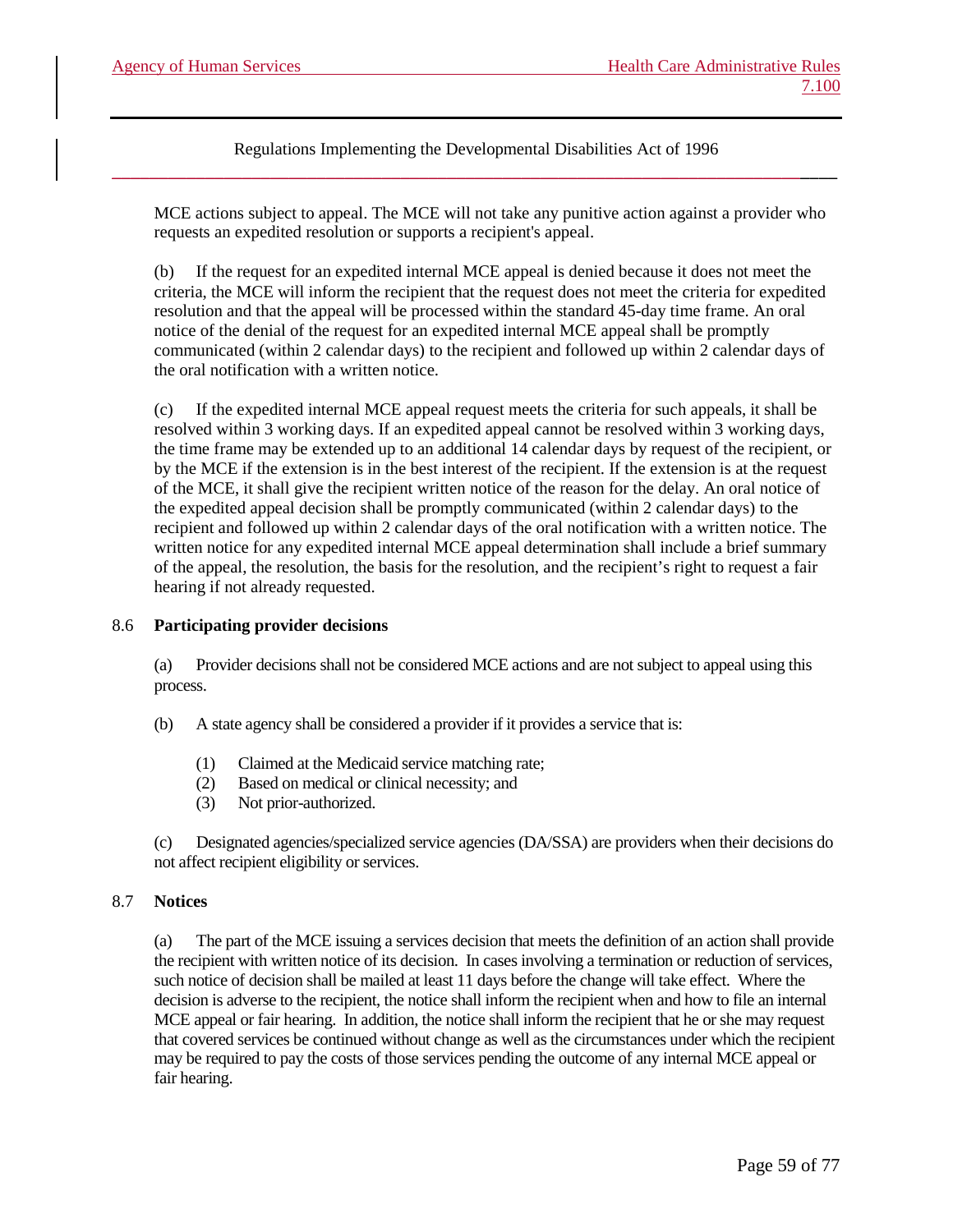MCE actions subject to appeal. The MCE will not take any punitive action against a provider who requests an expedited resolution or supports a recipient's appeal.

(b) If the request for an expedited internal MCE appeal is denied because it does not meet the criteria, the MCE will inform the recipient that the request does not meet the criteria for expedited resolution and that the appeal will be processed within the standard 45-day time frame. An oral notice of the denial of the request for an expedited internal MCE appeal shall be promptly communicated (within 2 calendar days) to the recipient and followed up within 2 calendar days of the oral notification with a written notice.

(c) If the expedited internal MCE appeal request meets the criteria for such appeals, it shall be resolved within 3 working days. If an expedited appeal cannot be resolved within 3 working days, the time frame may be extended up to an additional 14 calendar days by request of the recipient, or by the MCE if the extension is in the best interest of the recipient. If the extension is at the request of the MCE, it shall give the recipient written notice of the reason for the delay. An oral notice of the expedited appeal decision shall be promptly communicated (within 2 calendar days) to the recipient and followed up within 2 calendar days of the oral notification with a written notice. The written notice for any expedited internal MCE appeal determination shall include a brief summary of the appeal, the resolution, the basis for the resolution, and the recipient's right to request a fair hearing if not already requested.

## 8.6 Participating provider decisions

(a) Provider decisions shall not be considered MCE actions and are not subject to appeal using this process.

(b) A state agency shall be considered a provider if it provides a service that is:

(1) Claimed at the Medicaid service matching rate;
(2) Based on medical or clinical necessity; and
(3) Not prior-authorized.

(c) Designated agencies/specialized service agencies (DA/SSA) are providers when their decisions do not affect recipient eligibility or services.

## 8.7 Notices

(a) The part of the MCE issuing a services decision that meets the definition of an action shall provide the recipient with written notice of its decision. In cases involving a termination or reduction of services, such notice of decision shall be mailed at least 11 days before the change will take effect. Where the decision is adverse to the recipient, the notice shall inform the recipient when and how to file an internal MCE appeal or fair hearing. In addition, the notice shall inform the recipient that he or she may request that covered services be continued without change as well as the circumstances under which the recipient may be required to pay the costs of those services pending the outcome of any internal MCE appeal or fair hearing.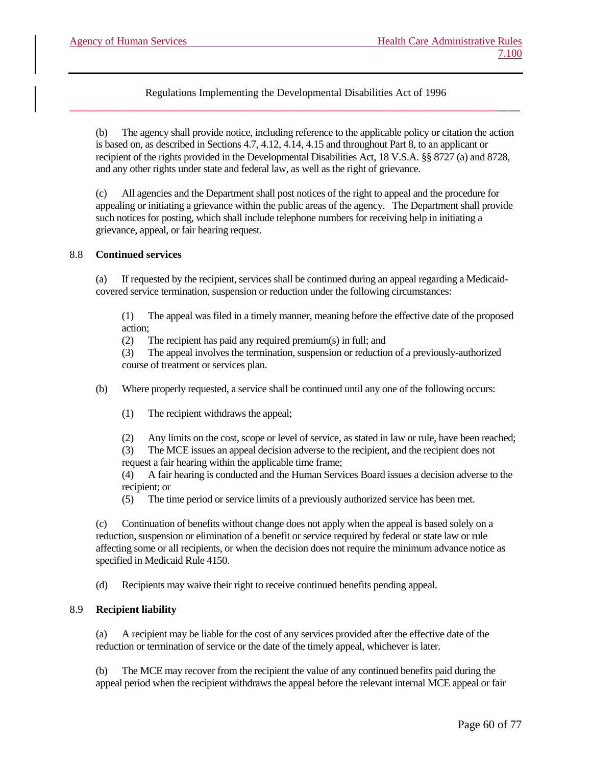(b) The agency shall provide notice, including reference to the applicable policy or citation the action is based on, as described in Sections 4.7, 4.12, 4.14, 4.15 and throughout Part 8, to an applicant or recipient of the rights provided in the Developmental Disabilities Act, 18 V.S.A. §§ 8727 (a) and 8728, and any other rights under state and federal law, as well as the right of grievance.

(c) All agencies and the Department shall post notices of the right to appeal and the procedure for appealing or initiating a grievance within the public areas of the agency. The Department shall provide such notices for posting, which shall include telephone numbers for receiving help in initiating a grievance, appeal, or fair hearing request.

8.8 **Continued services**

(a) If requested by the recipient, services shall be continued during an appeal regarding a Medicaid-covered service termination, suspension or reduction under the following circumstances:

(1) The appeal was filed in a timely manner, meaning before the effective date of the proposed action;
(2) The recipient has paid any required premium(s) in full; and
(3) The appeal involves the termination, suspension or reduction of a previously-authorized course of treatment or services plan.

(b) Where properly requested, a service shall be continued until any one of the following occurs:

(1) The recipient withdraws the appeal;

(2) Any limits on the cost, scope or level of service, as stated in law or rule, have been reached;
(3) The MCE issues an appeal decision adverse to the recipient, and the recipient does not request a fair hearing within the applicable time frame;
(4) A fair hearing is conducted and the Human Services Board issues a decision adverse to the recipient; or
(5) The time period or service limits of a previously authorized service has been met.

(c) Continuation of benefits without change does not apply when the appeal is based solely on a reduction, suspension or elimination of a benefit or service required by federal or state law or rule affecting some or all recipients, or when the decision does not require the minimum advance notice as specified in Medicaid Rule 4150.

(d) Recipients may waive their right to receive continued benefits pending appeal.

8.9 **Recipient liability**

(a) A recipient may be liable for the cost of any services provided after the effective date of the reduction or termination of service or the date of the timely appeal, whichever is later.

(b) The MCE may recover from the recipient the value of any continued benefits paid during the appeal period when the recipient withdraws the appeal before the relevant internal MCE appeal or fair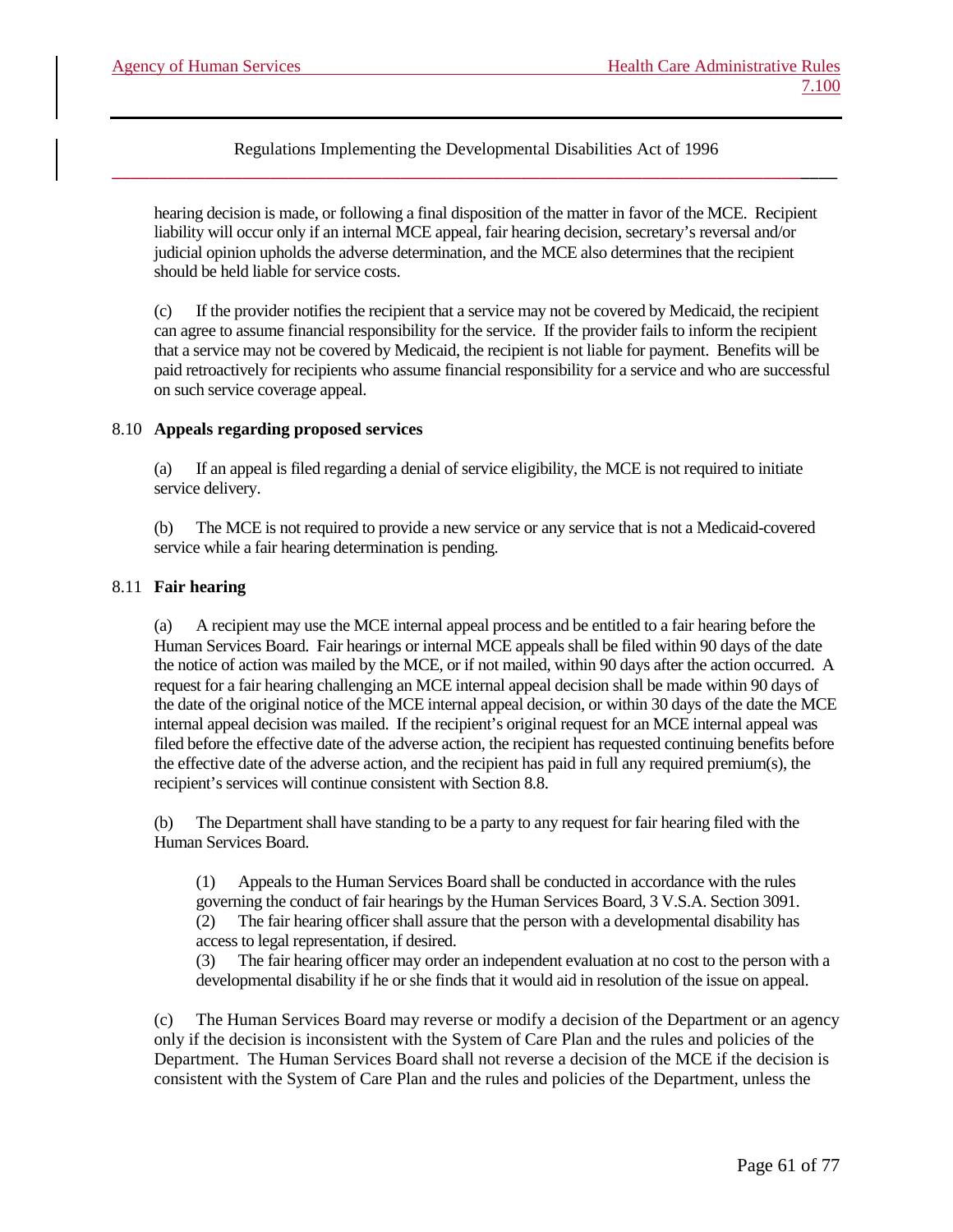hearing decision is made, or following a final disposition of the matter in favor of the MCE. Recipient liability will occur only if an internal MCE appeal, fair hearing decision, secretary's reversal and/or judicial opinion upholds the adverse determination, and the MCE also determines that the recipient should be held liable for service costs.

(c) If the provider notifies the recipient that a service may not be covered by Medicaid, the recipient can agree to assume financial responsibility for the service. If the provider fails to inform the recipient that a service may not be covered by Medicaid, the recipient is not liable for payment. Benefits will be paid retroactively for recipients who assume financial responsibility for a service and who are successful on such service coverage appeal.

8.10 **Appeals regarding proposed services**

(a) If an appeal is filed regarding a denial of service eligibility, the MCE is not required to initiate service delivery.

(b) The MCE is not required to provide a new service or any service that is not a Medicaid-covered service while a fair hearing determination is pending.

8.11 **Fair hearing**

(a) A recipient may use the MCE internal appeal process and be entitled to a fair hearing before the Human Services Board. Fair hearings or internal MCE appeals shall be filed within 90 days of the date the notice of action was mailed by the MCE, or if not mailed, within 90 days after the action occurred. A request for a fair hearing challenging an MCE internal appeal decision shall be made within 90 days of the date of the original notice of the MCE internal appeal decision, or within 30 days of the date the MCE internal appeal decision was mailed. If the recipient's original request for an MCE internal appeal was filed before the effective date of the adverse action, the recipient has requested continuing benefits before the effective date of the adverse action, and the recipient has paid in full any required premium(s), the recipient's services will continue consistent with Section 8.8.

(b) The Department shall have standing to be a party to any request for fair hearing filed with the Human Services Board.

(1) Appeals to the Human Services Board shall be conducted in accordance with the rules governing the conduct of fair hearings by the Human Services Board, 3 V.S.A. Section 3091.
(2) The fair hearing officer shall assure that the person with a developmental disability has access to legal representation, if desired.
(3) The fair hearing officer may order an independent evaluation at no cost to the person with a developmental disability if he or she finds that it would aid in resolution of the issue on appeal.

(c) The Human Services Board may reverse or modify a decision of the Department or an agency only if the decision is inconsistent with the System of Care Plan and the rules and policies of the Department. The Human Services Board shall not reverse a decision of the MCE if the decision is consistent with the System of Care Plan and the rules and policies of the Department, unless the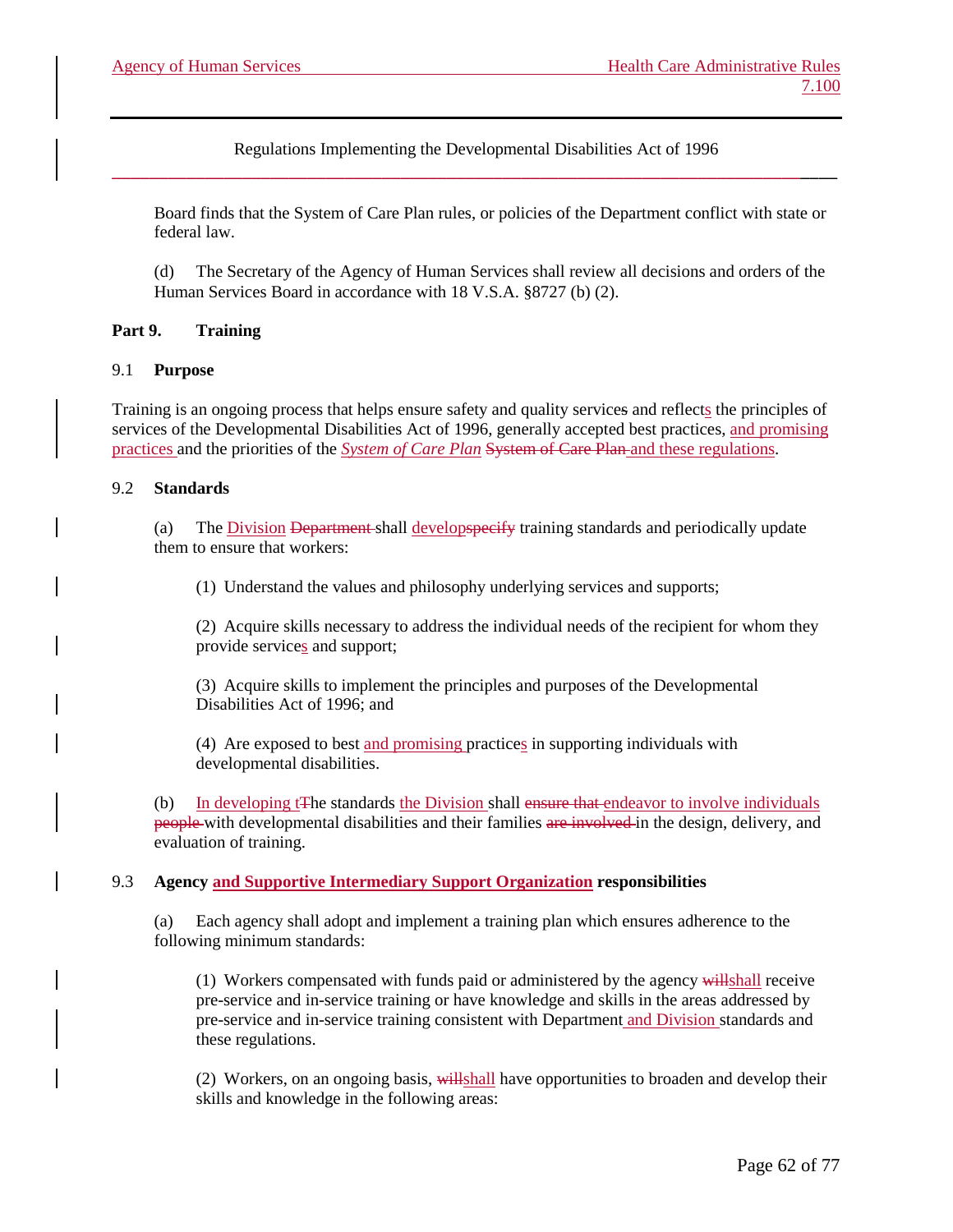Board finds that the System of Care Plan rules, or policies of the Department conflict with state or federal law.

(d) The Secretary of the Agency of Human Services shall review all decisions and orders of the Human Services Board in accordance with 18 V.S.A. §8727 (b) (2).

## Part 9. Training

### 9.1 Purpose

Training is an ongoing process that helps ensure safety and quality services and reflects the principles of services of the Developmental Disabilities Act of 1996, generally accepted best practices, and promising practices and the priorities of the *System of Care Plan* ~~System of Care Plan~~ and these regulations.

### 9.2 Standards

(a) The Division ~~Department~~ shall developspecify training standards and periodically update them to ensure that workers:

(1) Understand the values and philosophy underlying services and supports;

(2) Acquire skills necessary to address the individual needs of the recipient for whom they provide services and support;

(3) Acquire skills to implement the principles and purposes of the Developmental Disabilities Act of 1996; and

(4) Are exposed to best and promising practices in supporting individuals with developmental disabilities.

(b) In developing tThe standards the Division shall ~~ensure that~~ endeavor to involve individuals ~~people~~ with developmental disabilities and their families ~~are involved~~ in the design, delivery, and evaluation of training.

### 9.3 Agency and Supportive Intermediary Support Organization responsibilities

(a) Each agency shall adopt and implement a training plan which ensures adherence to the following minimum standards:

(1) Workers compensated with funds paid or administered by the agency ~~will~~shall receive pre-service and in-service training or have knowledge and skills in the areas addressed by pre-service and in-service training consistent with Department and Division standards and these regulations.

(2) Workers, on an ongoing basis, ~~will~~shall have opportunities to broaden and develop their skills and knowledge in the following areas: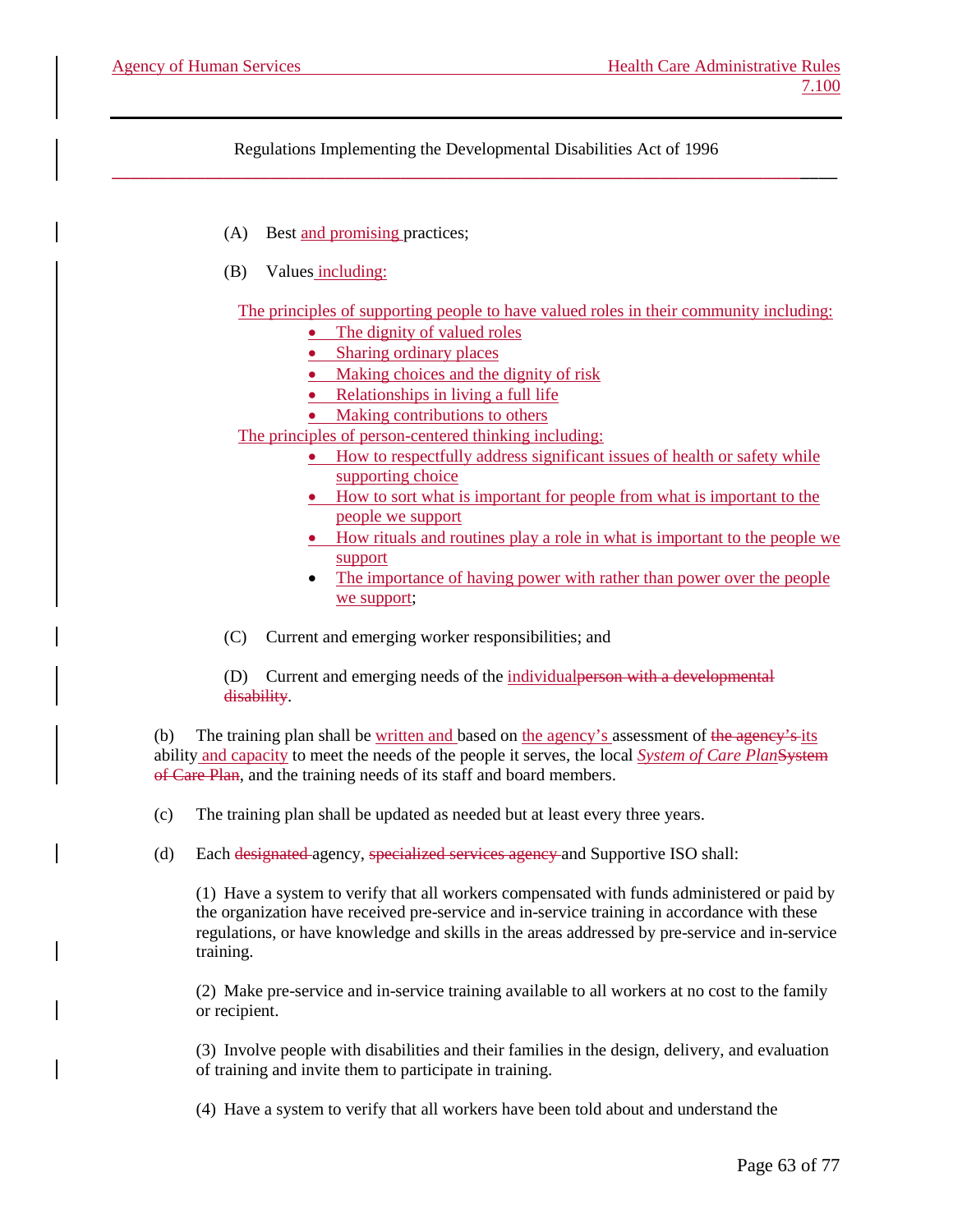(A) Best and promising practices;

(B) Values including:

The principles of supporting people to have valued roles in their community including:

- The dignity of valued roles
- Sharing ordinary places
- Making choices and the dignity of risk
- Relationships in living a full life
- Making contributions to others

The principles of person-centered thinking including:

- How to respectfully address significant issues of health or safety while supporting choice
- How to sort what is important for people from what is important to the people we support
- How rituals and routines play a role in what is important to the people we support
- The importance of having power with rather than power over the people we support;

(C) Current and emerging worker responsibilities; and

(D) Current and emerging needs of the individual~~person with a developmental disability~~.

(b) The training plan shall be written and based on the agency's assessment of ~~the agency's~~ its ability and capacity to meet the needs of the people it serves, the local *System of Care Plan*~~System of Care Plan~~, and the training needs of its staff and board members.

(c) The training plan shall be updated as needed but at least every three years.

(d) Each ~~designated~~ agency, ~~specialized services agency~~ and Supportive ISO shall:

(1) Have a system to verify that all workers compensated with funds administered or paid by the organization have received pre-service and in-service training in accordance with these regulations, or have knowledge and skills in the areas addressed by pre-service and in-service training.

(2) Make pre-service and in-service training available to all workers at no cost to the family or recipient.

(3) Involve people with disabilities and their families in the design, delivery, and evaluation of training and invite them to participate in training.

(4) Have a system to verify that all workers have been told about and understand the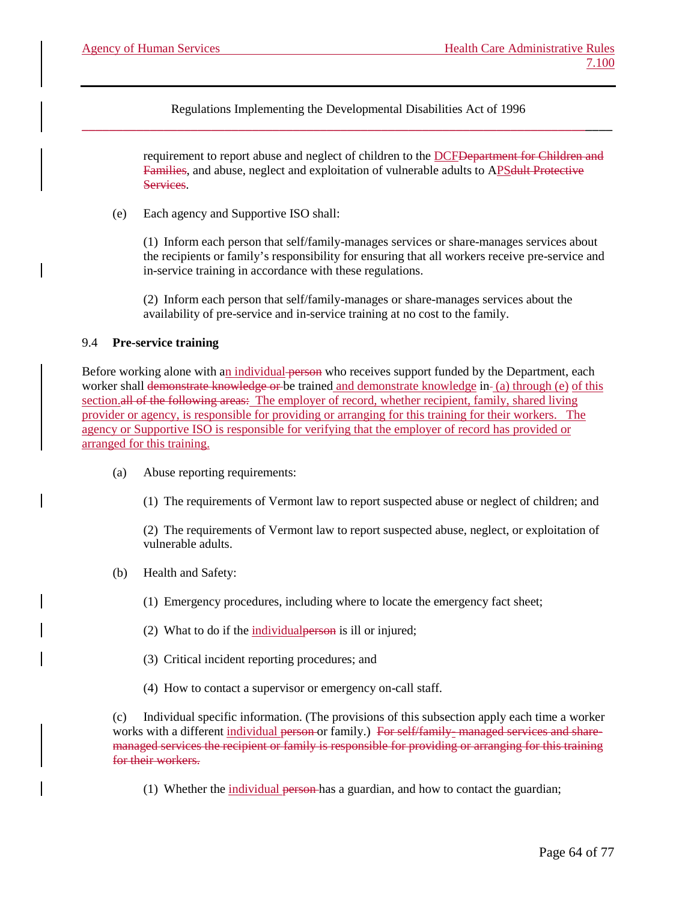requirement to report abuse and neglect of children to the DCFDepartment for Children and Families, and abuse, neglect and exploitation of vulnerable adults to APSdult Protective Services.

(e) Each agency and Supportive ISO shall:

(1) Inform each person that self/family-manages services or share-manages services about the recipients or family's responsibility for ensuring that all workers receive pre-service and in-service training in accordance with these regulations.

(2) Inform each person that self/family-manages or share-manages services about the availability of pre-service and in-service training at no cost to the family.

9.4 **Pre-service training**

Before working alone with an individual person who receives support funded by the Department, each worker shall demonstrate knowledge or be trained and demonstrate knowledge in (a) through (e) of this section.all of the following areas: The employer of record, whether recipient, family, shared living provider or agency, is responsible for providing or arranging for this training for their workers. The agency or Supportive ISO is responsible for verifying that the employer of record has provided or arranged for this training.

(a) Abuse reporting requirements:

(1) The requirements of Vermont law to report suspected abuse or neglect of children; and

(2) The requirements of Vermont law to report suspected abuse, neglect, or exploitation of vulnerable adults.

(b) Health and Safety:

(1) Emergency procedures, including where to locate the emergency fact sheet;

(2) What to do if the individualperson is ill or injured;

(3) Critical incident reporting procedures; and

(4) How to contact a supervisor or emergency on-call staff.

(c) Individual specific information. (The provisions of this subsection apply each time a worker works with a different individual person or family.) For self/family- managed services and share-managed services the recipient or family is responsible for providing or arranging for this training for their workers.

(1) Whether the individual person has a guardian, and how to contact the guardian;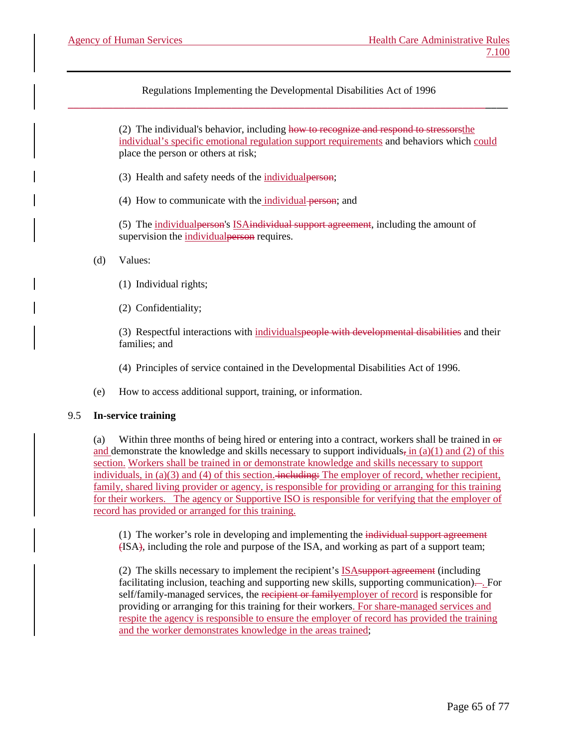Regulations Implementing the Developmental Disabilities Act of 1996

(2) The individual's behavior, including how to recognize and respond to stressorsthe individual's specific emotional regulation support requirements and behaviors which could place the person or others at risk;

(3) Health and safety needs of the individualperson;

(4) How to communicate with the individual person; and

(5) The individualperson's ISAindividual support agreement, including the amount of supervision the individualperson requires.

(d) Values:

(1) Individual rights;

(2) Confidentiality;

(3) Respectful interactions with individualspeople with developmental disabilities and their families; and

(4) Principles of service contained in the Developmental Disabilities Act of 1996.

(e) How to access additional support, training, or information.

9.5 **In-service training**

(a) Within three months of being hired or entering into a contract, workers shall be trained in or and demonstrate the knowledge and skills necessary to support individuals, in (a)(1) and (2) of this section. Workers shall be trained in or demonstrate knowledge and skills necessary to support individuals, in (a)(3) and (4) of this section. including: The employer of record, whether recipient, family, shared living provider or agency, is responsible for providing or arranging for this training for their workers. The agency or Supportive ISO is responsible for verifying that the employer of record has provided or arranged for this training.

(1) The worker's role in developing and implementing the individual support agreement (ISA), including the role and purpose of the ISA, and working as part of a support team;

(2) The skills necessary to implement the recipient's ISAsupport agreement (including facilitating inclusion, teaching and supporting new skills, supporting communication). . For self/family-managed services, the recipient or familyemployer of record is responsible for providing or arranging for this training for their workers. For share-managed services and respite the agency is responsible to ensure the employer of record has provided the training and the worker demonstrates knowledge in the areas trained;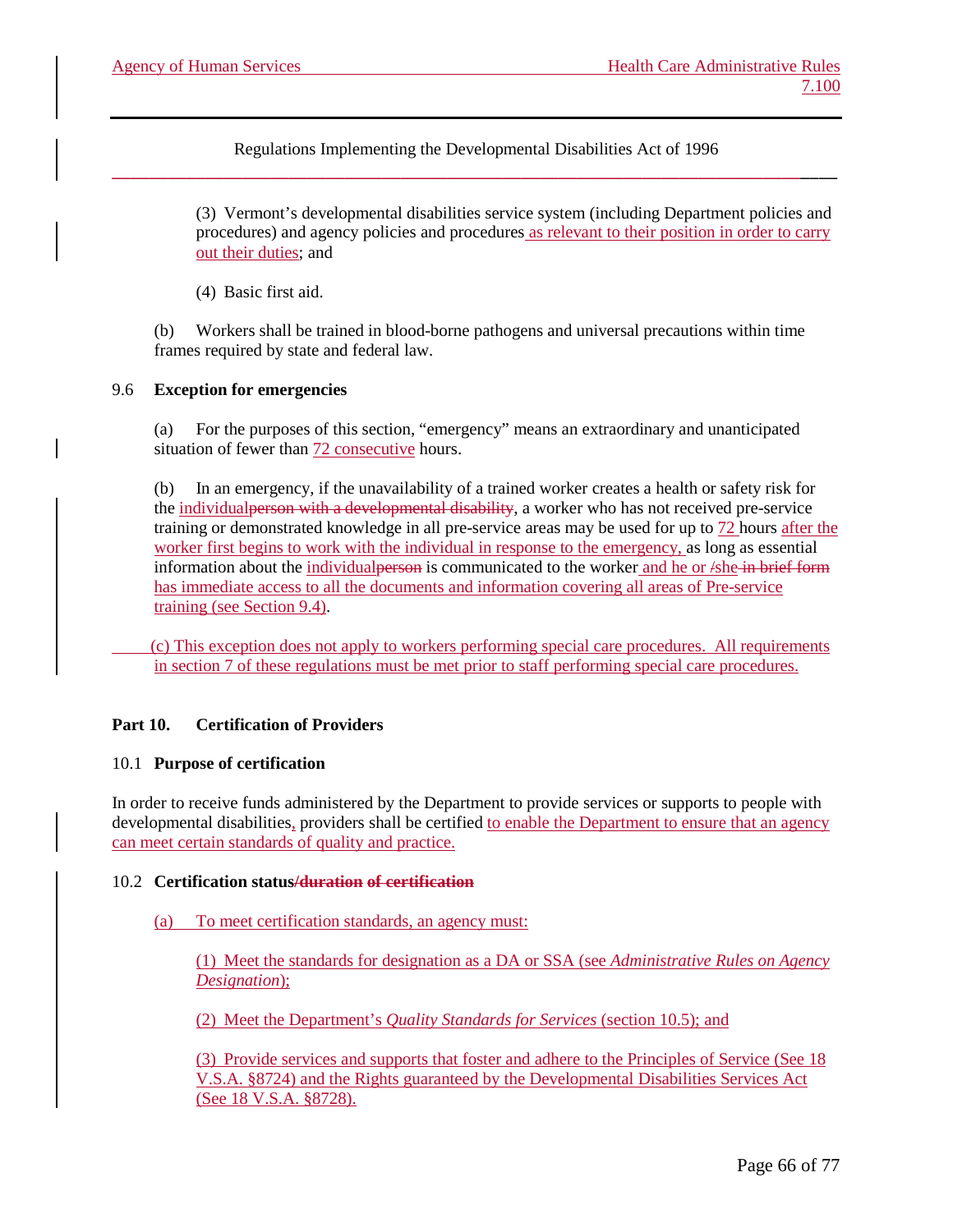Regulations Implementing the Developmental Disabilities Act of 1996

(3) Vermont's developmental disabilities service system (including Department policies and procedures) and agency policies and procedures as relevant to their position in order to carry out their duties; and

(4) Basic first aid.

(b) Workers shall be trained in blood-borne pathogens and universal precautions within time frames required by state and federal law.

9.6 **Exception for emergencies**

(a) For the purposes of this section, "emergency" means an extraordinary and unanticipated situation of fewer than 72 consecutive hours.

(b) In an emergency, if the unavailability of a trained worker creates a health or safety risk for the individual~~person with a developmental disability~~, a worker who has not received pre-service training or demonstrated knowledge in all pre-service areas may be used for up to 72 hours after the worker first begins to work with the individual in response to the emergency, as long as essential information about the individual~~person~~ is communicated to the worker and he or ~~/~~she ~~in brief form~~ has immediate access to all the documents and information covering all areas of Pre-service training (see Section 9.4).

(c) This exception does not apply to workers performing special care procedures. All requirements in section 7 of these regulations must be met prior to staff performing special care procedures.

## Part 10. Certification of Providers

10.1 **Purpose of certification**

In order to receive funds administered by the Department to provide services or supports to people with developmental disabilities, providers shall be certified to enable the Department to ensure that an agency can meet certain standards of quality and practice.

10.2 **Certification status~~/duration of certification~~**

(a) To meet certification standards, an agency must:

(1) Meet the standards for designation as a DA or SSA (see *Administrative Rules on Agency Designation*);

(2) Meet the Department's *Quality Standards for Services* (section 10.5); and

(3) Provide services and supports that foster and adhere to the Principles of Service (See 18 V.S.A. §8724) and the Rights guaranteed by the Developmental Disabilities Services Act (See 18 V.S.A. §8728).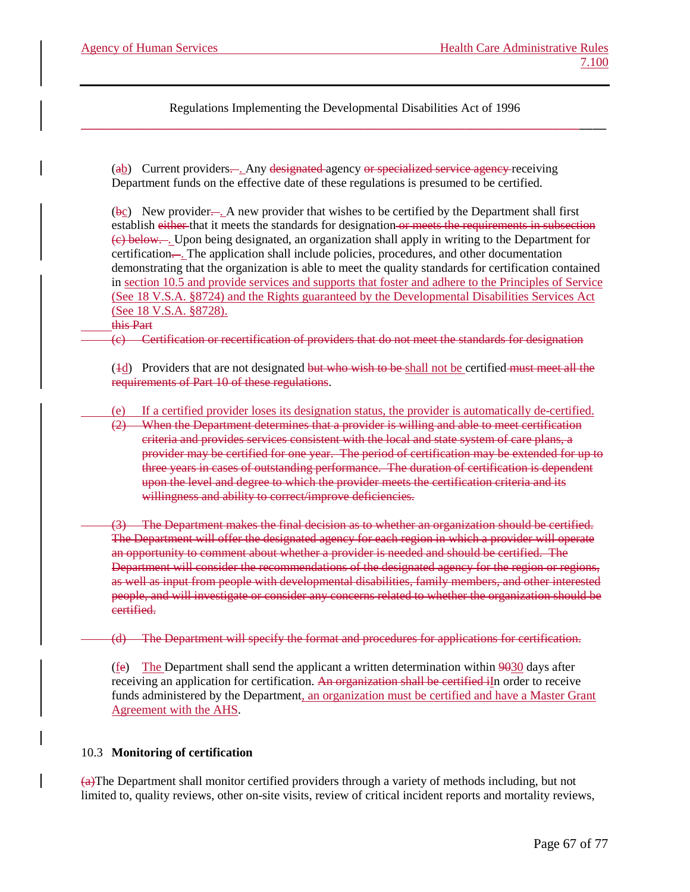Regulations Implementing the Developmental Disabilities Act of 1996

(ab) Current providers. . Any designated agency or specialized service agency receiving Department funds on the effective date of these regulations is presumed to be certified.

(bc) New provider. . A new provider that wishes to be certified by the Department shall first establish either that it meets the standards for designation or meets the requirements in subsection (c) below. . Upon being designated, an organization shall apply in writing to the Department for certification. . The application shall include policies, procedures, and other documentation demonstrating that the organization is able to meet the quality standards for certification contained in section 10.5 and provide services and supports that foster and adhere to the Principles of Service (See 18 V.S.A. §8724) and the Rights guaranteed by the Developmental Disabilities Services Act (See 18 V.S.A. §8728).
this Part

(c) Certification or recertification of providers that do not meet the standards for designation

(1d) Providers that are not designated but who wish to be shall not be certified must meet all the requirements of Part 10 of these regulations.

(e) If a certified provider loses its designation status, the provider is automatically de-certified.

(2) When the Department determines that a provider is willing and able to meet certification criteria and provides services consistent with the local and state system of care plans, a provider may be certified for one year. The period of certification may be extended for up to three years in cases of outstanding performance. The duration of certification is dependent upon the level and degree to which the provider meets the certification criteria and its willingness and ability to correct/improve deficiencies.

(3) The Department makes the final decision as to whether an organization should be certified. The Department will offer the designated agency for each region in which a provider will operate an opportunity to comment about whether a provider is needed and should be certified. The Department will consider the recommendations of the designated agency for the region or regions, as well as input from people with developmental disabilities, family members, and other interested people, and will investigate or consider any concerns related to whether the organization should be certified.

(d) The Department will specify the format and procedures for applications for certification.

(fe) The Department shall send the applicant a written determination within 9030 days after receiving an application for certification. An organization shall be certified iIn order to receive funds administered by the Department, an organization must be certified and have a Master Grant Agreement with the AHS.

10.3 **Monitoring of certification**

(a)The Department shall monitor certified providers through a variety of methods including, but not limited to, quality reviews, other on-site visits, review of critical incident reports and mortality reviews,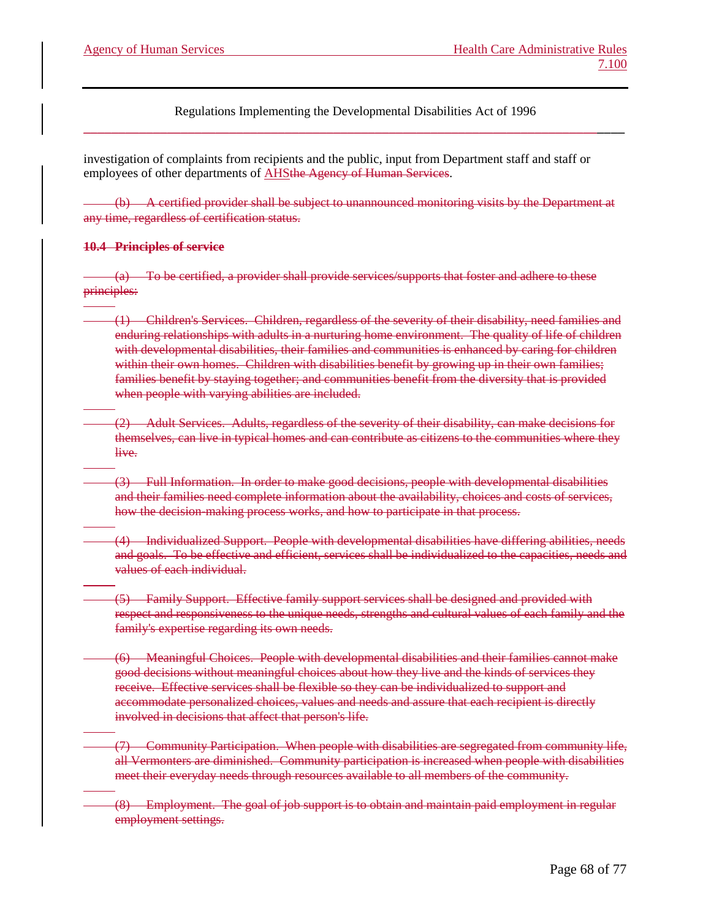Regulations Implementing the Developmental Disabilities Act of 1996

investigation of complaints from recipients and the public, input from Department staff and staff or employees of other departments of AHS~~the Agency of Human Services~~.

~~(b) A certified provider shall be subject to unannounced monitoring visits by the Department at any time, regardless of certification status.~~

~~**10.4 Principles of service**~~

~~(a) To be certified, a provider shall provide services/supports that foster and adhere to these principles:~~

~~(1) Children's Services. Children, regardless of the severity of their disability, need families and enduring relationships with adults in a nurturing home environment. The quality of life of children with developmental disabilities, their families and communities is enhanced by caring for children within their own homes. Children with disabilities benefit by growing up in their own families; families benefit by staying together; and communities benefit from the diversity that is provided when people with varying abilities are included.~~

~~(2) Adult Services. Adults, regardless of the severity of their disability, can make decisions for themselves, can live in typical homes and can contribute as citizens to the communities where they live.~~

~~(3) Full Information. In order to make good decisions, people with developmental disabilities and their families need complete information about the availability, choices and costs of services, how the decision-making process works, and how to participate in that process.~~

~~(4) Individualized Support. People with developmental disabilities have differing abilities, needs and goals. To be effective and efficient, services shall be individualized to the capacities, needs and values of each individual.~~

~~(5) Family Support. Effective family support services shall be designed and provided with respect and responsiveness to the unique needs, strengths and cultural values of each family and the family's expertise regarding its own needs.~~

~~(6) Meaningful Choices. People with developmental disabilities and their families cannot make good decisions without meaningful choices about how they live and the kinds of services they receive. Effective services shall be flexible so they can be individualized to support and accommodate personalized choices, values and needs and assure that each recipient is directly involved in decisions that affect that person's life.~~

~~(7) Community Participation. When people with disabilities are segregated from community life, all Vermonters are diminished. Community participation is increased when people with disabilities meet their everyday needs through resources available to all members of the community.~~

~~(8) Employment. The goal of job support is to obtain and maintain paid employment in regular employment settings.~~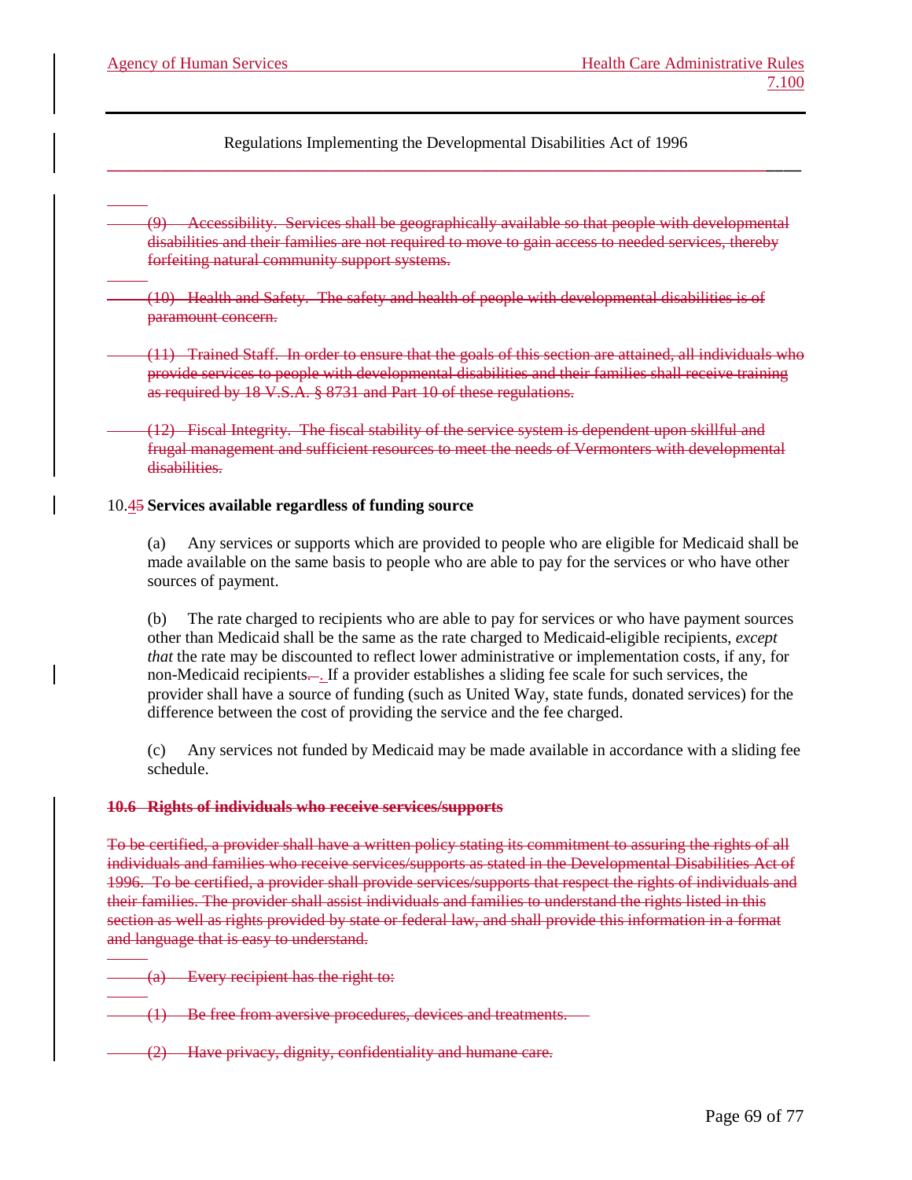(9) Accessibility. Services shall be geographically available so that people with developmental disabilities and their families are not required to move to gain access to needed services, thereby forfeiting natural community support systems.

(10) Health and Safety. The safety and health of people with developmental disabilities is of paramount concern.

(11) Trained Staff. In order to ensure that the goals of this section are attained, all individuals who provide services to people with developmental disabilities and their families shall receive training as required by 18 V.S.A. § 8731 and Part 10 of these regulations.

(12) Fiscal Integrity. The fiscal stability of the service system is dependent upon skillful and frugal management and sufficient resources to meet the needs of Vermonters with developmental disabilities.

10.45 **Services available regardless of funding source**

(a) Any services or supports which are provided to people who are eligible for Medicaid shall be made available on the same basis to people who are able to pay for the services or who have other sources of payment.

(b) The rate charged to recipients who are able to pay for services or who have payment sources other than Medicaid shall be the same as the rate charged to Medicaid-eligible recipients, *except that* the rate may be discounted to reflect lower administrative or implementation costs, if any, for non-Medicaid recipients. . If a provider establishes a sliding fee scale for such services, the provider shall have a source of funding (such as United Way, state funds, donated services) for the difference between the cost of providing the service and the fee charged.

(c) Any services not funded by Medicaid may be made available in accordance with a sliding fee schedule.

**10.6 Rights of individuals who receive services/supports**

To be certified, a provider shall have a written policy stating its commitment to assuring the rights of all individuals and families who receive services/supports as stated in the Developmental Disabilities Act of 1996. To be certified, a provider shall provide services/supports that respect the rights of individuals and their families. The provider shall assist individuals and families to understand the rights listed in this section as well as rights provided by state or federal law, and shall provide this information in a format and language that is easy to understand.

(a) Every recipient has the right to:

(1) Be free from aversive procedures, devices and treatments.

(2) Have privacy, dignity, confidentiality and humane care.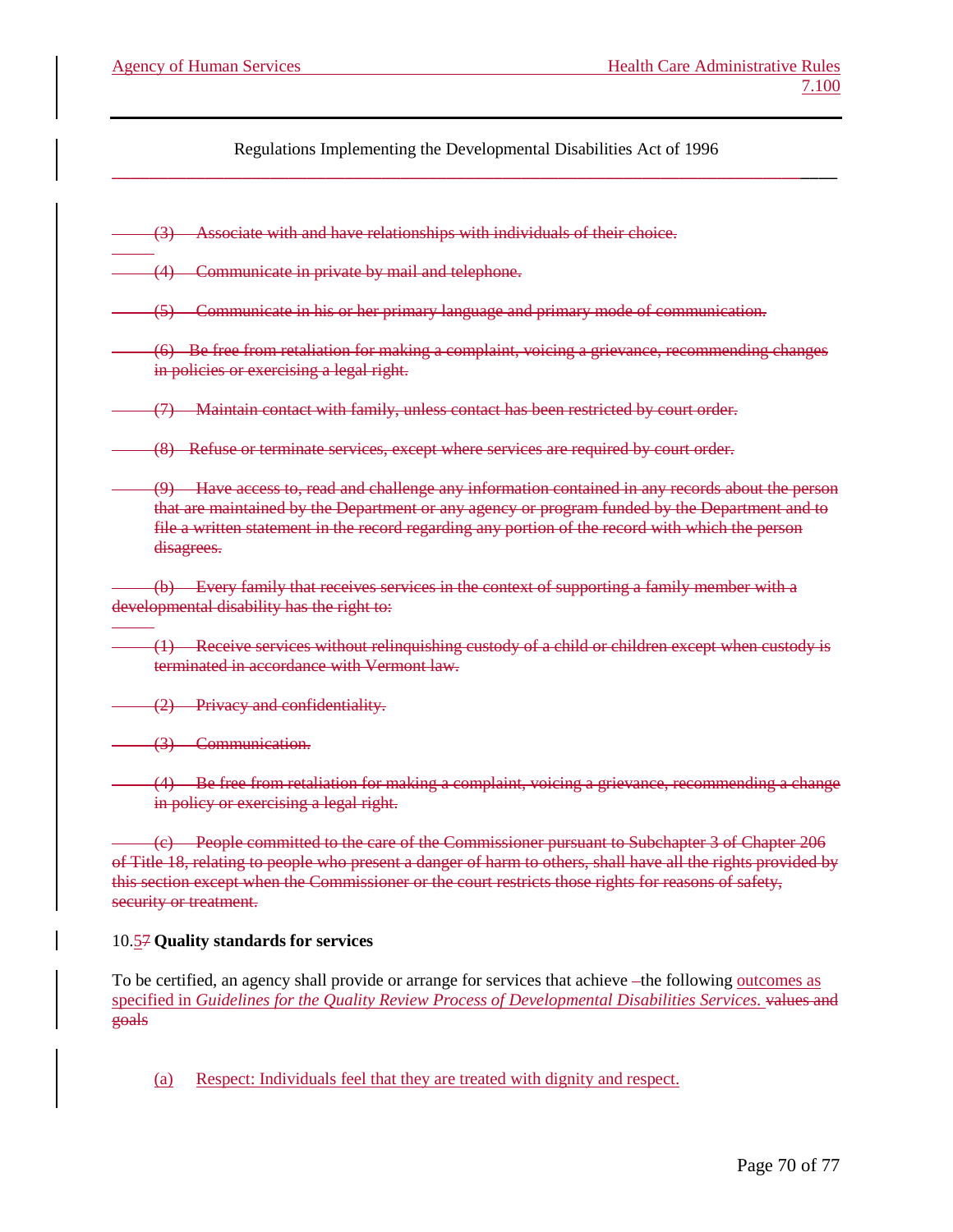Regulations Implementing the Developmental Disabilities Act of 1996

~~(3) Associate with and have relationships with individuals of their choice.~~

~~(4) Communicate in private by mail and telephone.~~

~~(5) Communicate in his or her primary language and primary mode of communication.~~

~~(6) Be free from retaliation for making a complaint, voicing a grievance, recommending changes in policies or exercising a legal right.~~

~~(7) Maintain contact with family, unless contact has been restricted by court order.~~

~~(8) Refuse or terminate services, except where services are required by court order.~~

~~(9) Have access to, read and challenge any information contained in any records about the person that are maintained by the Department or any agency or program funded by the Department and to file a written statement in the record regarding any portion of the record with which the person disagrees.~~

~~(b) Every family that receives services in the context of supporting a family member with a developmental disability has the right to:~~

~~(1) Receive services without relinquishing custody of a child or children except when custody is terminated in accordance with Vermont law.~~

~~(2) Privacy and confidentiality.~~

~~(3) Communication.~~

~~(4) Be free from retaliation for making a complaint, voicing a grievance, recommending a change in policy or exercising a legal right.~~

~~(c) People committed to the care of the Commissioner pursuant to Subchapter 3 of Chapter 206 of Title 18, relating to people who present a danger of harm to others, shall have all the rights provided by this section except when the Commissioner or the court restricts those rights for reasons of safety, security or treatment.~~

10.5~~7~~ **Quality standards for services**

To be certified, an agency shall provide or arrange for services that achieve the following outcomes as specified in *Guidelines for the Quality Review Process of Developmental Disabilities Services.* ~~values and goals~~

(a) Respect: Individuals feel that they are treated with dignity and respect.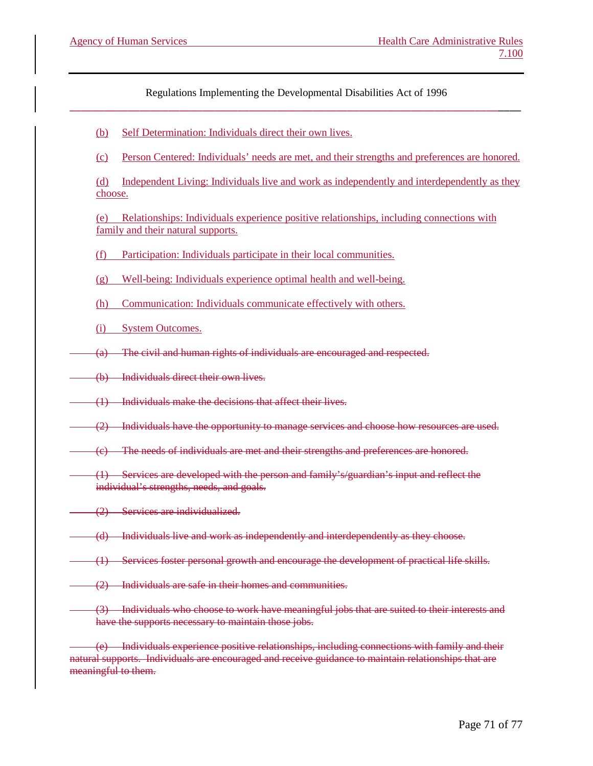Regulations Implementing the Developmental Disabilities Act of 1996

(b) Self Determination: Individuals direct their own lives.

(c) Person Centered: Individuals' needs are met, and their strengths and preferences are honored.

(d) Independent Living: Individuals live and work as independently and interdependently as they choose.

(e) Relationships: Individuals experience positive relationships, including connections with family and their natural supports.

(f) Participation: Individuals participate in their local communities.

(g) Well-being: Individuals experience optimal health and well-being.

(h) Communication: Individuals communicate effectively with others.

(i) System Outcomes.

~~(a) The civil and human rights of individuals are encouraged and respected.~~

~~(b) Individuals direct their own lives.~~

~~(1) Individuals make the decisions that affect their lives.~~

~~(2) Individuals have the opportunity to manage services and choose how resources are used.~~

~~(c) The needs of individuals are met and their strengths and preferences are honored.~~

~~(1) Services are developed with the person and family's/guardian's input and reflect the individual's strengths, needs, and goals.~~

~~(2) Services are individualized.~~

~~(d) Individuals live and work as independently and interdependently as they choose.~~

~~(1) Services foster personal growth and encourage the development of practical life skills.~~

~~(2) Individuals are safe in their homes and communities.~~

~~(3) Individuals who choose to work have meaningful jobs that are suited to their interests and have the supports necessary to maintain those jobs.~~

~~(e) Individuals experience positive relationships, including connections with family and their natural supports. Individuals are encouraged and receive guidance to maintain relationships that are meaningful to them.~~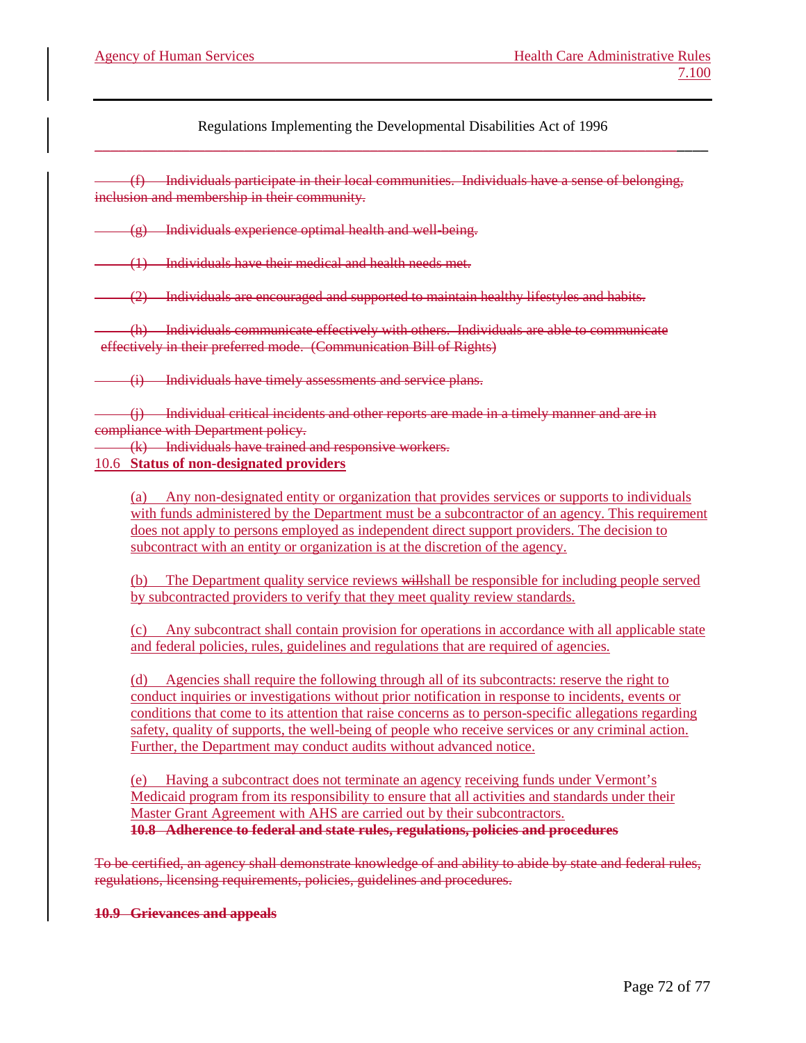(f) Individuals participate in their local communities. Individuals have a sense of belonging, inclusion and membership in their community.

(g) Individuals experience optimal health and well-being.

(1) Individuals have their medical and health needs met.

(2) Individuals are encouraged and supported to maintain healthy lifestyles and habits.

(h) Individuals communicate effectively with others. Individuals are able to communicate effectively in their preferred mode. (Communication Bill of Rights)

(i) Individuals have timely assessments and service plans.

(j) Individual critical incidents and other reports are made in a timely manner and are in compliance with Department policy.

(k) Individuals have trained and responsive workers.

10.6 **Status of non-designated providers**

(a) Any non-designated entity or organization that provides services or supports to individuals with funds administered by the Department must be a subcontractor of an agency. This requirement does not apply to persons employed as independent direct support providers. The decision to subcontract with an entity or organization is at the discretion of the agency.

(b) The Department quality service reviews willshall be responsible for including people served by subcontracted providers to verify that they meet quality review standards.

(c) Any subcontract shall contain provision for operations in accordance with all applicable state and federal policies, rules, guidelines and regulations that are required of agencies.

(d) Agencies shall require the following through all of its subcontracts: reserve the right to conduct inquiries or investigations without prior notification in response to incidents, events or conditions that come to its attention that raise concerns as to person-specific allegations regarding safety, quality of supports, the well-being of people who receive services or any criminal action. Further, the Department may conduct audits without advanced notice.

(e) Having a subcontract does not terminate an agency receiving funds under Vermont's Medicaid program from its responsibility to ensure that all activities and standards under their Master Grant Agreement with AHS are carried out by their subcontractors.

**10.8 Adherence to federal and state rules, regulations, policies and procedures**

To be certified, an agency shall demonstrate knowledge of and ability to abide by state and federal rules, regulations, licensing requirements, policies, guidelines and procedures.

**10.9 Grievances and appeals**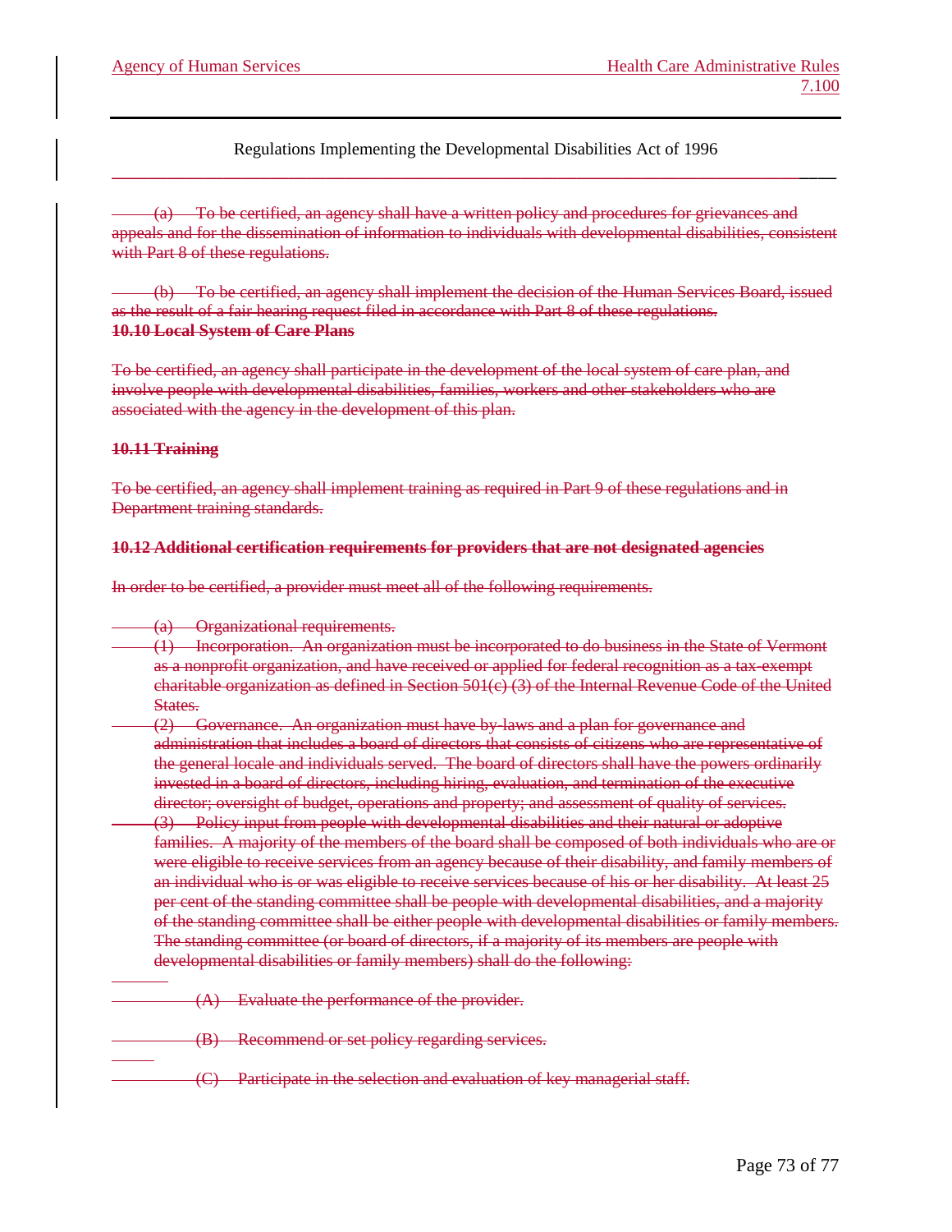Regulations Implementing the Developmental Disabilities Act of 1996

~~(a) To be certified, an agency shall have a written policy and procedures for grievances and appeals and for the dissemination of information to individuals with developmental disabilities, consistent with Part 8 of these regulations.~~

~~(b) To be certified, an agency shall implement the decision of the Human Services Board, issued as the result of a fair hearing request filed in accordance with Part 8 of these regulations.~~

~~**10.10 Local System of Care Plans**~~

~~To be certified, an agency shall participate in the development of the local system of care plan, and involve people with developmental disabilities, families, workers and other stakeholders who are associated with the agency in the development of this plan.~~

~~**10.11 Training**~~

~~To be certified, an agency shall implement training as required in Part 9 of these regulations and in Department training standards.~~

~~**10.12 Additional certification requirements for providers that are not designated agencies**~~

~~In order to be certified, a provider must meet all of the following requirements.~~

~~(a) Organizational requirements.~~

~~(1) Incorporation. An organization must be incorporated to do business in the State of Vermont as a nonprofit organization, and have received or applied for federal recognition as a tax-exempt charitable organization as defined in Section 501(c) (3) of the Internal Revenue Code of the United States.~~

~~(2) Governance. An organization must have by-laws and a plan for governance and administration that includes a board of directors that consists of citizens who are representative of the general locale and individuals served. The board of directors shall have the powers ordinarily invested in a board of directors, including hiring, evaluation, and termination of the executive director; oversight of budget, operations and property; and assessment of quality of services.~~

~~(3) Policy input from people with developmental disabilities and their natural or adoptive families. A majority of the members of the board shall be composed of both individuals who are or were eligible to receive services from an agency because of their disability, and family members of an individual who is or was eligible to receive services because of his or her disability. At least 25 per cent of the standing committee shall be people with developmental disabilities, and a majority of the standing committee shall be either people with developmental disabilities or family members. The standing committee (or board of directors, if a majority of its members are people with developmental disabilities or family members) shall do the following:~~

~~(A) Evaluate the performance of the provider.~~

~~(B) Recommend or set policy regarding services.~~

~~(C) Participate in the selection and evaluation of key managerial staff.~~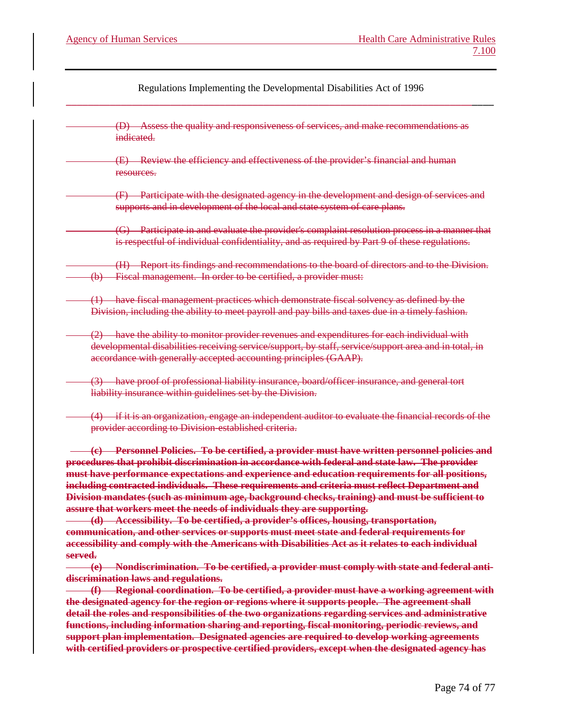Regulations Implementing the Developmental Disabilities Act of 1996

~~(D) Assess the quality and responsiveness of services, and make recommendations as indicated.~~

~~(E) Review the efficiency and effectiveness of the provider's financial and human resources.~~

~~(F) Participate with the designated agency in the development and design of services and supports and in development of the local and state system of care plans.~~

~~(G) Participate in and evaluate the provider's complaint resolution process in a manner that is respectful of individual confidentiality, and as required by Part 9 of these regulations.~~

~~(H) Report its findings and recommendations to the board of directors and to the Division.~~

~~(b) Fiscal management. In order to be certified, a provider must:~~

~~(1) have fiscal management practices which demonstrate fiscal solvency as defined by the Division, including the ability to meet payroll and pay bills and taxes due in a timely fashion.~~

~~(2) have the ability to monitor provider revenues and expenditures for each individual with developmental disabilities receiving service/support, by staff, service/support area and in total, in accordance with generally accepted accounting principles (GAAP).~~

~~(3) have proof of professional liability insurance, board/officer insurance, and general tort liability insurance within guidelines set by the Division.~~

~~(4) if it is an organization, engage an independent auditor to evaluate the financial records of the provider according to Division-established criteria.~~

~~**(c) Personnel Policies. To be certified, a provider must have written personnel policies and procedures that prohibit discrimination in accordance with federal and state law. The provider must have performance expectations and experience and education requirements for all positions, including contracted individuals. These requirements and criteria must reflect Department and Division mandates (such as minimum age, background checks, training) and must be sufficient to assure that workers meet the needs of individuals they are supporting.**~~

~~**(d) Accessibility. To be certified, a provider's offices, housing, transportation, communication, and other services or supports must meet state and federal requirements for accessibility and comply with the Americans with Disabilities Act as it relates to each individual served.**~~

~~**(e) Nondiscrimination. To be certified, a provider must comply with state and federal anti-discrimination laws and regulations.**~~

~~**(f) Regional coordination. To be certified, a provider must have a working agreement with the designated agency for the region or regions where it supports people. The agreement shall detail the roles and responsibilities of the two organizations regarding services and administrative functions, including information sharing and reporting, fiscal monitoring, periodic reviews, and support plan implementation. Designated agencies are required to develop working agreements with certified providers or prospective certified providers, except when the designated agency has**~~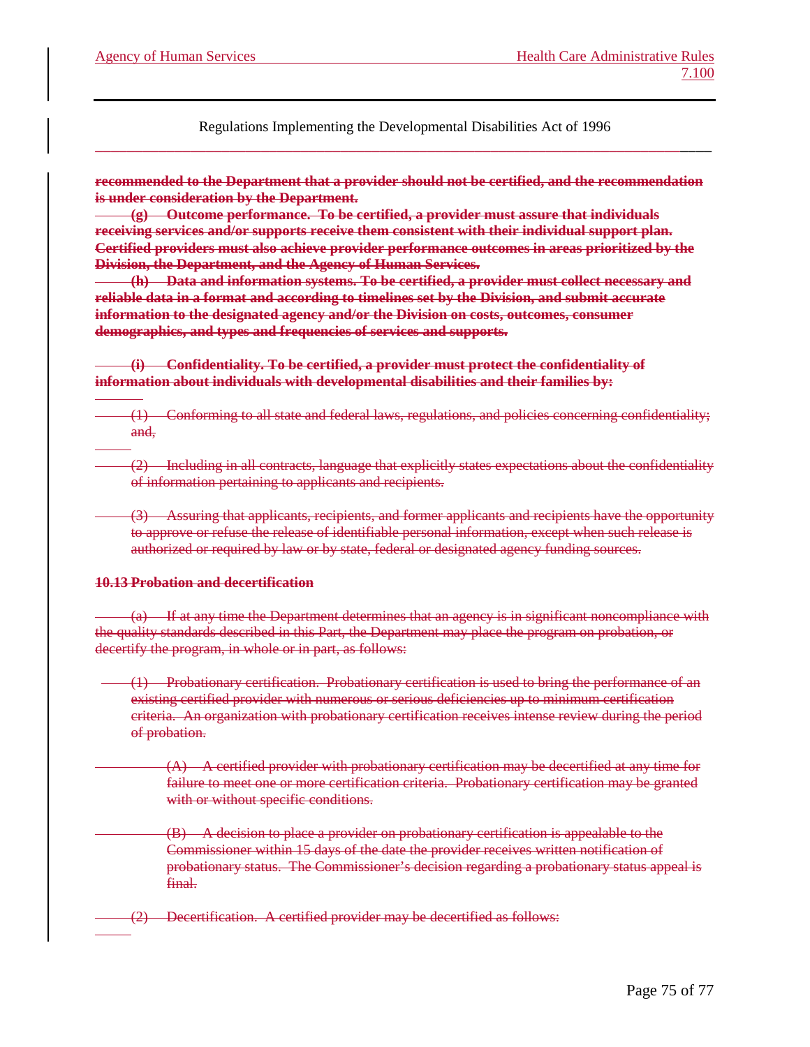**recommended to the Department that a provider should not be certified, and the recommendation is under consideration by the Department.**

**(g) Outcome performance. To be certified, a provider must assure that individuals receiving services and/or supports receive them consistent with their individual support plan. Certified providers must also achieve provider performance outcomes in areas prioritized by the Division, the Department, and the Agency of Human Services.**

**(h) Data and information systems. To be certified, a provider must collect necessary and reliable data in a format and according to timelines set by the Division, and submit accurate information to the designated agency and/or the Division on costs, outcomes, consumer demographics, and types and frequencies of services and supports.**

**(i) Confidentiality. To be certified, a provider must protect the confidentiality of information about individuals with developmental disabilities and their families by:**

(1) Conforming to all state and federal laws, regulations, and policies concerning confidentiality; and,

(2) Including in all contracts, language that explicitly states expectations about the confidentiality of information pertaining to applicants and recipients.

(3) Assuring that applicants, recipients, and former applicants and recipients have the opportunity to approve or refuse the release of identifiable personal information, except when such release is authorized or required by law or by state, federal or designated agency funding sources.

**10.13 Probation and decertification**

(a) If at any time the Department determines that an agency is in significant noncompliance with the quality standards described in this Part, the Department may place the program on probation, or decertify the program, in whole or in part, as follows:

(1) Probationary certification. Probationary certification is used to bring the performance of an existing certified provider with numerous or serious deficiencies up to minimum certification criteria. An organization with probationary certification receives intense review during the period of probation.

(A) A certified provider with probationary certification may be decertified at any time for failure to meet one or more certification criteria. Probationary certification may be granted with or without specific conditions.

(B) A decision to place a provider on probationary certification is appealable to the Commissioner within 15 days of the date the provider receives written notification of probationary status. The Commissioner's decision regarding a probationary status appeal is final.

(2) Decertification. A certified provider may be decertified as follows: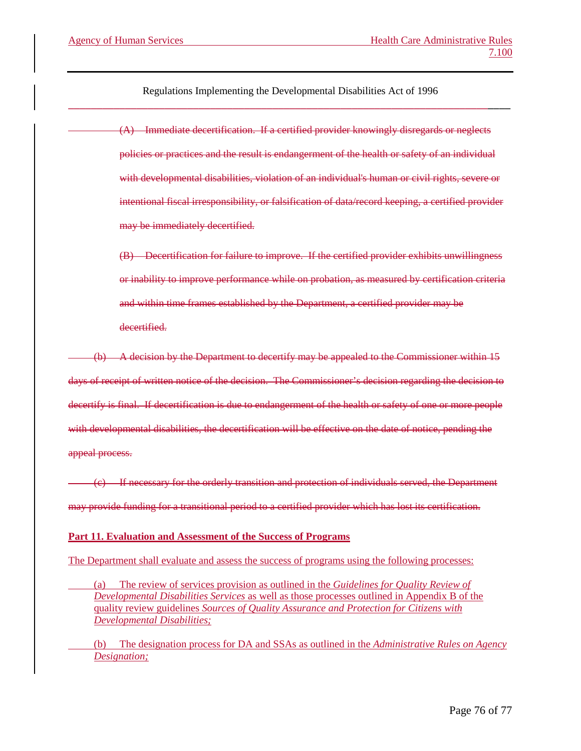Regulations Implementing the Developmental Disabilities Act of 1996

~~(A) Immediate decertification. If a certified provider knowingly disregards or neglects policies or practices and the result is endangerment of the health or safety of an individual with developmental disabilities, violation of an individual's human or civil rights, severe or intentional fiscal irresponsibility, or falsification of data/record keeping, a certified provider may be immediately decertified.~~

~~(B) Decertification for failure to improve. If the certified provider exhibits unwillingness or inability to improve performance while on probation, as measured by certification criteria and within time frames established by the Department, a certified provider may be decertified.~~

~~(b) A decision by the Department to decertify may be appealed to the Commissioner within 15 days of receipt of written notice of the decision. The Commissioner's decision regarding the decision to decertify is final. If decertification is due to endangerment of the health or safety of one or more people with developmental disabilities, the decertification will be effective on the date of notice, pending the appeal process.~~

~~(c) If necessary for the orderly transition and protection of individuals served, the Department may provide funding for a transitional period to a certified provider which has lost its certification.~~

**Part 11. Evaluation and Assessment of the Success of Programs**

The Department shall evaluate and assess the success of programs using the following processes:

(a) The review of services provision as outlined in the *Guidelines for Quality Review of Developmental Disabilities Services* as well as those processes outlined in Appendix B of the quality review guidelines *Sources of Quality Assurance and Protection for Citizens with Developmental Disabilities;*

(b) The designation process for DA and SSAs as outlined in the *Administrative Rules on Agency Designation;*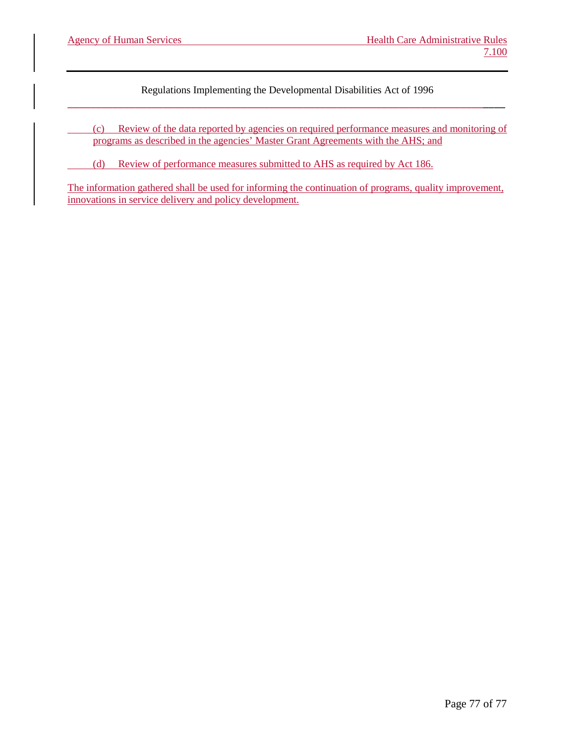(c) Review of the data reported by agencies on required performance measures and monitoring of programs as described in the agencies' Master Grant Agreements with the AHS; and

(d) Review of performance measures submitted to AHS as required by Act 186.

The information gathered shall be used for informing the continuation of programs, quality improvement, innovations in service delivery and policy development.